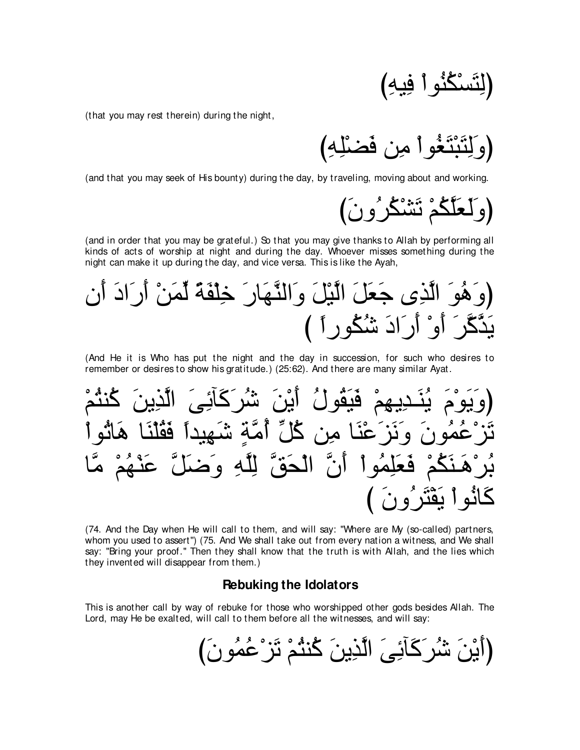(لِتَسْكُنُواْ فِيهِ)

(that you may rest therein) during the night,

(وَلِتَبْتَغُواْ مِن فَضْلِهِ)

(and that you may seek of His bounty) during the day, by traveling, moving about and working.

(وَلَعَلَّكُمْ تَشْكُرُونَ)

(and in order that you may be grateful.) So that you may give thanks to Allah by performing all kinds of acts of worship at night and during the day. Whoever misses something during the night can make it up during the day, and vice versa. This is like the Ayah,

(وَهُوَ الَّذِى جَعَلَ الَّيْلَ وَالنَّهَارَ خِلْفَةً لِّمَنْ أَرَادَ أَن يَذَّكَّرَ أَوْ أَرَادَ شُكُوراً )

(And He it is Who has put the night and the day in succession, for such who desires to remember or desires to show his gratitude.) (25:62). And there are many similar Ayat.

(وَيَوْمَ يُنَـدِيهِمْ فَيَقُولُ أَيْنَ شُرَكَآئِىَ الَّذِينَ كُنتُمْ تَزْعُمُونَ وَنَزَعْنَا مِن كُلِّ أُمَّةٍ شَهِيداً فَقُلْنَا هَاتُواْ بُرْهَـنَكُمْ فَعَلِمُواْ أَنَّ الْحَقَّ لِلَّهِ وَضَلَّ عَنْهُمْ مَّا كَانُواْ يَفْتَرُونَ )

(74. And the Day when He will call to them, and will say: "Where are My (so-called) partners, whom you used to assert") (75. And We shall take out from every nation a witness, and We shall say: "Bring your proof." Then they shall know that the truth is with Allah, and the lies which they invented will disappear from them.)

### Rebuking the Idolators

This is another call by way of rebuke for those who worshipped other gods besides Allah. The Lord, may He be exalted, will call to them before all the witnesses, and will say:

(أَيْنَ شُرَكَآئِىَ الَّذِينَ كُنتُمْ تَزْعُمُونَ)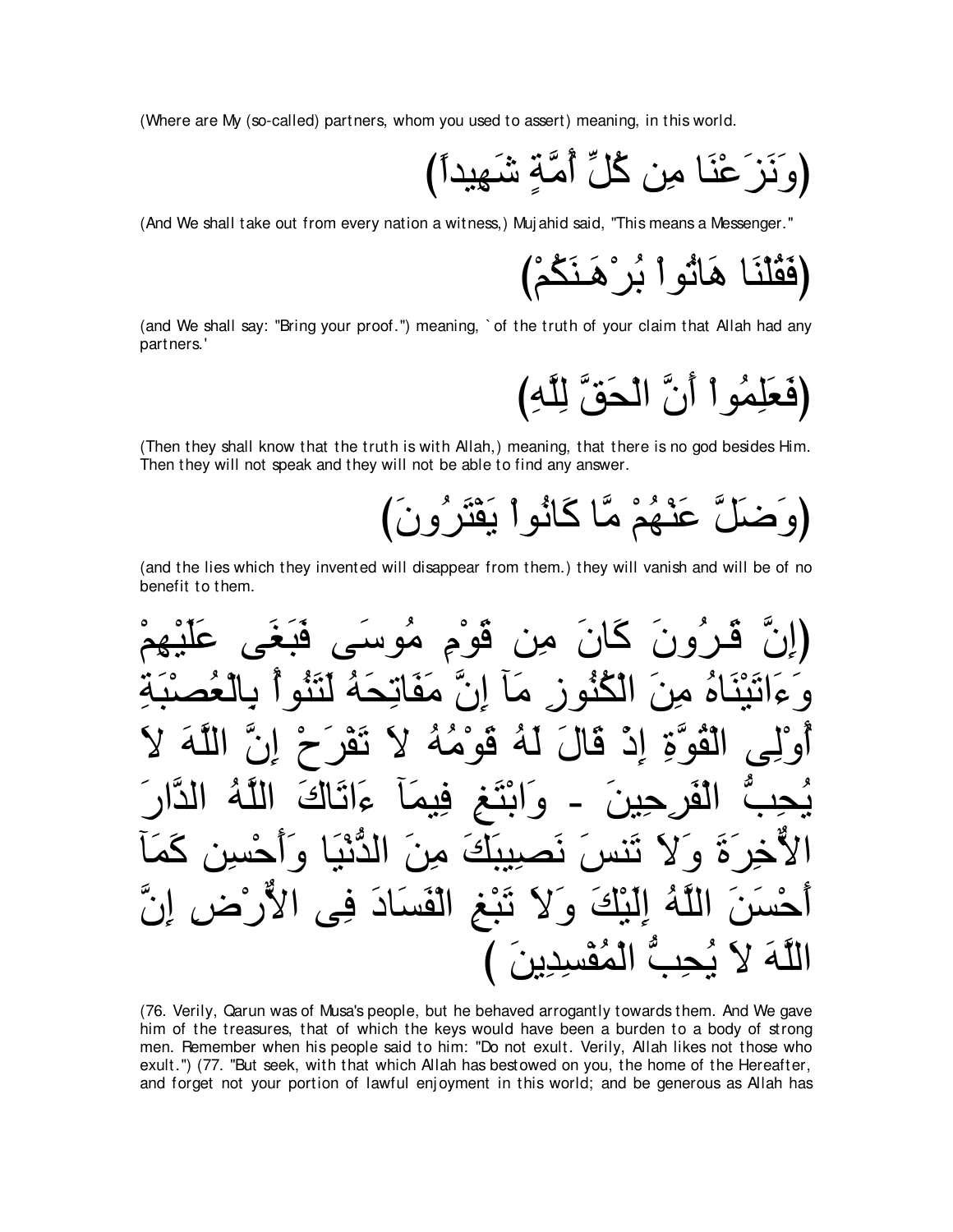(Where are My (so-called) partners, whom you used to assert) meaning, in this world.

(وَنَزَعْنَا مِن كُلِّ أُمَّةٍ شَهِيداً)

(And We shall take out from every nation a witness,) Mujahid said, "This means a Messenger."

(فَقُلْنَا هَاتُواْ بُرْهَـنَكُمْ)

(and We shall say: "Bring your proof.") meaning, `of the truth of your claim that Allah had any partners.'

(فَعَلِمُواْ أَنَّ الْحَقَّ لِلَّهِ)

(Then they shall know that the truth is with Allah,) meaning, that there is no god besides Him. Then they will not speak and they will not be able to find any answer.

(وَضَلَّ عَنْهُمْ مَّا كَانُواْ يَفْتَرُونَ)

(and the lies which they invented will disappear from them.) they will vanish and will be of no benefit to them.

(إِنَّ قَـرُونَ كَانَ مِن قَوْمِ مُوسَى فَبَغَى عَلَيْهِمْ وَءَاتَيْنَاهُ مِنَ الْكُنُوزِ مَآ إِنَّ مَفَاتِحَهُ لَتَنُوأُ بِالْعُصْبَةِ أُوْلِى الْقُوَّةِ إِذْ قَالَ لَهُ قَوْمُهُ لاَ تَفْرَحْ إِنَّ اللَّهَ لاَ يُحِبُّ الْفَرِحِينَ - وَابْتَغِ فِيمَآ ءَاتَاكَ اللَّهُ الدَّارَ الاٌّخِرَةَ وَلاَ تَنسَ نَصِيبَكَ مِنَ الدُّنْيَا وَأَحْسِن كَمَآ أَحْسَنَ اللَّهُ إِلَيْكَ وَلاَ تَبْغِ الْفَسَادَ فِى الاٌّرْضِ إِنَّ اللَّهَ لاَ يُحِبُّ الْمُفْسِدِينَ )

(76. Verily, Qarun was of Musa's people, but he behaved arrogantly towards them. And We gave him of the treasures, that of which the keys would have been a burden to a body of strong men. Remember when his people said to him: "Do not exult. Verily, Allah likes not those who exult.") (77. "But seek, with that which Allah has bestowed on you, the home of the Hereafter, and forget not your portion of lawful enjoyment in this world; and be generous as Allah has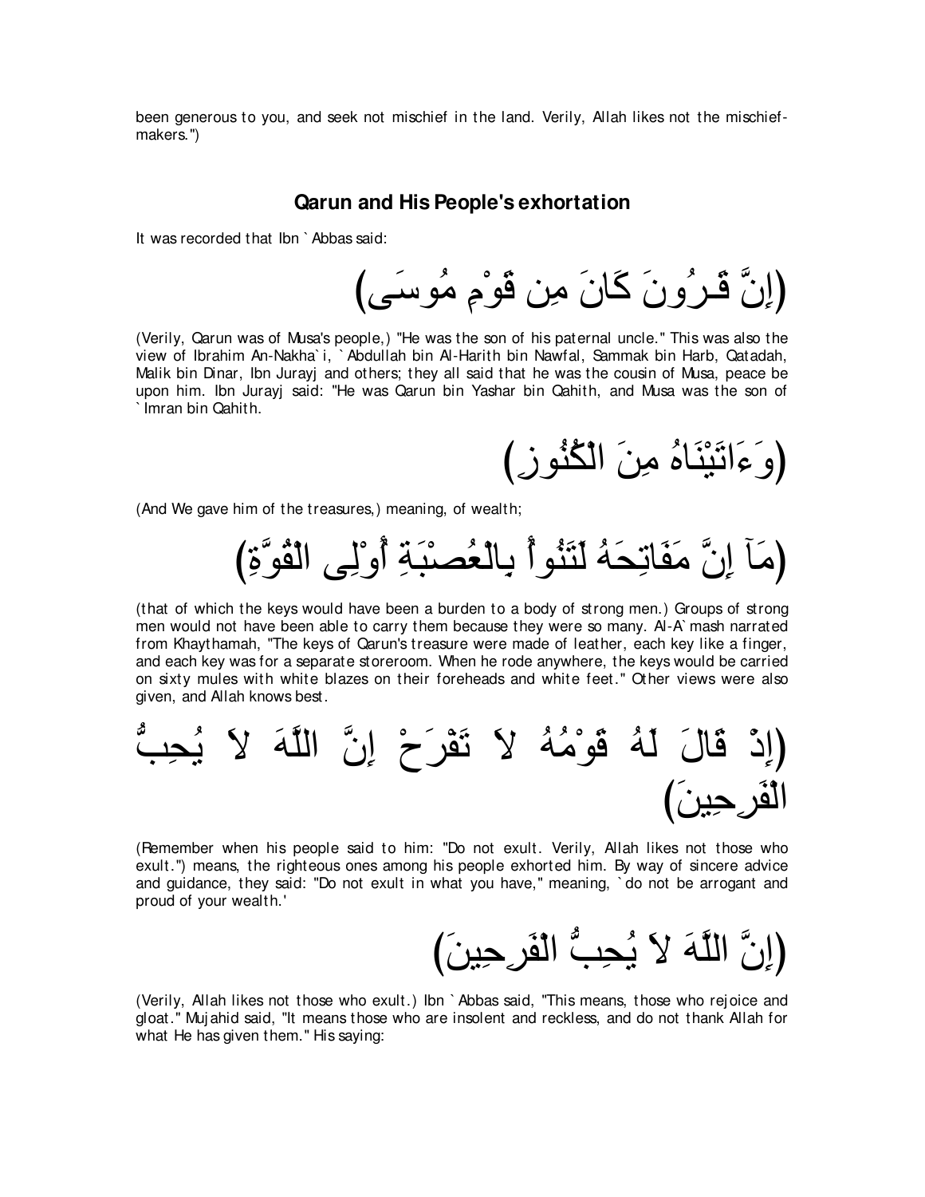been generous to you, and seek not mischief in the land. Verily, Allah likes not the mischief-makers.")

## Qarun and His People's exhortation

It was recorded that Ibn `Abbas said:

(إِنَّ قَـرُونَ كَانَ مِن قَوْمِ مُوسَى)

(Verily, Qarun was of Musa's people,) "He was the son of his paternal uncle." This was also the view of Ibrahim An-Nakha`i, `Abdullah bin Al-Harith bin Nawfal, Sammak bin Harb, Qatadah, Malik bin Dinar, Ibn Jurayj and others; they all said that he was the cousin of Musa, peace be upon him. Ibn Jurayj said: "He was Qarun bin Yashar bin Qahith, and Musa was the son of `Imran bin Qahith.

(وَءَاتَيْنَـاهُ مِنَ الْكُنُوزِ)

(And We gave him of the treasures,) meaning, of wealth;

(مَآ إِنَّ مَفَاتِحَهُ لَتَنُوأُ بِالْعُصْبَةِ أُوْلِى الْقُوَّةِ)

(that of which the keys would have been a burden to a body of strong men.) Groups of strong men would not have been able to carry them because they were so many. Al-A`mash narrated from Khaythamah, "The keys of Qarun's treasure were made of leather, each key like a finger, and each key was for a separate storeroom. When he rode anywhere, the keys would be carried on sixty mules with white blazes on their foreheads and white feet." Other views were also given, and Allah knows best.

(إِذْ قَالَ لَهُ قَوْمُهُ لاَ تَفْرَحْ إِنَّ اللَّهَ لاَ يُحِبُّ الْفَرِحِينَ)

(Remember when his people said to him: "Do not exult. Verily, Allah likes not those who exult.") means, the righteous ones among his people exhorted him. By way of sincere advice and guidance, they said: "Do not exult in what you have," meaning, `do not be arrogant and proud of your wealth.'

(إِنَّ اللَّهَ لاَ يُحِبُّ الْفَرِحِينَ)

(Verily, Allah likes not those who exult.) Ibn `Abbas said, "This means, those who rejoice and gloat." Mujahid said, "It means those who are insolent and reckless, and do not thank Allah for what He has given them." His saying: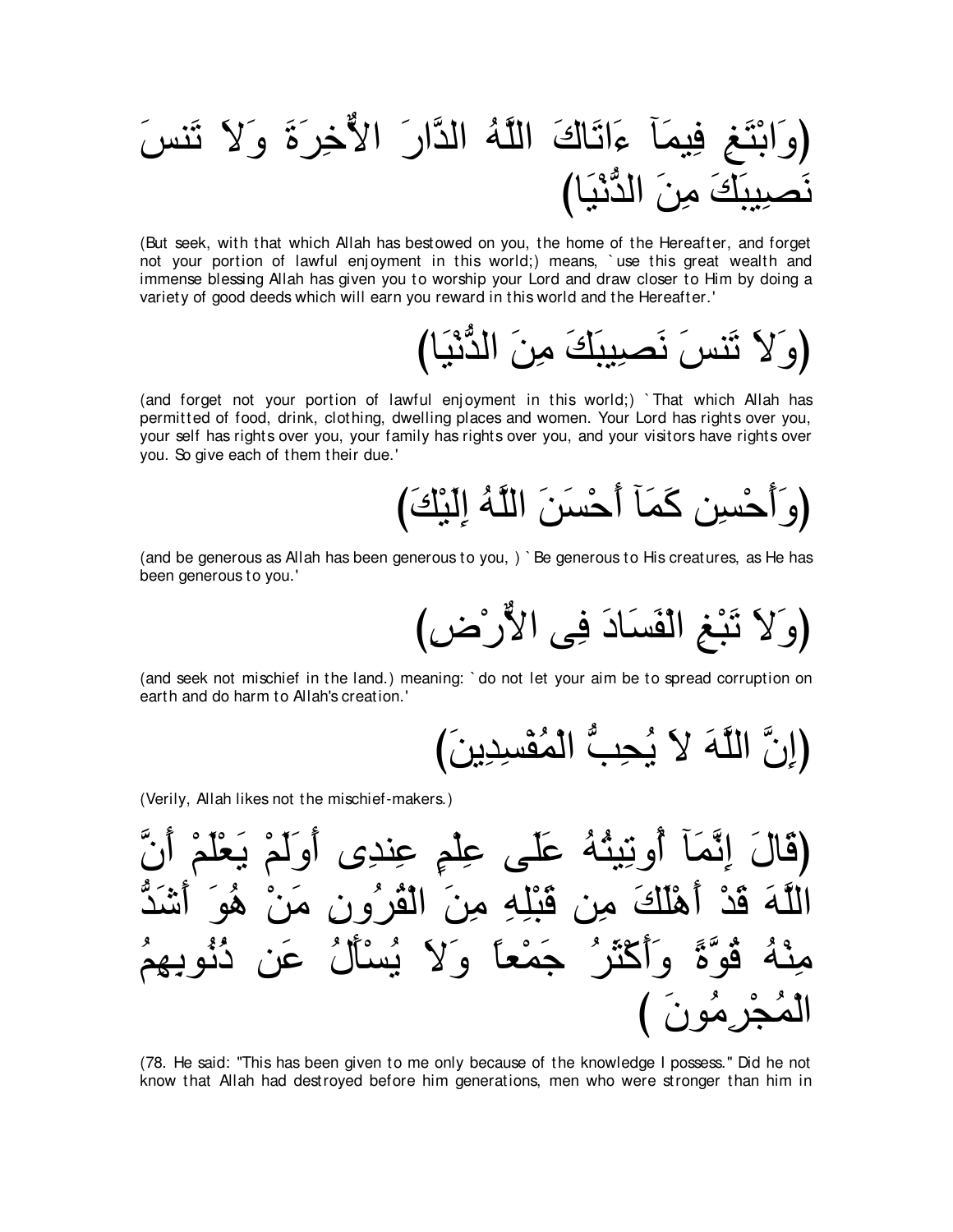(وَابْتَغِ فِيمَآ ءَاتَاكَ اللَّهُ الدَّارَ الاٌّخِرَةَ وَلاَ تَنسَ نَصِيبَكَ مِنَ الدُّنْيَا)

(But seek, with that which Allah has bestowed on you, the home of the Hereafter, and forget not your portion of lawful enjoyment in this world;) means, `use this great wealth and immense blessing Allah has given you to worship your Lord and draw closer to Him by doing a variety of good deeds which will earn you reward in this world and the Hereafter.'

(وَلاَ تَنسَ نَصِيبَكَ مِنَ الدُّنْيَا)

(and forget not your portion of lawful enjoyment in this world;) `That which Allah has permitted of food, drink, clothing, dwelling places and women. Your Lord has rights over you, your self has rights over you, your family has rights over you, and your visitors have rights over you. So give each of them their due.'

(وَأَحْسِن كَمَآ أَحْسَنَ اللَّهُ إِلَيْكَ)

(and be generous as Allah has been generous to you, ) `Be generous to His creatures, as He has been generous to you.'

(وَلاَ تَبْغِ الْفَسَادَ فِى الاٌّرْضِ)

(and seek not mischief in the land.) meaning: `do not let your aim be to spread corruption on earth and do harm to Allah's creation.'

(إِنَّ اللَّهَ لاَ يُحِبُّ الْمُفْسِدِينَ)

(Verily, Allah likes not the mischief-makers.)

(قَالَ إِنَّمَآ أُوتِيتُهُ عَلَى عِلْمٍ عِندِى أَوَلَمْ يَعْلَمْ أَنَّ اللَّهَ قَدْ أَهْلَكَ مِن قَبْلِهِ مِنَ الْقُرُونِ مَنْ هُوَ أَشَدُّ مِنْهُ قُوَّةً وَأَكْثَرُ جَمْعاً وَلاَ يُسْأَلُ عَن ذُنُوبِهِمُ الْمُجْرِمُونَ )

(78. He said: "This has been given to me only because of the knowledge I possess." Did he not know that Allah had destroyed before him generations, men who were stronger than him in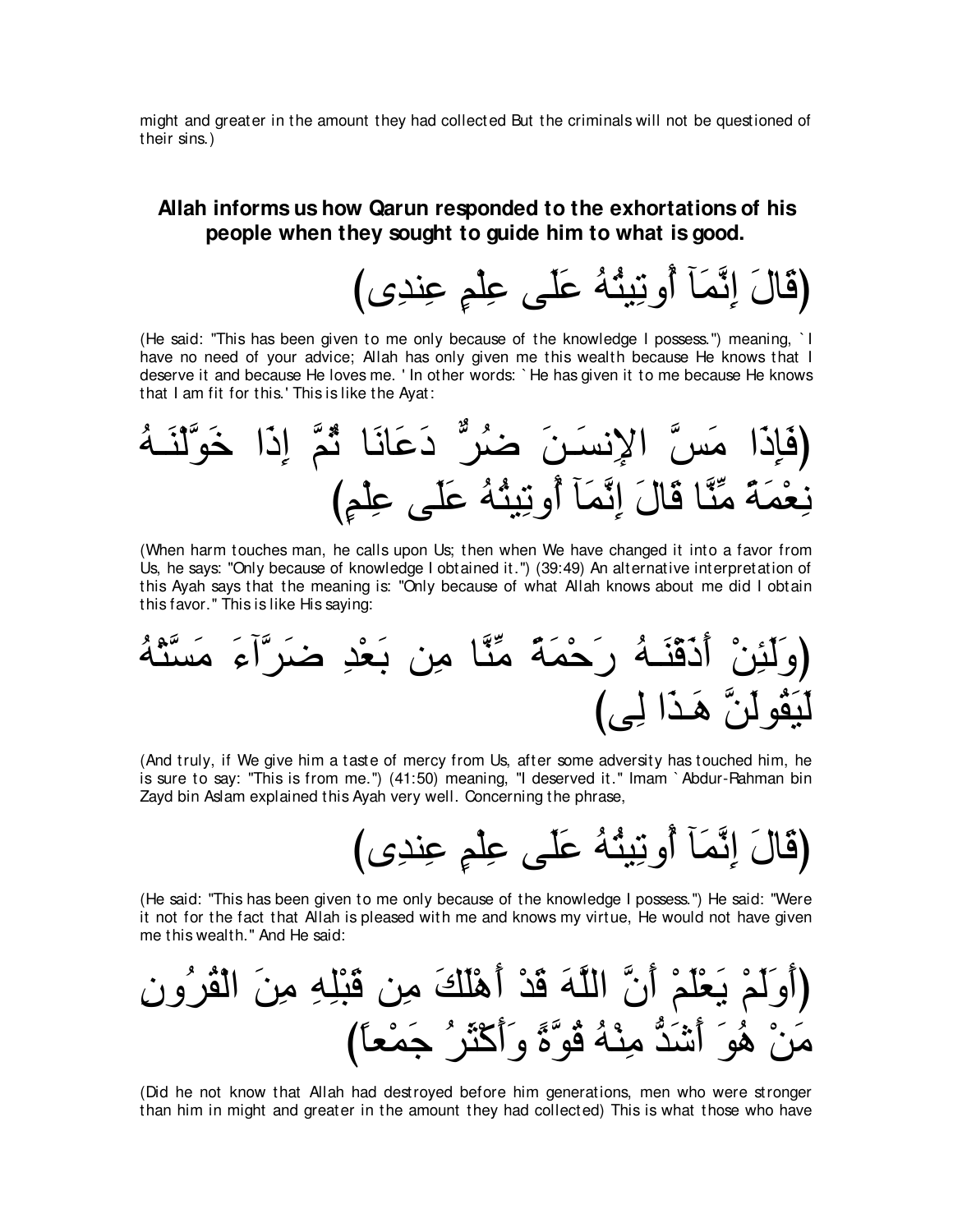might and greater in the amount they had collected But the criminals will not be questioned of their sins.)

## Allah informs us how Qarun responded to the exhortations of his people when they sought to guide him to what is good.

(قَالَ إِنَّمَآ أُوتِيتُهُ عَلَى عِلْمٍ عِندِى)

(He said: "This has been given to me only because of the knowledge I possess.") meaning, `I have no need of your advice; Allah has only given me this wealth because He knows that I deserve it and because He loves me. ' In other words: `He has given it to me because He knows that I am fit for this.' This is like the Ayat:

(فَإِذَا مَسَّ الإِنسَـنَ ضُرٌّ دَعَانَا ثُمَّ إِذَا خَوَّلْنَـهُ نِعْمَةً مِّنَّا قَالَ إِنَّمَآ أُوتِيتُهُ عَلَى عِلْمٍ)

(When harm touches man, he calls upon Us; then when We have changed it into a favor from Us, he says: "Only because of knowledge I obtained it.") (39:49) An alternative interpretation of this Ayah says that the meaning is: "Only because of what Allah knows about me did I obtain this favor." This is like His saying:

(وَلَئِنْ أَذَقْنَـهُ رَحْمَةً مِّنَّا مِن بَعْدِ ضَرَّآءَ مَسَّتْهُ لَيَقُولَنَّ هَـذَا لِى)

(And truly, if We give him a taste of mercy from Us, after some adversity has touched him, he is sure to say: "This is from me.") (41:50) meaning, "I deserved it." Imam `Abdur-Rahman bin Zayd bin Aslam explained this Ayah very well. Concerning the phrase,

(قَالَ إِنَّمَآ أُوتِيتُهُ عَلَى عِلْمٍ عِندِى)

(He said: "This has been given to me only because of the knowledge I possess.") He said: "Were it not for the fact that Allah is pleased with me and knows my virtue, He would not have given me this wealth." And He said:

(أَوَلَمْ يَعْلَمْ أَنَّ اللَّهَ قَدْ أَهْلَكَ مِن قَبْلِهِ مِنَ الْقُرُونِ مَنْ هُوَ أَشَدُّ مِنْهُ قُوَّةً وَأَكْثَرُ جَمْعاً)

(Did he not know that Allah had destroyed before him generations, men who were stronger than him in might and greater in the amount they had collected) This is what those who have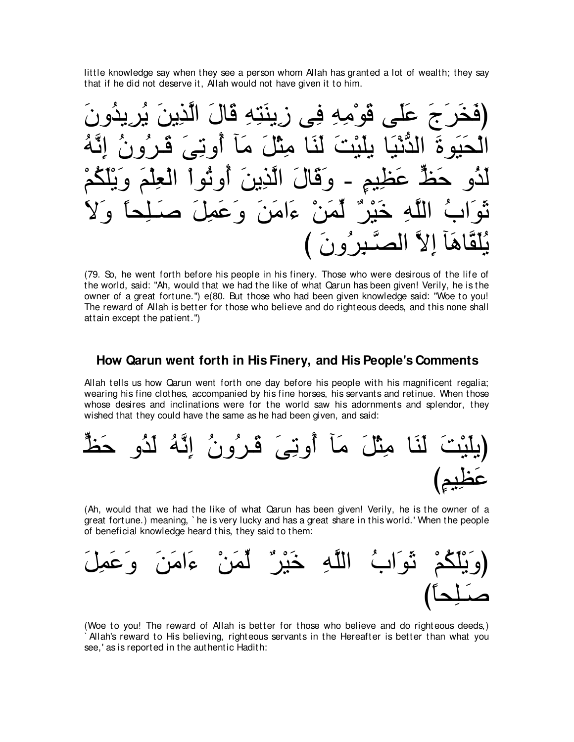little knowledge say when they see a person whom Allah has granted a lot of wealth; they say that if he did not deserve it, Allah would not have given it to him.

(فَخَرَجَ عَلَى قَوْمِهِ فِى زِينَتِهِ قَالَ الَّذِينَ يُرِيدُونَ الْحَيَوةَ الدُّنْيَا يلَيْتَ لَنَا مِثْلَ مَآ أُوتِىَ قَـرُونُ إِنَّهُ لَذُو حَظٍّ عَظِيمٍ - وَقَالَ الَّذِينَ أُوتُواْ الْعِلْمَ وَيْلَكُمْ ثَوَابُ اللَّهِ خَيْرٌ لِّمَنْ ءَامَنَ وَعَمِلَ صَـلِحاً وَلاَ يُلَقَّاهَآ إِلاَّ الصَّـبِرُونَ )

(79. So, he went forth before his people in his finery. Those who were desirous of the life of the world, said: "Ah, would that we had the like of what Qarun has been given! Verily, he is the owner of a great fortune.") e(80. But those who had been given knowledge said: "Woe to you! The reward of Allah is better for those who believe and do righteous deeds, and this none shall attain except the patient.")

### How Qarun went forth in His Finery, and His People's Comments

Allah tells us how Qarun went forth one day before his people with his magnificent regalia; wearing his fine clothes, accompanied by his fine horses, his servants and retinue. When those whose desires and inclinations were for the world saw his adornments and splendor, they wished that they could have the same as he had been given, and said:

(يلَيْتَ لَنَا مِثْلَ مَآ أُوتِىَ قَـرُونُ إِنَّهُ لَذُو حَظٍّ عَظِيمٍ)

(Ah, would that we had the like of what Qarun has been given! Verily, he is the owner of a great fortune.) meaning, `he is very lucky and has a great share in this world.' When the people of beneficial knowledge heard this, they said to them:

(وَيْلَكُمْ ثَوَابُ اللَّهِ خَيْرٌ لِّمَنْ ءَامَنَ وَعَمِلَ صَـلِحاً)

(Woe to you! The reward of Allah is better for those who believe and do righteous deeds,) `Allah's reward to His believing, righteous servants in the Hereafter is better than what you see,' as is reported in the authentic Hadith: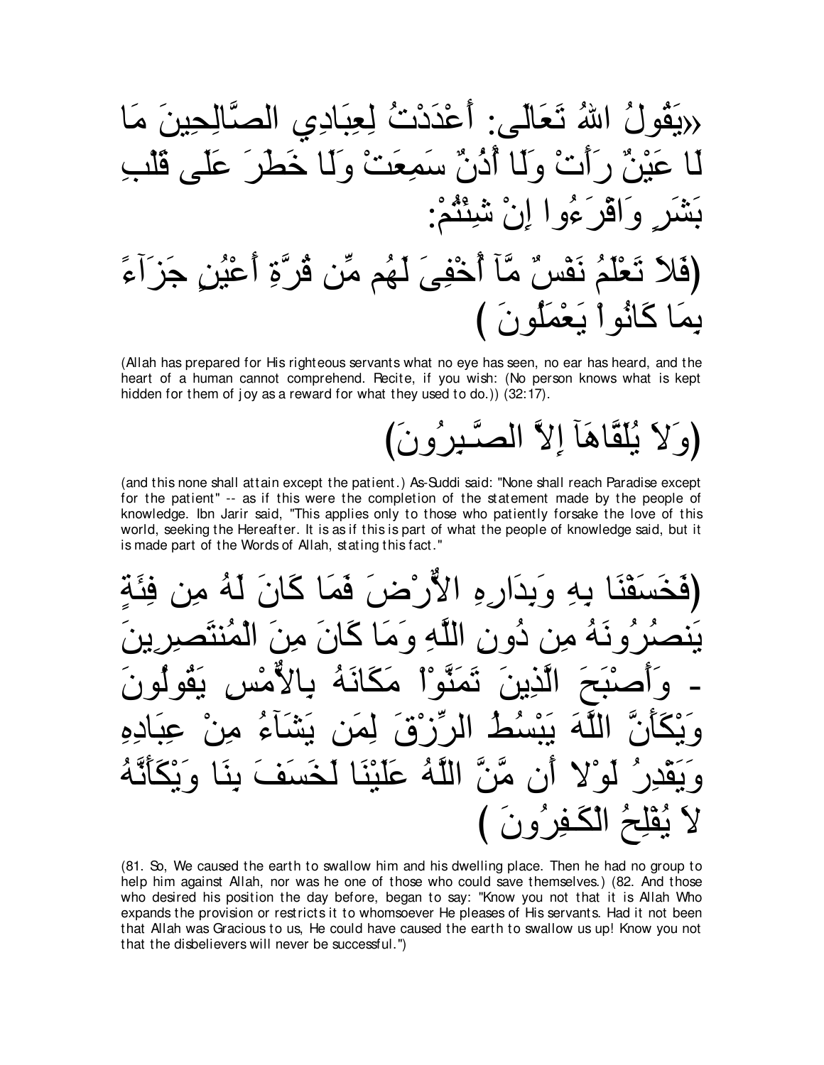«يَقُولُ اللهُ تَعَالَى: أَعْدَدْتُ لِعِبَادِي الصَّالِحِينَ مَا لَا عَيْنٌ رَأَتْ وَلَا أُذُنٌ سَمِعَتْ وَلَا خَطَرَ عَلَى قَلْبِ بَشَرٍ وَاقْرَءُوا إِنْ شِئْتُمْ:

(فَلاَ تَعْلَمُ نَفْسٌ مَّآ أُخْفِىَ لَهُم مِّن قُرَّةِ أَعْيُنٍ جَزَآءً بِمَا كَانُواْ يَعْمَلُونَ )

(Allah has prepared for His righteous servants what no eye has seen, no ear has heard, and the heart of a human cannot comprehend. Recite, if you wish: (No person knows what is kept hidden for them of joy as a reward for what they used to do.)) (32:17).

(وَلاَ يُلَقَّاهَآ إِلاَّ الصَّـبِرُونَ)

(and this none shall attain except the patient.) As-Suddi said: "None shall reach Paradise except for the patient" -- as if this were the completion of the statement made by the people of knowledge. Ibn Jarir said, "This applies only to those who patiently forsake the love of this world, seeking the Hereafter. It is as if this is part of what the people of knowledge said, but it is made part of the Words of Allah, stating this fact."

(فَخَسَفْنَا بِهِ وَبِدَارِهِ الأَرْضَ فَمَا كَانَ لَهُ مِن فِئَةٍ يَنصُرُونَهُ مِن دُونِ اللَّهِ وَمَا كَانَ مِنَ الْمُنتَصِرِينَ - وَأَصْبَحَ الَّذِينَ تَمَنَّوْاْ مَكَانَهُ بِالأَمْسِ يَقُولُونَ وَيْكَأَنَّ اللَّهَ يَبْسُطُ الرِّزْقَ لِمَن يَشَآءُ مِنْ عِبَادِهِ وَيَقْدِرُ لَوْلا أَن مَّنَّ اللَّهُ عَلَيْنَا لَخَسَفَ بِنَا وَيْكَأَنَّهُ لاَ يُفْلِحُ الْكَـفِرُونَ )

(81. So, We caused the earth to swallow him and his dwelling place. Then he had no group to help him against Allah, nor was he one of those who could save themselves.) (82. And those who desired his position the day before, began to say: "Know you not that it is Allah Who expands the provision or restricts it to whomsoever He pleases of His servants. Had it not been that Allah was Gracious to us, He could have caused the earth to swallow us up! Know you not that the disbelievers will never be successful.")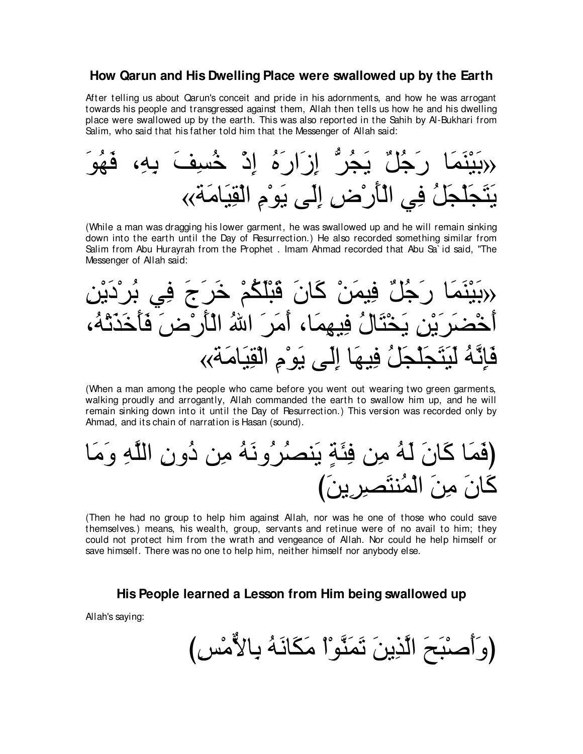## How Qarun and His Dwelling Place were swallowed up by the Earth

After telling us about Qarun's conceit and pride in his adornments, and how he was arrogant towards his people and transgressed against them, Allah then tells us how he and his dwelling place were swallowed up by the earth. This was also reported in the Sahih by Al-Bukhari from Salim, who said that his father told him that the Messenger of Allah said:

«بَيْنَمَا رَجُلٌ يَجُرُّ إِزَارَهُ إِذْ خُسِفَ بِهِ، فَهُوَ يَتَجَلْجَلُ فِي الْأَرْضِ إِلَى يَوْمِ الْقِيَامَةِ»

(While a man was dragging his lower garment, he was swallowed up and he will remain sinking down into the earth until the Day of Resurrection.) He also recorded something similar from Salim from Abu Hurayrah from the Prophet . Imam Ahmad recorded that Abu Sa`id said, "The Messenger of Allah said:

«بَيْنَمَا رَجُلٌ فِيمَنْ كَانَ قَبْلَكُمْ خَرَجَ فِي بُرْدَيْنِ أَخْضَرَيْنِ يَخْتَالُ فِيهِمَا، أَمَرَ اللهُ الْأَرْضَ فَأَخَذَتْهُ، فَإِنَّهُ لَيَتَجَلْجَلُ فِيهَا إِلَى يَوْمِ الْقِيَامَةِ»

(When a man among the people who came before you went out wearing two green garments, walking proudly and arrogantly, Allah commanded the earth to swallow him up, and he will remain sinking down into it until the Day of Resurrection.) This version was recorded only by Ahmad, and its chain of narration is Hasan (sound).

(فَمَا كَانَ لَهُ مِن فِئَةٍ يَنصُرُونَهُ مِن دُونِ اللَّهِ وَمَا كَانَ مِنَ الْمُنتَصِرِينَ)

(Then he had no group to help him against Allah, nor was he one of those who could save themselves.) means, his wealth, group, servants and retinue were of no avail to him; they could not protect him from the wrath and vengeance of Allah. Nor could he help himself or save himself. There was no one to help him, neither himself nor anybody else.

## His People learned a Lesson from Him being swallowed up

Allah's saying:

(وَأَصْبَحَ الَّذِينَ تَمَنَّوْاْ مَكَانَهُ بِالاٌّمْسِ)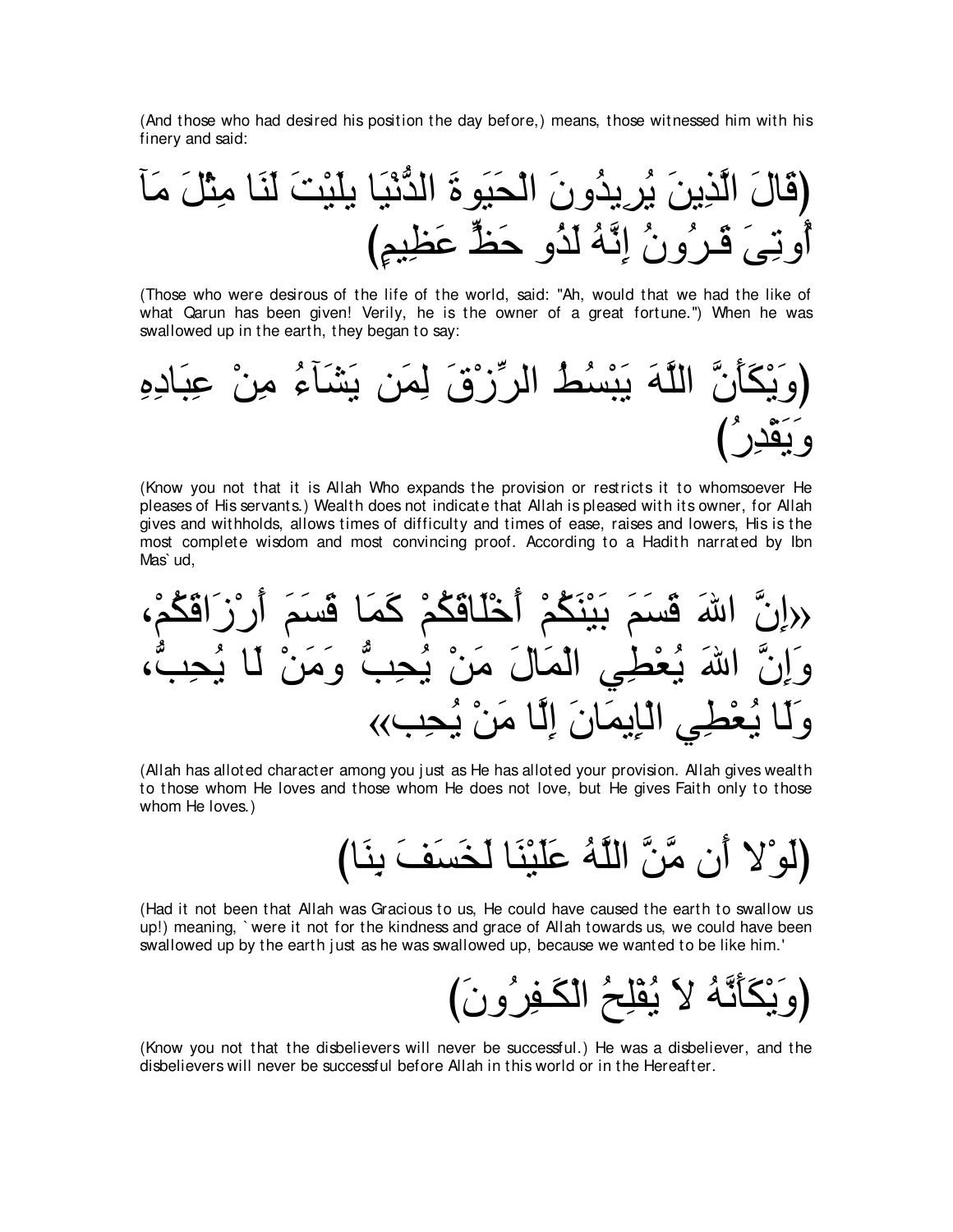(And those who had desired his position the day before,) means, those witnessed him with his finery and said:

(قَالَ الَّذِينَ يُرِيدُونَ الْحَيَوةَ الدُّنْيَا يلَيْتَ لَنَا مِثْلَ مَآ أُوتِىَ قَـرُونُ إِنَّهُ لَذُو حَظٍّ عَظِيمٍ)

(Those who were desirous of the life of the world, said: "Ah, would that we had the like of what Qarun has been given! Verily, he is the owner of a great fortune.") When he was swallowed up in the earth, they began to say:

(وَيْكَأَنَّ اللَّهَ يَبْسُطُ الرِّزْقَ لِمَن يَشَآءُ مِنْ عِبَادِهِ وَيَقْدِرُ)

(Know you not that it is Allah Who expands the provision or restricts it to whomsoever He pleases of His servants.) Wealth does not indicate that Allah is pleased with its owner, for Allah gives and withholds, allows times of difficulty and times of ease, raises and lowers, His is the most complete wisdom and most convincing proof. According to a Hadith narrated by Ibn Mas`ud,

«إِنَّ اللهَ قَسَمَ بَيْنَكُمْ أَخْلَاقَكُمْ كَمَا قَسَمَ أَرْزَاقَكُمْ، وَإِنَّ اللهَ يُعْطِي الْمَالَ مَنْ يُحِبُّ وَمَنْ لَا يُحِبُّ، وَلَا يُعْطِي الْإِيمَانَ إِلَّا مَنْ يُحِب»

(Allah has alloted character among you just as He has alloted your provision. Allah gives wealth to those whom He loves and those whom He does not love, but He gives Faith only to those whom He loves.)

(لَوْلا أَن مَّنَّ اللَّهُ عَلَيْنَا لَخَسَفَ بِنَا)

(Had it not been that Allah was Gracious to us, He could have caused the earth to swallow us up!) meaning, `were it not for the kindness and grace of Allah towards us, we could have been swallowed up by the earth just as he was swallowed up, because we wanted to be like him.'

(وَيْكَأَنَّهُ لاَ يُفْلِحُ الْكَـفِرُونَ)

(Know you not that the disbelievers will never be successful.) He was a disbeliever, and the disbelievers will never be successful before Allah in this world or in the Hereafter.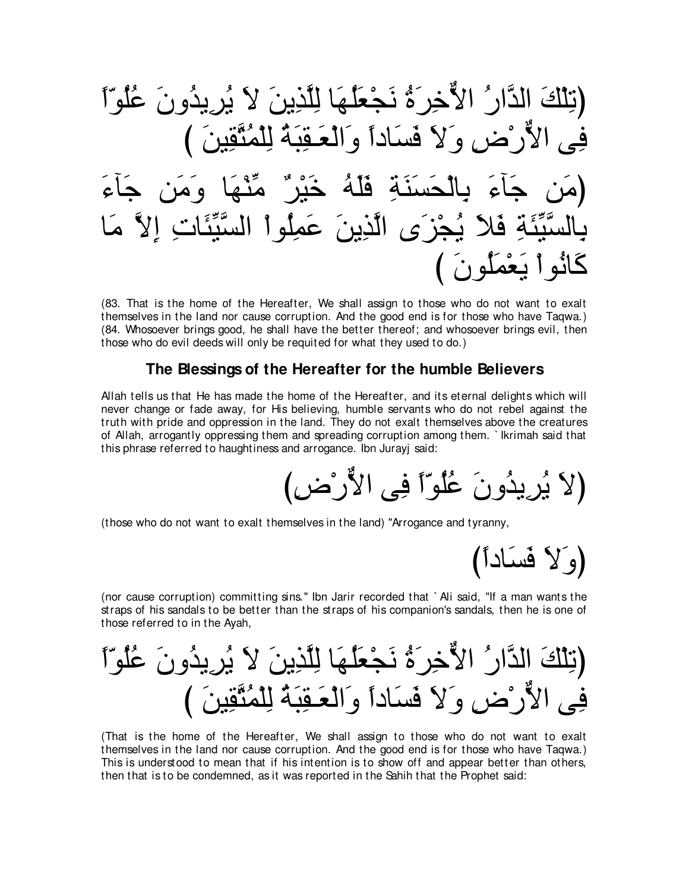(تِلْكَ الدَّارُ الاٌّخِرَةُ نَجْعَلُهَا لِلَّذِينَ لاَ يُرِيدُونَ عُلُوّاً فِى الاٌّرْضِ وَلاَ فَسَاداً وَالْعَـقِبَةُ لِلْمُتَّقِينَ )

(مَن جَآءَ بِالْحَسَنَةِ فَلَهُ خَيْرٌ مِّنْهَا وَمَن جَآءَ بِالسَّيِّئَةِ فَلاَ يُجْزَى الَّذِينَ عَمِلُواْ السَّيِّئَاتِ إِلاَّ مَا كَانُواْ يَعْمَلُونَ )

(83. That is the home of the Hereafter, We shall assign to those who do not want to exalt themselves in the land nor cause corruption. And the good end is for those who have Taqwa.) (84. Whosoever brings good, he shall have the better thereof; and whosoever brings evil, then those who do evil deeds will only be requited for what they used to do.)

### The Blessings of the Hereafter for the humble Believers

Allah tells us that He has made the home of the Hereafter, and its eternal delights which will never change or fade away, for His believing, humble servants who do not rebel against the truth with pride and oppression in the land. They do not exalt themselves above the creatures of Allah, arrogantly oppressing them and spreading corruption among them. `Ikrimah said that this phrase referred to haughtiness and arrogance. Ibn Jurayj said:

(لاَ يُرِيدُونَ عُلُوّاً فِى الاٌّرْضِ)

(those who do not want to exalt themselves in the land) "Arrogance and tyranny,

(وَلاَ فَسَاداً)

(nor cause corruption) committing sins." Ibn Jarir recorded that `Ali said, "If a man wants the straps of his sandals to be better than the straps of his companion's sandals, then he is one of those referred to in the Ayah,

(تِلْكَ الدَّارُ الاٌّخِرَةُ نَجْعَلُهَا لِلَّذِينَ لاَ يُرِيدُونَ عُلُوّاً فِى الاٌّرْضِ وَلاَ فَسَاداً وَالْعَـقِبَةُ لِلْمُتَّقِينَ )

(That is the home of the Hereafter, We shall assign to those who do not want to exalt themselves in the land nor cause corruption. And the good end is for those who have Taqwa.) This is understood to mean that if his intention is to show off and appear better than others, then that is to be condemned, as it was reported in the Sahih that the Prophet said: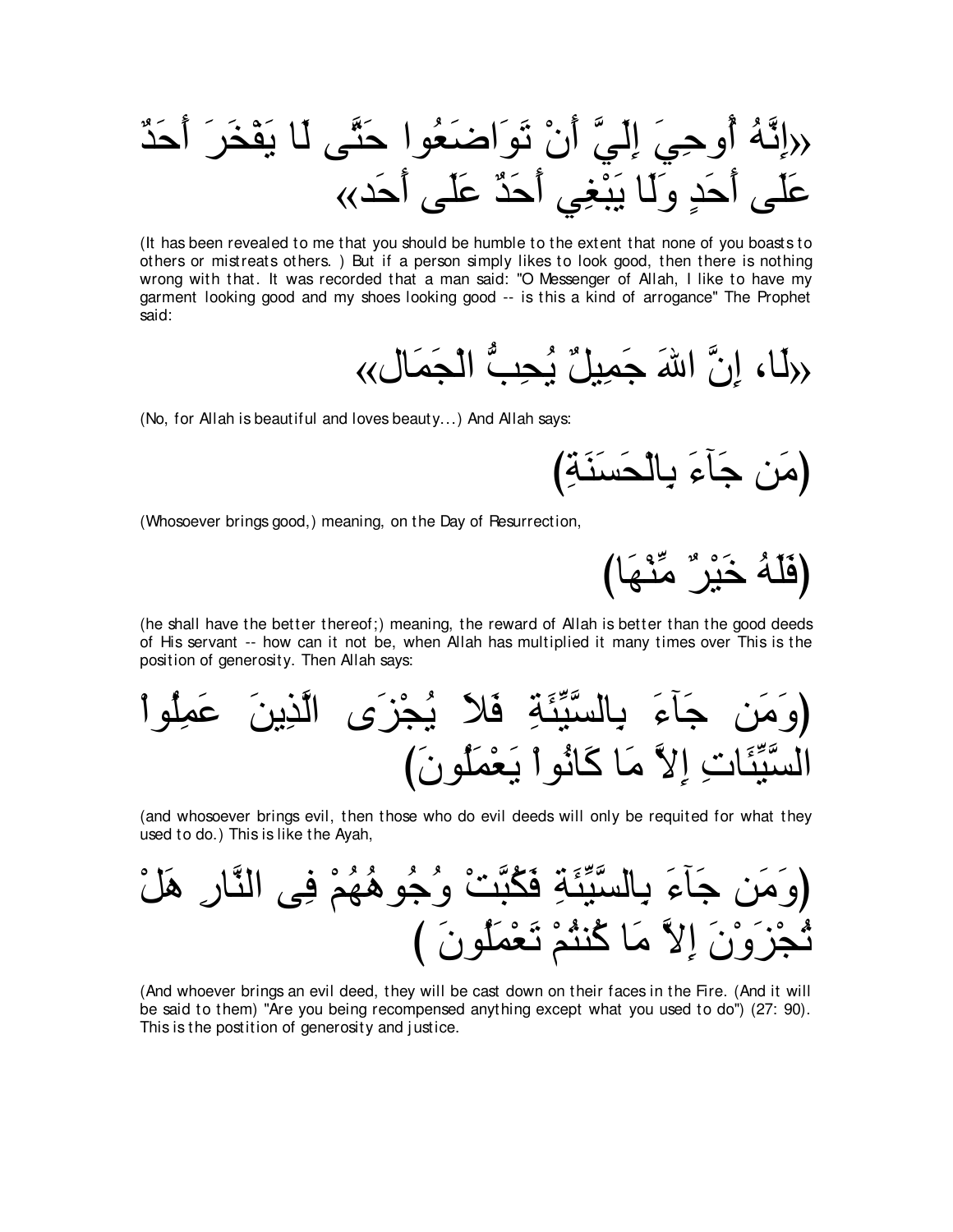«إِنَّهُ أُوحِيَ إِلَيَّ أَنْ تَوَاضَعُوا حَتَّى لَا يَفْخَرَ أَحَدٌ عَلَى أَحَدٍ وَلَا يَبْغِي أَحَدٌ عَلَى أَحَد»

(It has been revealed to me that you should be humble to the extent that none of you boasts to others or mistreats others. ) But if a person simply likes to look good, then there is nothing wrong with that. It was recorded that a man said: "O Messenger of Allah, I like to have my garment looking good and my shoes looking good -- is this a kind of arrogance" The Prophet said:

«لَا، إِنَّ اللهَ جَمِيلٌ يُحِبُّ الْجَمَال»

(No, for Allah is beautiful and loves beauty...) And Allah says:

(مَن جَآءَ بِالْحَسَنَةِ)

(Whosoever brings good,) meaning, on the Day of Resurrection,

(فَلَهُ خَيْرٌ مِّنْهَا)

(he shall have the better thereof;) meaning, the reward of Allah is better than the good deeds of His servant -- how can it not be, when Allah has multiplied it many times over This is the position of generosity. Then Allah says:

(وَمَن جَآءَ بِالسَّيِّئَةِ فَلاَ يُجْزَى الَّذِينَ عَمِلُواْ السَّيِّئَاتِ إِلاَّ مَا كَانُواْ يَعْمَلُونَ)

(and whosoever brings evil, then those who do evil deeds will only be requited for what they used to do.) This is like the Ayah,

(وَمَن جَآءَ بِالسَّيِّئَةِ فَكُبَّتْ وُجُوهُهُمْ فِى النَّارِ هَلْ تُجْزَوْنَ إِلاَّ مَا كُنتُمْ تَعْمَلُونَ )

(And whoever brings an evil deed, they will be cast down on their faces in the Fire. (And it will be said to them) "Are you being recompensed anything except what you used to do") (27: 90). This is the postition of generosity and justice.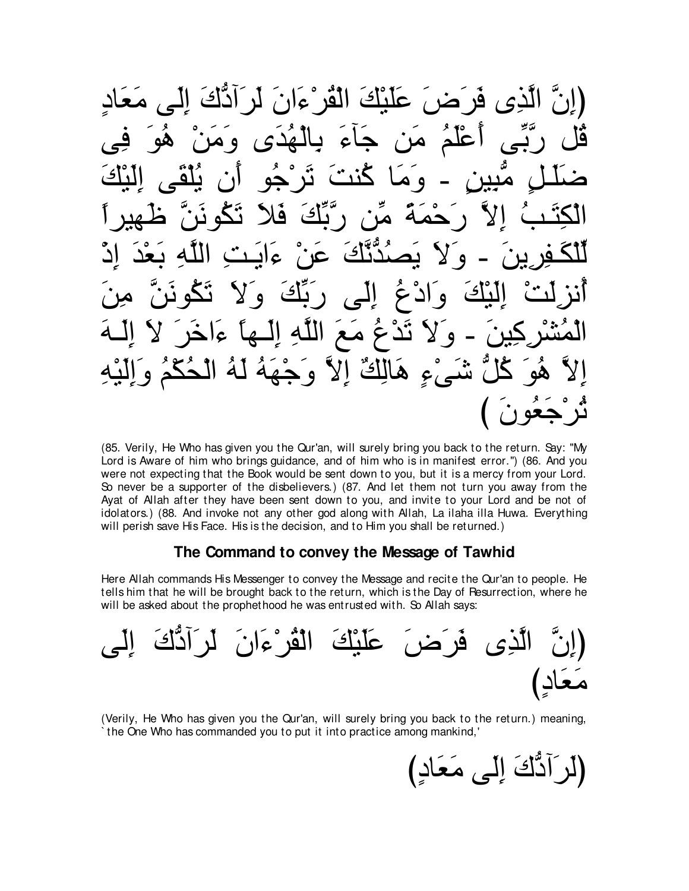(إِنَّ الَّذِى فَرَضَ عَلَيْكَ الْقُرْءَانَ لَرَآدُّكَ إِلَى مَعَادٍ قُل رَّبِّى أَعْلَمُ مَن جَآءَ بِالْهُدَى وَمَنْ هُوَ فِى ضَلَـلٍ مُّبِينٍ - وَمَا كُنتَ تَرْجُو أَن يُلْقَى إِلَيْكَ الْكِتَـبُ إِلاَّ رَحْمَةً مِّن رَّبِّكَ فَلاَ تَكُونَنَّ ظَهيراً لِّلْكَـفِرِينَ - وَلاَ يَصُدُّنَّكَ عَنْ ءَايَـتِ اللَّهِ بَعْدَ إِذْ أُنزِلَتْ إِلَيْكَ وَادْعُ إِلَى رَبِّكَ وَلاَ تَكُونَنَّ مِنَ الْمُشْرِكِينَ - وَلاَ تَدْعُ مَعَ اللَّهِ إِلَـهاً ءَاخَرَ لاَ إِلَـهَ إِلاَّ هُوَ كُلُّ شَىْءٍ هَالِكٌ إِلاَّ وَجْهَهُ لَهُ الْحُكْمُ وَإِلَيْهِ تُرْجَعُونَ )

(85. Verily, He Who has given you the Qur'an, will surely bring you back to the return. Say: "My Lord is Aware of him who brings guidance, and of him who is in manifest error.") (86. And you were not expecting that the Book would be sent down to you, but it is a mercy from your Lord. So never be a supporter of the disbelievers.) (87. And let them not turn you away from the Ayat of Allah after they have been sent down to you, and invite to your Lord and be not of idolators.) (88. And invoke not any other god along with Allah, La ilaha illa Huwa. Everything will perish save His Face. His is the decision, and to Him you shall be returned.)

### The Command to convey the Message of Tawhid

Here Allah commands His Messenger to convey the Message and recite the Qur'an to people. He tells him that he will be brought back to the return, which is the Day of Resurrection, where he will be asked about the prophethood he was entrusted with. So Allah says:

(إِنَّ الَّذِى فَرَضَ عَلَيْكَ الْقُرْءَانَ لَرَآدُّكَ إِلَى مَعَادٍ)

(Verily, He Who has given you the Qur'an, will surely bring you back to the return.) meaning, `the One Who has commanded you to put it into practice among mankind,'

(لَرَآدُّكَ إِلَى مَعَادٍ)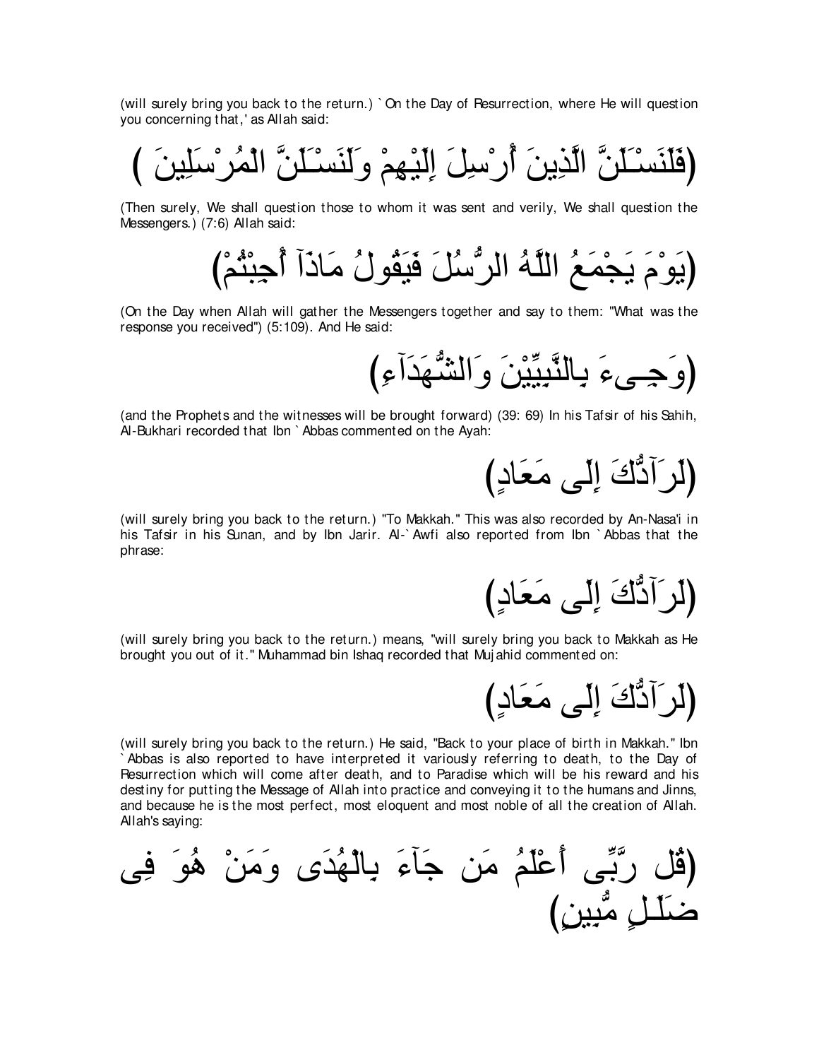(will surely bring you back to the return.) `On the Day of Resurrection, where He will question you concerning that,' as Allah said:

(فَلَنَسْـَلَنَّ الَّذِينَ أُرْسِلَ إِلَيْهِمْ وَلَنَسْـَلَنَّ الْمُرْسَلِينَ )

(Then surely, We shall question those to whom it was sent and verily, We shall question the Messengers.) (7:6) Allah said:

(يَوْمَ يَجْمَعُ اللَّهُ الرُّسُلَ فَيَقُولُ مَاذَآ أُجِبْتُمْ)

(On the Day when Allah will gather the Messengers together and say to them: "What was the response you received") (5:109). And He said:

(وَجِـىءَ بِالنَّبِيِّيْنَ وَالشُّهَدَآءِ)

(and the Prophets and the witnesses will be brought forward) (39: 69) In his Tafsir of his Sahih, Al-Bukhari recorded that Ibn `Abbas commented on the Ayah:

(لَرَآدُّكَ إِلَى مَعَادٍ)

(will surely bring you back to the return.) "To Makkah." This was also recorded by An-Nasa'i in his Tafsir in his Sunan, and by Ibn Jarir. Al-`Awfi also reported from Ibn `Abbas that the phrase:

(لَرَآدُّكَ إِلَى مَعَادٍ)

(will surely bring you back to the return.) means, "will surely bring you back to Makkah as He brought you out of it." Muhammad bin Ishaq recorded that Mujahid commented on:

(لَرَآدُّكَ إِلَى مَعَادٍ)

(will surely bring you back to the return.) He said, "Back to your place of birth in Makkah." Ibn `Abbas is also reported to have interpreted it variously referring to death, to the Day of Resurrection which will come after death, and to Paradise which will be his reward and his destiny for putting the Message of Allah into practice and conveying it to the humans and Jinns, and because he is the most perfect, most eloquent and most noble of all the creation of Allah. Allah's saying:

(قُل رَّبِّى أَعْلَمُ مَن جَآءَ بِالْهُدَى وَمَنْ هُوَ فِى ضَلَـلٍ مُّبِينٍ)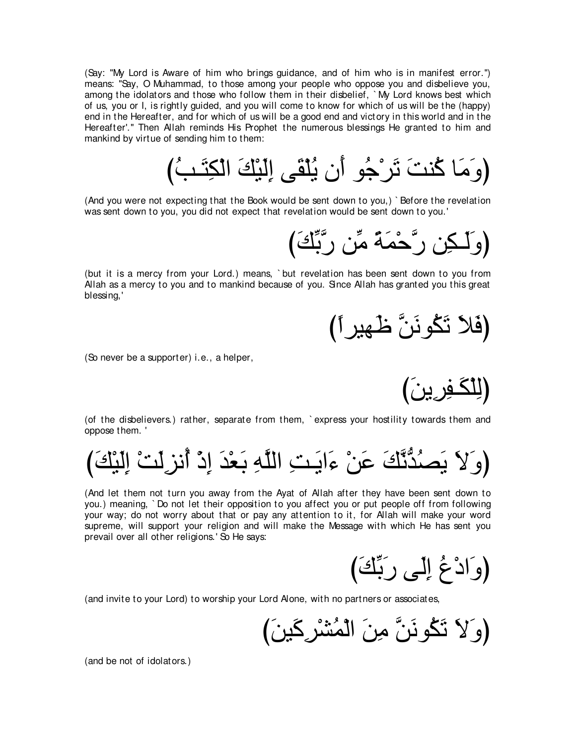(Say: "My Lord is Aware of him who brings guidance, and of him who is in manifest error.") means: "Say, O Muhammad, to those among your people who oppose you and disbelieve you, among the idolators and those who follow them in their disbelief, `My Lord knows best which of us, you or I, is rightly guided, and you will come to know for which of us will be the (happy) end in the Hereafter, and for which of us will be a good end and victory in this world and in the Hereafter'." Then Allah reminds His Prophet the numerous blessings He granted to him and mankind by virtue of sending him to them:

(وَمَا كُنتَ تَرْجُو أَن يُلْقَى إِلَيْكَ الْكِتَـبُ)

(And you were not expecting that the Book would be sent down to you,) `Before the revelation was sent down to you, you did not expect that revelation would be sent down to you.'

(وَلَـكِن رَّحْمَةً مِّن رَّبِّكَ)

(but it is a mercy from your Lord.) means, `but revelation has been sent down to you from Allah as a mercy to you and to mankind because of you. Since Allah has granted you this great blessing,'

(فَلاَ تَكُونَنَّ ظَهِيراً)

(So never be a supporter) i.e., a helper,

(لِّلْكَـفِرِينَ)

(of the disbelievers.) rather, separate from them, `express your hostility towards them and oppose them.'

(وَلاَ يَصُدُّنَّكَ عَنْ ءَايَـتِ اللَّهِ بَعْدَ إِذْ أُنزِلَتْ إِلَيْكَ)

(And let them not turn you away from the Ayat of Allah after they have been sent down to you.) meaning, `Do not let their opposition to you affect you or put people off from following your way; do not worry about that or pay any attention to it, for Allah will make your word supreme, will support your religion and will make the Message with which He has sent you prevail over all other religions.' So He says:

(وَادْعُ إِلَى رَبِّكَ)

(and invite to your Lord) to worship your Lord Alone, with no partners or associates,

(وَلاَ تَكُونَنَّ مِنَ الْمُشْرِكِينَ)

(and be not of idolators.)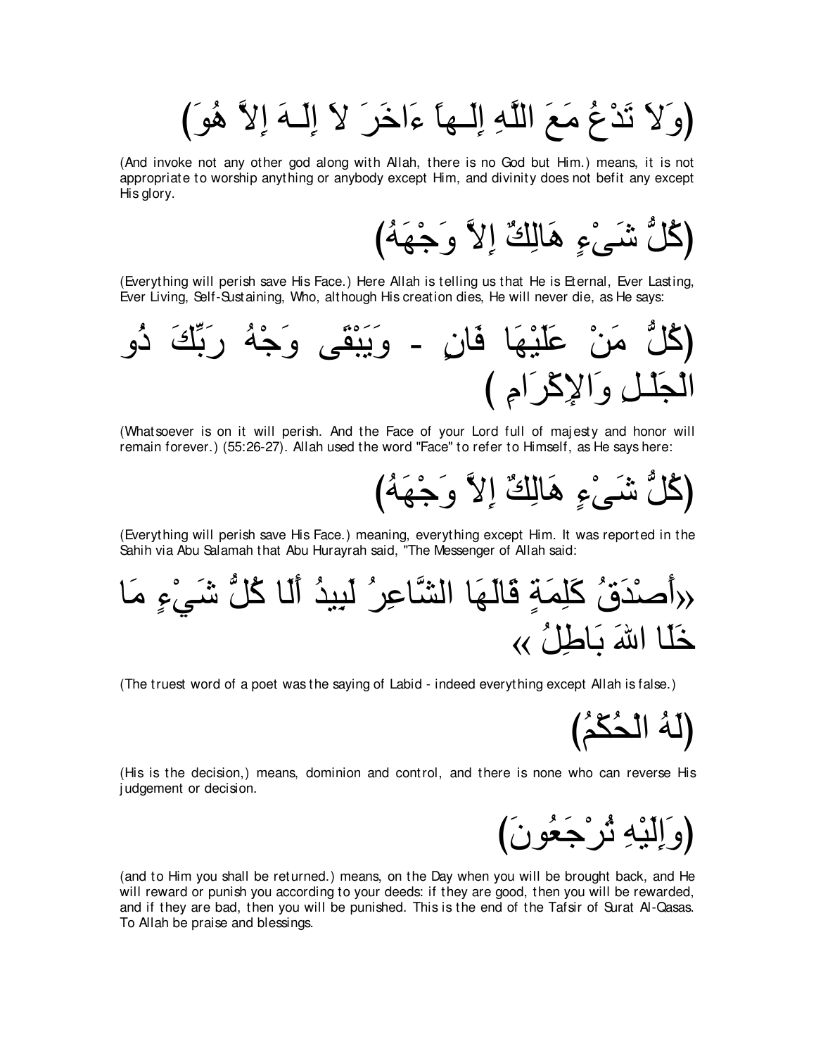(وَلاَ تَدْعُ مَعَ اللَّهِ إِلَـهاً ءَاخَرَ لاَ إِلَـهَ إِلاَّ هُوَ)

(And invoke not any other god along with Allah, there is no God but Him.) means, it is not appropriate to worship anything or anybody except Him, and divinity does not befit any except His glory.

(كُلُّ شَىْءٍ هَالِكٌ إِلاَّ وَجْهَهُ)

(Everything will perish save His Face.) Here Allah is telling us that He is Eternal, Ever Lasting, Ever Living, Self-Sustaining, Who, although His creation dies, He will never die, as He says:

(كُلُّ مَنْ عَلَيْهَا فَانٍ - وَيَبْقَى وَجْهُ رَبِّكَ ذُو الْجَلْـلِ وَالإِكْرَامِ )

(Whatsoever is on it will perish. And the Face of your Lord full of majesty and honor will remain forever.) (55:26-27). Allah used the word "Face" to refer to Himself, as He says here:

(كُلُّ شَىْءٍ هَالِكٌ إِلاَّ وَجْهَهُ)

(Everything will perish save His Face.) meaning, everything except Him. It was reported in the Sahih via Abu Salamah that Abu Hurayrah said, "The Messenger of Allah said:

«أَصْدَقُ كَلِمَةٍ قَالَهَا الشَّاعِرُ لَبِيدُ أَلَا كُلُّ شَيْءٍ مَا خَلَا اللهَ بَاطِلُ »

(The truest word of a poet was the saying of Labid - indeed everything except Allah is false.)

(لَهُ الْحُكْمُ)

(His is the decision,) means, dominion and control, and there is none who can reverse His judgement or decision.

(وَإِلَيْهِ تُرْجَعُونَ)

(and to Him you shall be returned.) means, on the Day when you will be brought back, and He will reward or punish you according to your deeds: if they are good, then you will be rewarded, and if they are bad, then you will be punished. This is the end of the Tafsir of Surat Al-Qasas. To Allah be praise and blessings.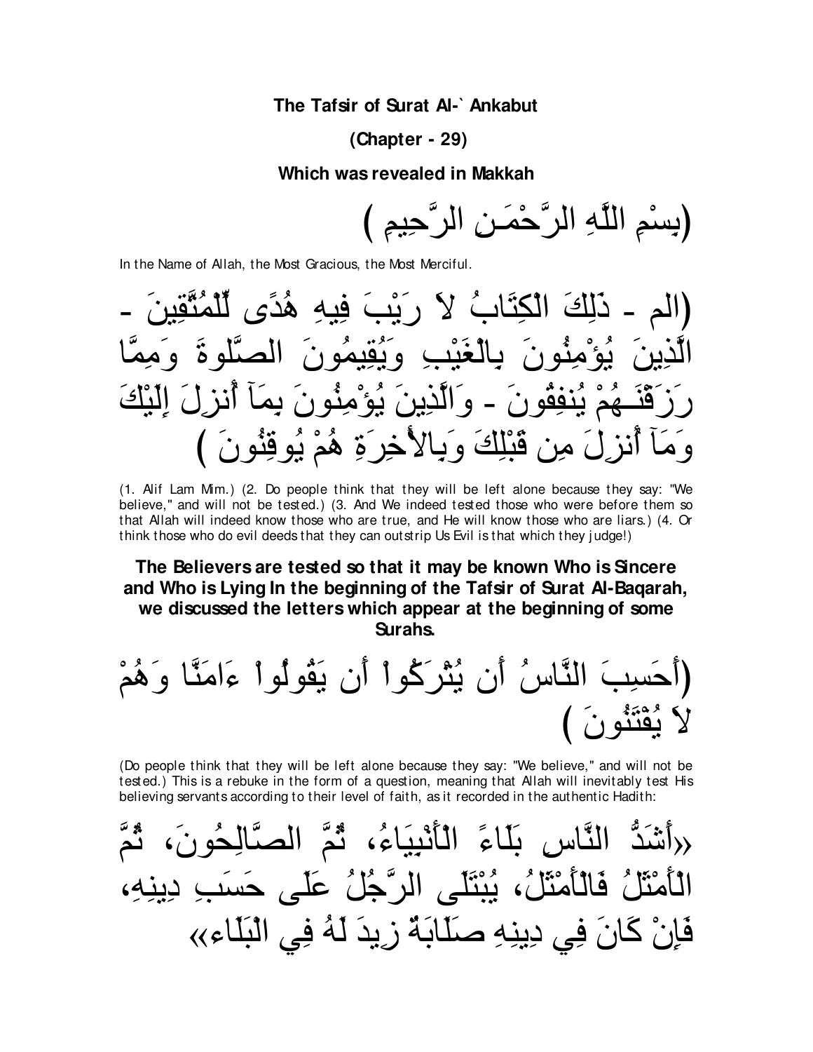**The Tafsir of Surat Al-` Ankabut**

**(Chapter - 29)**

**Which was revealed in Makkah**

(بِسْمِ اللَّهِ الرَّحْمَـنِ الرَّحِيمِ )

In the Name of Allah, the Most Gracious, the Most Merciful.

(الم - ذَلِكَ الْكِتَابُ لاَ رَيْبَ فِيهِ هُدًى لِّلْمُتَّقِينَ - الَّذِينَ يُؤْمِنُونَ بِالْغَيْبِ وَيُقِيمُونَ الصَّلوةَ وَمِمَّا رَزَقْنَـهُمْ يُنفِقُونَ - وَالَّذِينَ يُؤْمِنُونَ بِمَآ أُنزِلَ إِلَيْكَ وَمَآ أُنزِلَ مِن قَبْلِكَ وَبِالاٌّخِرَةِ هُمْ يُوقِنُونَ )

(1. Alif Lam Mim.) (2. Do people think that they will be left alone because they say: "We believe," and will not be tested.) (3. And We indeed tested those who were before them so that Allah will indeed know those who are true, and He will know those who are liars.) (4. Or think those who do evil deeds that they can outstrip Us Evil is that which they judge!)

**The Believers are tested so that it may be known Who is Sincere and Who is Lying In the beginning of the Tafsir of Surat Al-Baqarah, we discussed the letters which appear at the beginning of some Surahs.**

(أَحَسِبَ النَّاسُ أَن يُتْرَكُواْ أَن يَقُولُواْ ءَامَنَّا وَهُمْ لاَ يُفْتَنُونَ )

(Do people think that they will be left alone because they say: "We believe," and will not be tested.) This is a rebuke in the form of a question, meaning that Allah will inevitably test His believing servants according to their level of faith, as it recorded in the authentic Hadith:

«أَشَدُّ النَّاسِ بَلَاءً الْأَنْبِيَاءُ، ثُمَّ الصَّالِحُونَ، ثُمَّ الْأَمْثَلُ فَالْأَمْثَلُ، يُبْتَلَى الرَّجُلُ عَلَى حَسَبِ دِينِهِ، فَإِنْ كَانَ فِي دِينِهِ صَلَابَةٌ زِيدَ لَهُ فِي الْبَلَاء»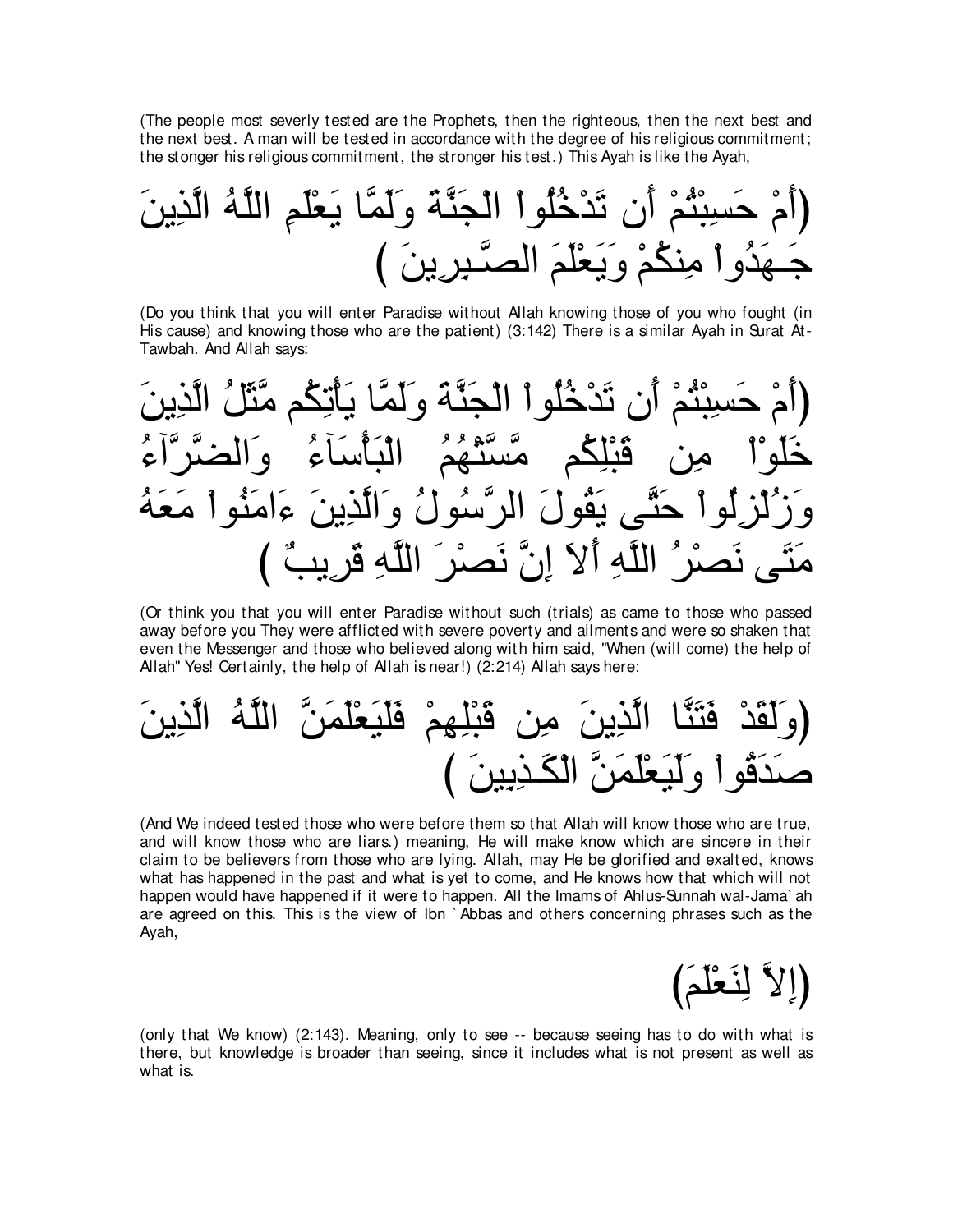(The people most severly tested are the Prophets, then the righteous, then the next best and the next best. A man will be tested in accordance with the degree of his religious commitment; the stonger his religious commitment, the stronger his test.) This Ayah is like the Ayah,

(أَمْ حَسِبْتُمْ أَن تَدْخُلُواْ الْجَنَّةَ وَلَمَّا يَعْلَمِ اللَّهُ الَّذِينَ جَـهَدُواْ مِنكُمْ وَيَعْلَمَ الصَّـبِرِينَ )

(Do you think that you will enter Paradise without Allah knowing those of you who fought (in His cause) and knowing those who are the patient) (3:142) There is a similar Ayah in Surat At-Tawbah. And Allah says:

(أَمْ حَسِبْتُمْ أَن تَدْخُلُواْ الْجَنَّةَ وَلَمَّا يَأْتِكُم مَّثَلُ الَّذِينَ خَلَوْاْ مِن قَبْلِكُم مَّسَّتْهُمُ الْبَأْسَآءُ وَالضَّرَّآءُ وَزُلْزِلُواْ حَتَّى يَقُولَ الرَّسُولُ وَالَّذِينَ ءَامَنُواْ مَعَهُ مَتَى نَصْرُ اللَّهِ أَلاَ إِنَّ نَصْرَ اللَّهِ قَرِيبٌ )

(Or think you that you will enter Paradise without such (trials) as came to those who passed away before you They were afflicted with severe poverty and ailments and were so shaken that even the Messenger and those who believed along with him said, "When (will come) the help of Allah" Yes! Certainly, the help of Allah is near!) (2:214) Allah says here:

(وَلَقَدْ فَتَنَّا الَّذِينَ مِن قَبْلِهِمْ فَلَيَعْلَمَنَّ اللَّهُ الَّذِينَ صَدَقُواْ وَلَيَعْلَمَنَّ الْكَـذِبِينَ )

(And We indeed tested those who were before them so that Allah will know those who are true, and will know those who are liars.) meaning, He will make know which are sincere in their claim to be believers from those who are lying. Allah, may He be glorified and exalted, knows what has happened in the past and what is yet to come, and He knows how that which will not happen would have happened if it were to happen. All the Imams of Ahlus-Sunnah wal-Jama`ah are agreed on this. This is the view of Ibn `Abbas and others concerning phrases such as the Ayah,

(إِلاَّ لِنَعْلَمَ)

(only that We know) (2:143). Meaning, only to see -- because seeing has to do with what is there, but knowledge is broader than seeing, since it includes what is not present as well as what is.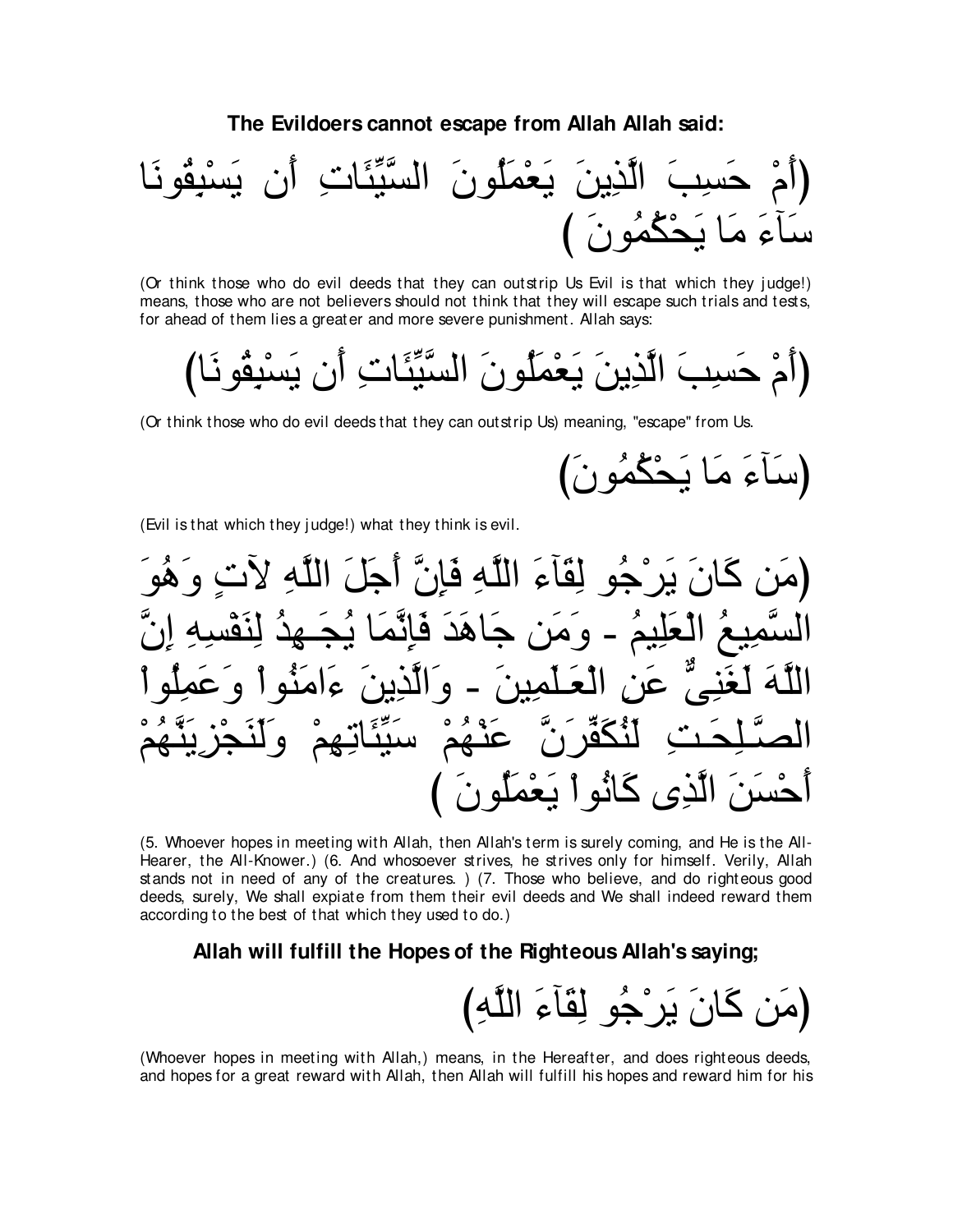**The Evildoers cannot escape from Allah Allah said:**

(أَمْ حَسِبَ الَّذِينَ يَعْمَلُونَ السَّيِّئَاتِ أَن يَسْبِقُونَا سَآءَ مَا يَحْكُمُونَ )

(Or think those who do evil deeds that they can outstrip Us Evil is that which they judge!) means, those who are not believers should not think that they will escape such trials and tests, for ahead of them lies a greater and more severe punishment. Allah says:

(أَمْ حَسِبَ الَّذِينَ يَعْمَلُونَ السَّيِّئَاتِ أَن يَسْبِقُونَا)

(Or think those who do evil deeds that they can outstrip Us) meaning, "escape" from Us.

(سَآءَ مَا يَحْكُمُونَ)

(Evil is that which they judge!) what they think is evil.

(مَن كَانَ يَرْجُو لِقَآءَ اللَّهِ فَإِنَّ أَجَلَ اللَّهِ لآتٍ وَهُوَ السَّمِيعُ الْعَلِيمُ - وَمَن جَاهَدَ فَإِنَّمَا يُجَـهِدُ لِنَفْسِهِ إِنَّ اللَّهَ لَغَنِىٌّ عَنِ الْعَـلَمِينَ - وَالَّذِينَ ءَامَنُواْ وَعَمِلُواْ الصَّـلِحَـتِ لَنُكَفِّرَنَّ عَنْهُمْ سَيِّئَاتِهِمْ وَلَنَجْزِيَنَّهُمْ أَحْسَنَ الَّذِى كَانُواْ يَعْمَلُونَ )

(5. Whoever hopes in meeting with Allah, then Allah's term is surely coming, and He is the All-Hearer, the All-Knower.) (6. And whosoever strives, he strives only for himself. Verily, Allah stands not in need of any of the creatures. ) (7. Those who believe, and do righteous good deeds, surely, We shall expiate from them their evil deeds and We shall indeed reward them according to the best of that which they used to do.)

**Allah will fulfill the Hopes of the Righteous Allah's saying;**

(مَن كَانَ يَرْجُو لِقَآءَ اللَّهِ)

(Whoever hopes in meeting with Allah,) means, in the Hereafter, and does righteous deeds, and hopes for a great reward with Allah, then Allah will fulfill his hopes and reward him for his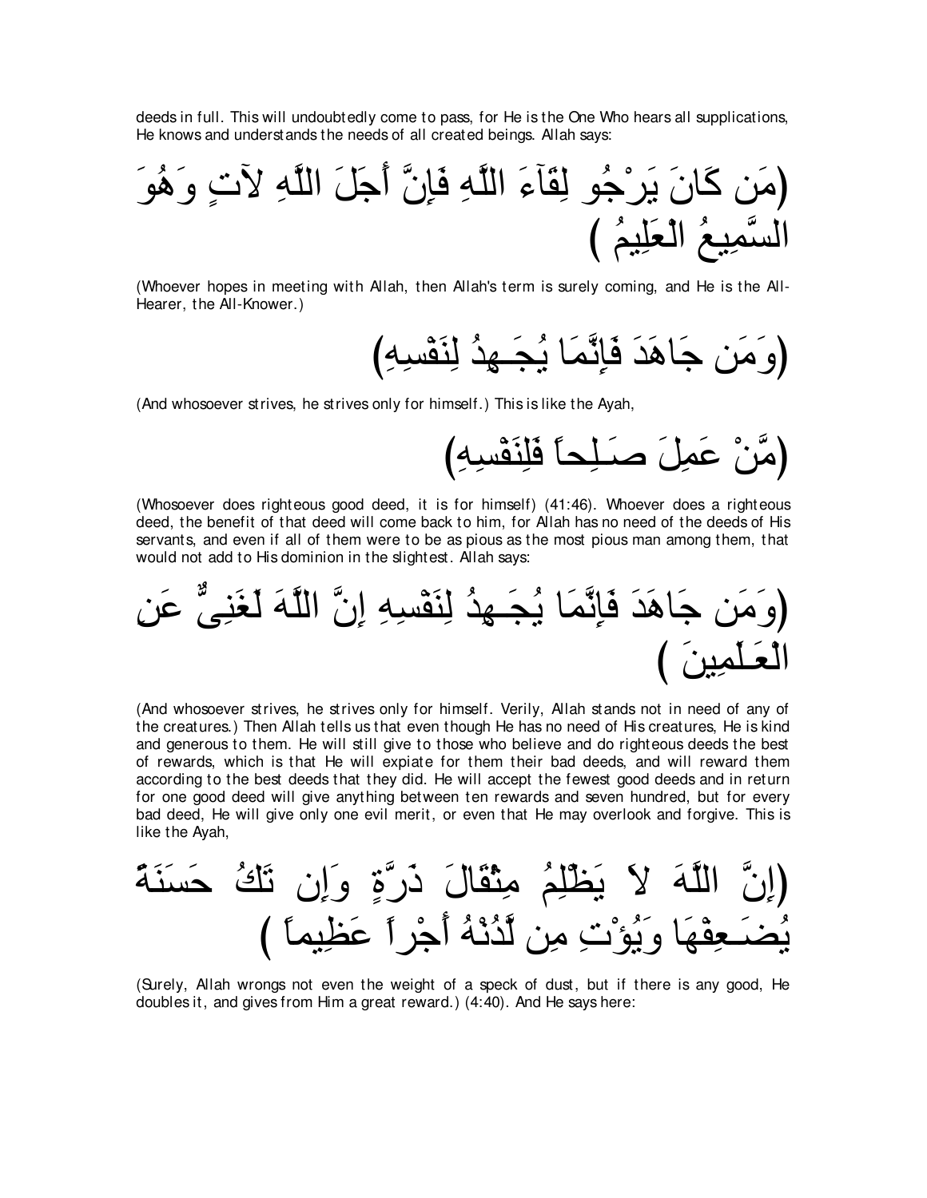deeds in full. This will undoubtedly come to pass, for He is the One Who hears all supplications, He knows and understands the needs of all created beings. Allah says:

(مَن كَانَ يَرْجُو لِقَآءَ اللَّهِ فَإِنَّ أَجَلَ اللَّهِ لآتٍ وَهُوَ السَّمِيعُ الْعَلِيمُ )

(Whoever hopes in meeting with Allah, then Allah's term is surely coming, and He is the All-Hearer, the All-Knower.)

(وَمَن جَاهَدَ فَإِنَّمَا يُجَـهِدُ لِنَفْسِهِ)

(And whosoever strives, he strives only for himself.) This is like the Ayah,

(مَّنْ عَمِلَ صَـلِحاً فَلِنَفْسِهِ)

(Whosoever does righteous good deed, it is for himself) (41:46). Whoever does a righteous deed, the benefit of that deed will come back to him, for Allah has no need of the deeds of His servants, and even if all of them were to be as pious as the most pious man among them, that would not add to His dominion in the slightest. Allah says:

(وَمَن جَاهَدَ فَإِنَّمَا يُجَـهِدُ لِنَفْسِهِ إِنَّ اللَّهَ لَغَنِىٌّ عَنِ الْعَـلَمِينَ )

(And whosoever strives, he strives only for himself. Verily, Allah stands not in need of any of the creatures.) Then Allah tells us that even though He has no need of His creatures, He is kind and generous to them. He will still give to those who believe and do righteous deeds the best of rewards, which is that He will expiate for them their bad deeds, and will reward them according to the best deeds that they did. He will accept the fewest good deeds and in return for one good deed will give anything between ten rewards and seven hundred, but for every bad deed, He will give only one evil merit, or even that He may overlook and forgive. This is like the Ayah,

(إِنَّ اللَّهَ لاَ يَظْلِمُ مِثْقَالَ ذَرَّةٍ وَإِن تَكُ حَسَنَةً يُضَـعِفْهَا وَيُؤْتِ مِن لَّدُنْهُ أَجْراً عَظِيماً )

(Surely, Allah wrongs not even the weight of a speck of dust, but if there is any good, He doubles it, and gives from Him a great reward.) (4:40). And He says here: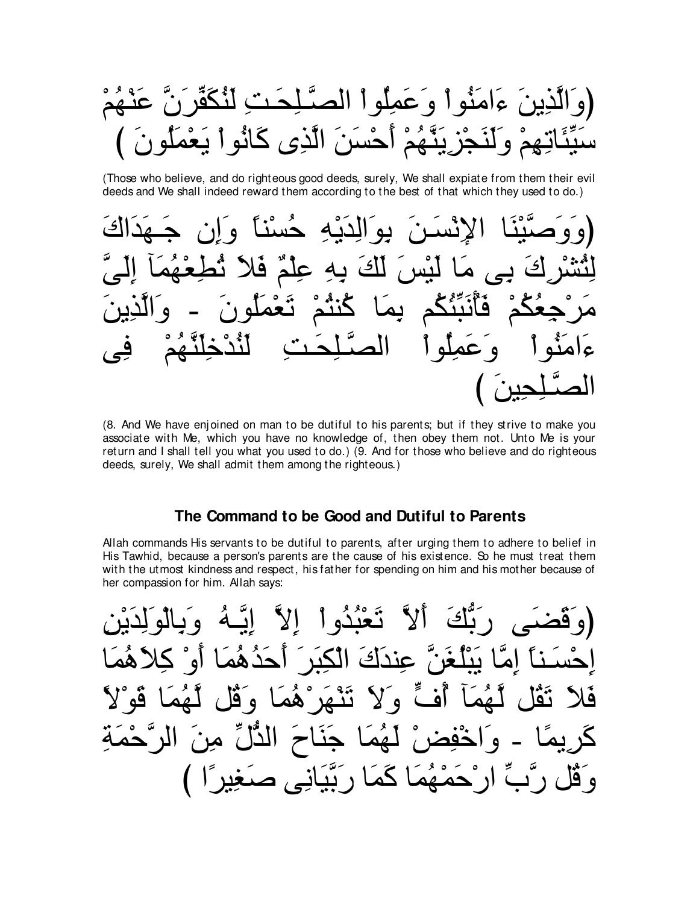(وَالَّذِينَ ءَامَنُواْ وَعَمِلُواْ الصَّـلِحَـتِ لَنُكَفِّرَنَّ عَنْهُمْ سَيِّئَاتِهِمْ وَلَنَجْزِيَنَّهُمْ أَحْسَنَ الَّذِى كَانُواْ يَعْمَلُونَ )

(Those who believe, and do righteous good deeds, surely, We shall expiate from them their evil deeds and We shall indeed reward them according to the best of that which they used to do.)

(وَوَصَّيْنَا الإِنْسَـنَ بِوَالِدَيْهِ حُسْناً وَإِن جَـهَدَاكَ لِتُشْرِكَ بِى مَا لَيْسَ لَكَ بِهِ عِلْمٌ فَلاَ تُطِعْهُمَآ إِلَىَّ مَرْجِعُكُمْ فَأُنَبِّئُكُم بِمَا كُنتُمْ تَعْمَلُونَ - وَالَّذِينَ ءَامَنُواْ وَعَمِلُواْ الصَّـلِحَـتِ لَنُدْخِلَنَّهُمْ فِى الصَّـلِحِينَ )

(8. And We have enjoined on man to be dutiful to his parents; but if they strive to make you associate with Me, which you have no knowledge of, then obey them not. Unto Me is your return and I shall tell you what you used to do.) (9. And for those who believe and do righteous deeds, surely, We shall admit them among the righteous.)

### The Command to be Good and Dutiful to Parents

Allah commands His servants to be dutiful to parents, after urging them to adhere to belief in His Tawhid, because a person's parents are the cause of his existence. So he must treat them with the utmost kindness and respect, his father for spending on him and his mother because of her compassion for him. Allah says:

(وَقَضَى رَبُّكَ أَلاَّ تَعْبُدُواْ إِلاَّ إِيَّـهُ وَبِالْوَلِدَيْنِ إِحْسَـناً إِمَّا يَبْلُغَنَّ عِندَكَ الْكِبَرَ أَحَدُهُمَا أَوْ كِلاَهُمَا فَلاَ تَقُل لَّهُمَآ أُفٍّ وَلاَ تَنْهَرْهُمَا وَقُل لَّهُمَا قَوْلاً كَرِيمًا - وَاخْفِضْ لَهُمَا جَنَاحَ الذُّلِّ مِنَ الرَّحْمَةِ وَقُل رَّبِّ ارْحَمْهُمَا كَمَا رَبَّيَانِى صَغِيرًا )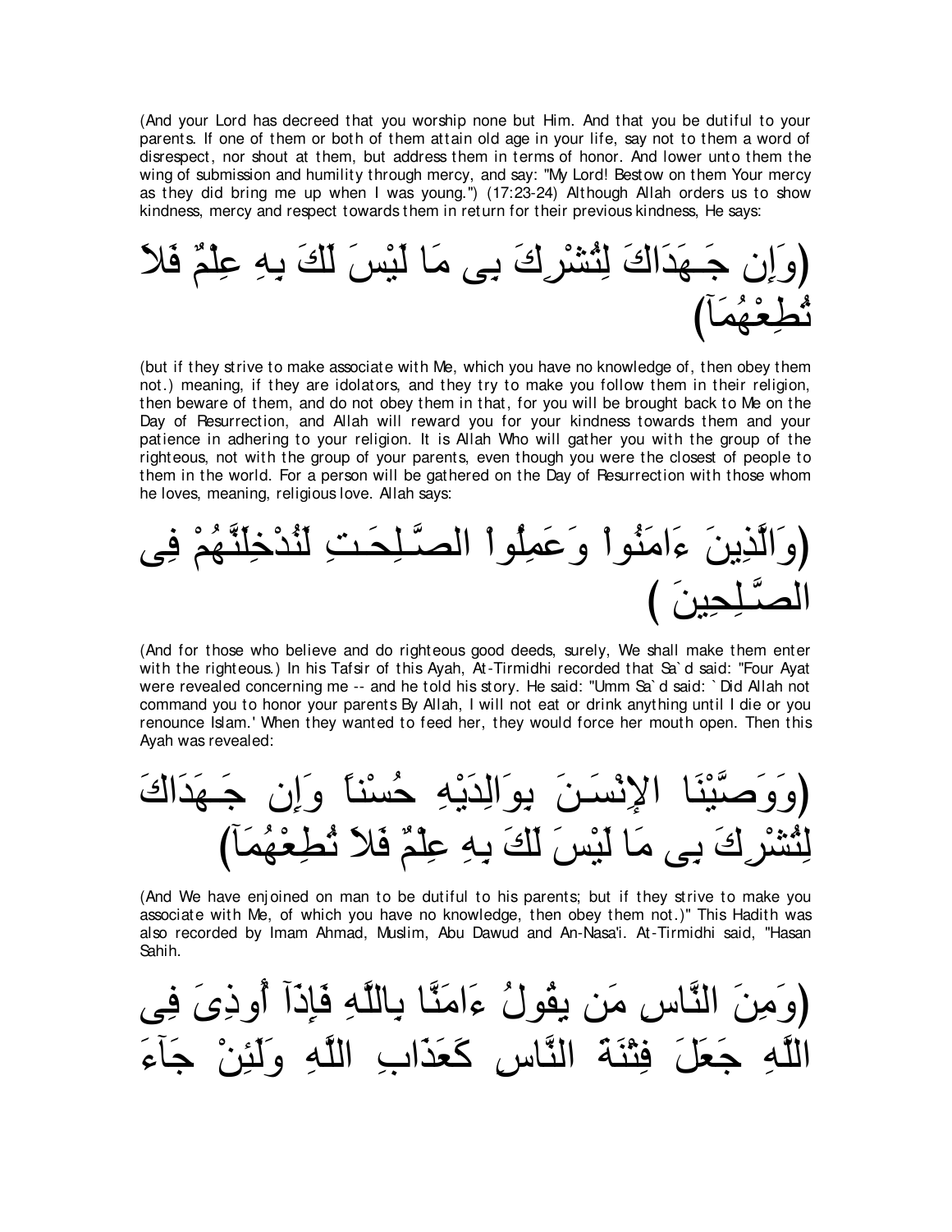(And your Lord has decreed that you worship none but Him. And that you be dutiful to your parents. If one of them or both of them attain old age in your life, say not to them a word of disrespect, nor shout at them, but address them in terms of honor. And lower unto them the wing of submission and humility through mercy, and say: "My Lord! Bestow on them Your mercy as they did bring me up when I was young.") (17:23-24) Although Allah orders us to show kindness, mercy and respect towards them in return for their previous kindness, He says:

(وَإِن جَـهَدَاكَ لِتُشْرِكَ بِى مَا لَيْسَ لَكَ بِهِ عِلْمٌ فَلاَ تُطِعْهُمَآ)

(but if they strive to make associate with Me, which you have no knowledge of, then obey them not.) meaning, if they are idolators, and they try to make you follow them in their religion, then beware of them, and do not obey them in that, for you will be brought back to Me on the Day of Resurrection, and Allah will reward you for your kindness towards them and your patience in adhering to your religion. It is Allah Who will gather you with the group of the righteous, not with the group of your parents, even though you were the closest of people to them in the world. For a person will be gathered on the Day of Resurrection with those whom he loves, meaning, religious love. Allah says:

(وَالَّذِينَ ءَامَنُواْ وَعَمِلُواْ الصَّـلِحَـتِ لَنُدْخِلَنَّهُمْ فِى الصَّـلِحِينَ )

(And for those who believe and do righteous good deeds, surely, We shall make them enter with the righteous.) In his Tafsir of this Ayah, At-Tirmidhi recorded that Sa`d said: "Four Ayat were revealed concerning me -- and he told his story. He said: "Umm Sa`d said: `Did Allah not command you to honor your parents By Allah, I will not eat or drink anything until I die or you renounce Islam.' When they wanted to feed her, they would force her mouth open. Then this Ayah was revealed:

(وَوَصَّيْنَا الإِنْسَـنَ بِوَالِدَيْهِ حُسْناً وَإِن جَـهَدَاكَ لِتُشْرِكَ بِى مَا لَيْسَ لَكَ بِهِ عِلْمٌ فَلاَ تُطِعْهُمَآ)

(And We have enjoined on man to be dutiful to his parents; but if they strive to make you associate with Me, of which you have no knowledge, then obey them not.)" This Hadith was also recorded by Imam Ahmad, Muslim, Abu Dawud and An-Nasa'i. At-Tirmidhi said, "Hasan Sahih.

(وَمِنَ النَّاسِ مَن يَقُولُ ءَامَنَّا بِاللَّهِ فَإِذَآ أُوذِىَ فِى اللَّهِ جَعَلَ فِتْنَةَ النَّاسِ كَعَذَابِ اللَّهِ وَلَئِنْ جَآءَ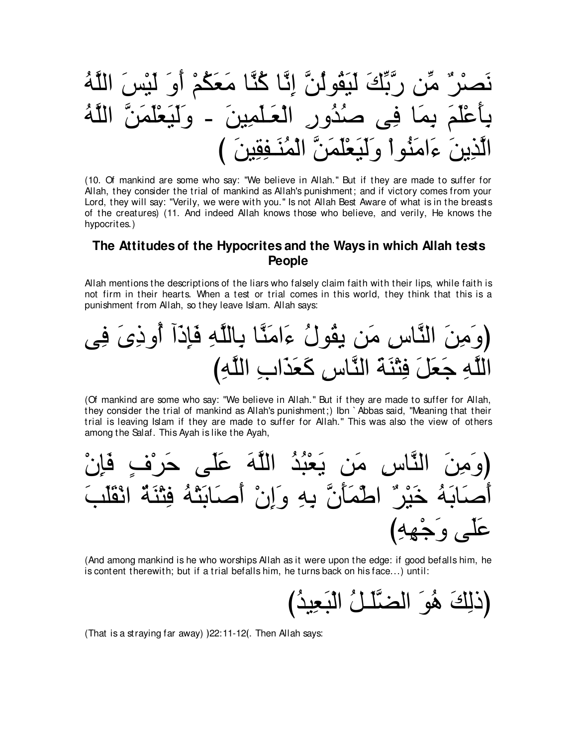نَصْرٌ مِّن رَّبِّكَ لَيَقُولُنَّ إِنَّا كُنَّا مَعَكُمْ أَوَ لَيْسَ اللَّهُ بِأَعْلَمَ بِمَا فِى صُدُورِ الْعَـلَمِينَ - وَلَيَعْلَمَنَّ اللَّهُ الَّذِينَ ءَامَنُواْ وَلَيَعْلَمَنَّ الْمُنَـفِقِينَ )

(10. Of mankind are some who say: "We believe in Allah." But if they are made to suffer for Allah, they consider the trial of mankind as Allah's punishment; and if victory comes from your Lord, they will say: "Verily, we were with you." Is not Allah Best Aware of what is in the breasts of the creatures) (11. And indeed Allah knows those who believe, and verily, He knows the hypocrites.)

## The Attitudes of the Hypocrites and the Ways in which Allah tests People

Allah mentions the descriptions of the liars who falsely claim faith with their lips, while faith is not firm in their hearts. When a test or trial comes in this world, they think that this is a punishment from Allah, so they leave Islam. Allah says:

(وَمِنَ النَّاسِ مَن يقُولُ ءَامَنَّا بِاللَّهِ فَإِذَآ أُوذِىَ فِى اللَّهِ جَعَلَ فِتْنَةَ النَّاسِ كَعَذَابِ اللَّهِ)

(Of mankind are some who say: "We believe in Allah." But if they are made to suffer for Allah, they consider the trial of mankind as Allah's punishment;) Ibn `Abbas said, "Meaning that their trial is leaving Islam if they are made to suffer for Allah." This was also the view of others among the Salaf. This Ayah is like the Ayah,

(وَمِنَ النَّاسِ مَن يَعْبُدُ اللَّهَ عَلَى حَرْفٍ فَإِنْ أَصَابَهُ خَيْرٌ اطْمَأَنَّ بِهِ وَإِنْ أَصَابَتْهُ فِتْنَةٌ انْقَلَبَ عَلَى وَجْهِهِ)

(And among mankind is he who worships Allah as it were upon the edge: if good befalls him, he is content therewith; but if a trial befalls him, he turns back on his face...) until:

(ذلِكَ هُوَ الضَّلَـلُ الْبَعِيدُ)

(That is a straying far away) )22:11-12(. Then Allah says: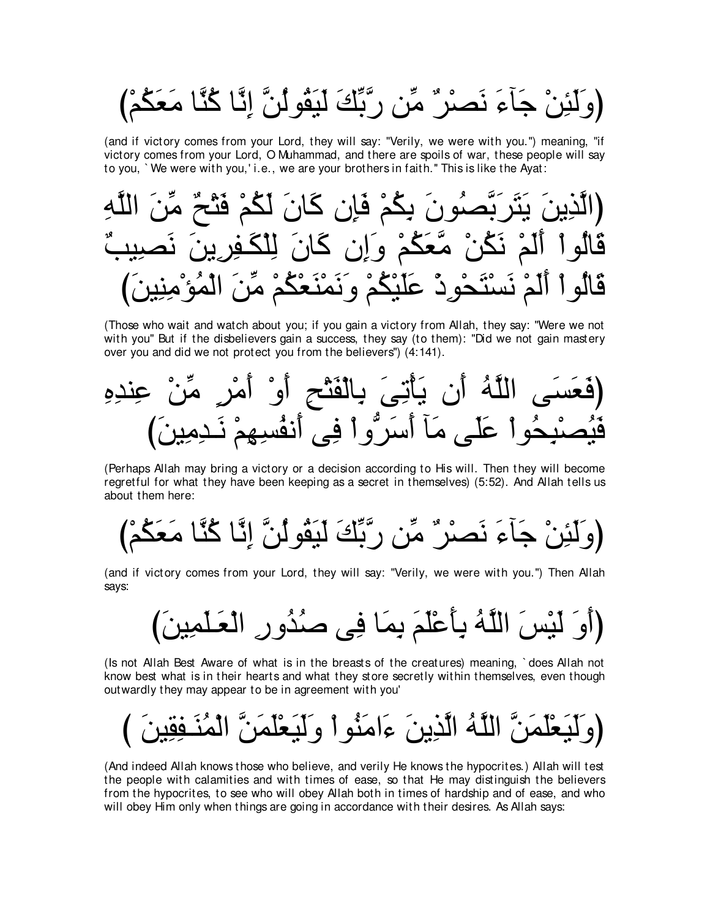(وَلَئِنْ جَآءَ نَصْرٌ مِّن رَّبِّكَ لَيَقُولُنَّ إِنَّا كُنَّا مَعَكُمْ)

(and if victory comes from your Lord, they will say: "Verily, we were with you.") meaning, "if victory comes from your Lord, O Muhammad, and there are spoils of war, these people will say to you, `We were with you,' i.e., we are your brothers in faith." This is like the Ayat:

(الَّذِينَ يَتَرَبَّصُونَ بِكُمْ فَإِن كَانَ لَكُمْ فَتْحٌ مِّنَ اللَّهِ قَالُواْ أَلَمْ نَكُنْ مَّعَكُمْ وَإِن كَانَ لِلْكَـفِرِينَ نَصِيبٌ قَالُواْ أَلَمْ نَسْتَحْوِذْ عَلَيْكُمْ وَنَمْنَعْكُمْ مِّنَ الْمُؤْمِنِينَ)

(Those who wait and watch about you; if you gain a victory from Allah, they say: "Were we not with you" But if the disbelievers gain a success, they say (to them): "Did we not gain mastery over you and did we not protect you from the believers") (4:141).

(فَعَسَى اللَّهُ أَن يَأْتِىَ بِالْفَتْحِ أَوْ أَمْرٍ مِّنْ عِندِهِ فَيُصْبِحُواْ عَلَى مَآ أَسَرُّواْ فِى أَنفُسِهِمْ نَـدِمِينَ)

(Perhaps Allah may bring a victory or a decision according to His will. Then they will become regretful for what they have been keeping as a secret in themselves) (5:52). And Allah tells us about them here:

(وَلَئِنْ جَآءَ نَصْرٌ مِّن رَّبِّكَ لَيَقُولُنَّ إِنَّا كُنَّا مَعَكُمْ)

(and if victory comes from your Lord, they will say: "Verily, we were with you.") Then Allah says:

(أَوَ لَيْسَ اللَّهُ بِأَعْلَمَ بِمَا فِى صُدُورِ الْعَـلَمِينَ)

(Is not Allah Best Aware of what is in the breasts of the creatures) meaning, `does Allah not know best what is in their hearts and what they store secretly within themselves, even though outwardly they may appear to be in agreement with you'

(وَلَيَعْلَمَنَّ اللَّهُ الَّذِينَ ءَامَنُواْ وَلَيَعْلَمَنَّ الْمُنَـفِقِينَ )

(And indeed Allah knows those who believe, and verily He knows the hypocrites.) Allah will test the people with calamities and with times of ease, so that He may distinguish the believers from the hypocrites, to see who will obey Allah both in times of hardship and of ease, and who will obey Him only when things are going in accordance with their desires. As Allah says: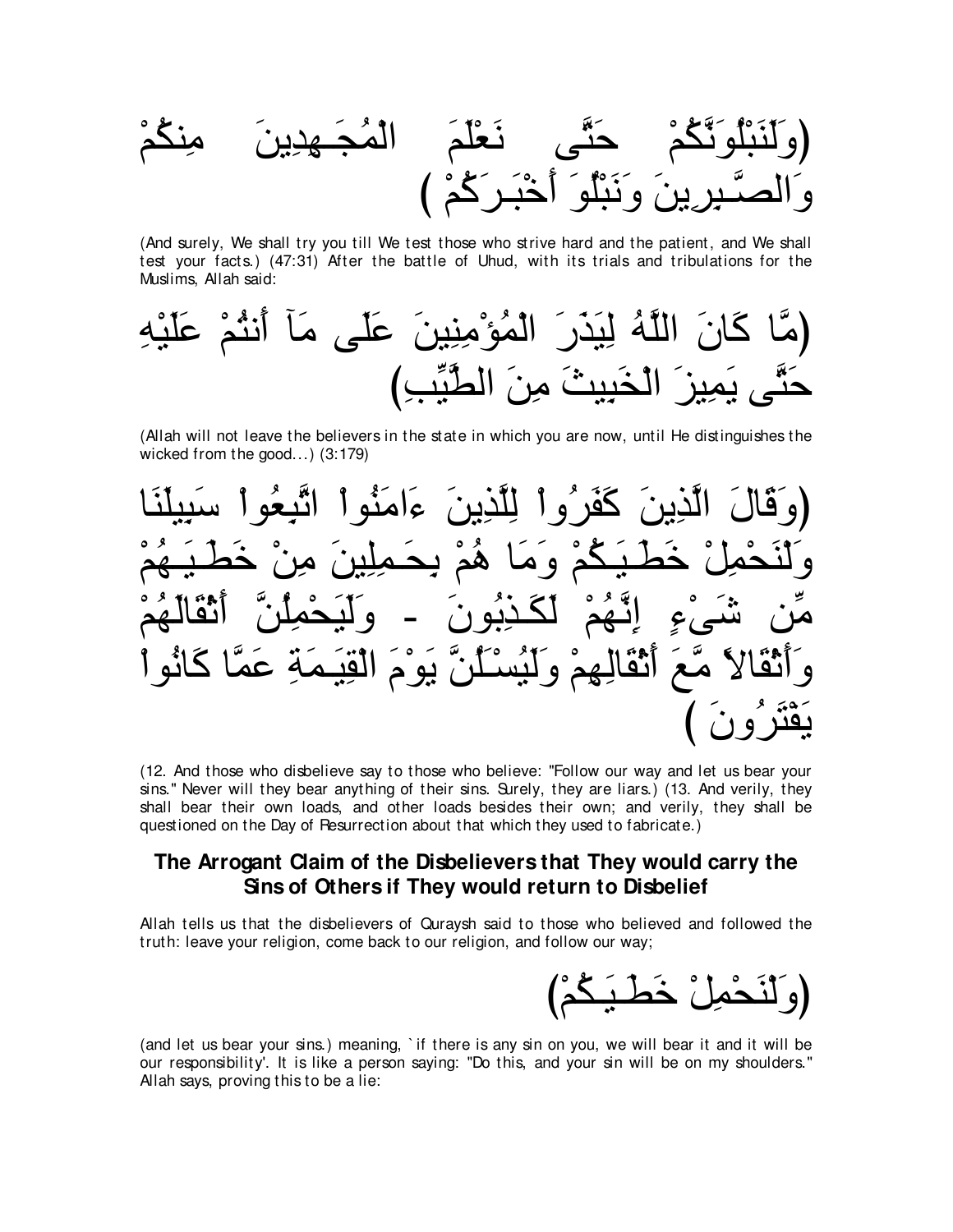(وَلَنَبْلُوَنَّكُمْ حَتَّى نَعْلَمَ الْمُجَـهِدِينَ مِنكُمْ وَالصَّـبِرِينَ وَنَبْلُوَ أَخْبَـرَكُمْ )

(And surely, We shall try you till We test those who strive hard and the patient, and We shall test your facts.) (47:31) After the battle of Uhud, with its trials and tribulations for the Muslims, Allah said:

(مَّا كَانَ اللَّهُ لِيَذَرَ الْمُؤْمِنِينَ عَلَى مَآ أَنتُمْ عَلَيْهِ حَتَّى يَمِيزَ الْخَبِيثَ مِنَ الطَّيِّبِ)

(Allah will not leave the believers in the state in which you are now, until He distinguishes the wicked from the good...) (3:179)

(وَقَالَ الَّذِينَ كَفَرُواْ لِلَّذِينَ ءَامَنُواْ اتَّبِعُواْ سَبِيلَنَا وَلْنَحْمِلْ خَطَـيَـكُمْ وَمَا هُمْ بِحَـمِلِينَ مِنْ خَطَـيَـهُمْ مِّن شَىْءٍ إِنَّهُمْ لَكَـذِبُونَ - وَلَيَحْمِلُنَّ أَثْقَالَهُمْ وَأَثْقَالاً مَّعَ أَثْقَالِهِمْ وَلَيُسْـَلُنَّ يَوْمَ الْقِيَـمَةِ عَمَّا كَانُواْ يَفْتَرُونَ )

(12. And those who disbelieve say to those who believe: "Follow our way and let us bear your sins." Never will they bear anything of their sins. Surely, they are liars.) (13. And verily, they shall bear their own loads, and other loads besides their own; and verily, they shall be questioned on the Day of Resurrection about that which they used to fabricate.)

## The Arrogant Claim of the Disbelievers that They would carry the Sins of Others if They would return to Disbelief

Allah tells us that the disbelievers of Quraysh said to those who believed and followed the truth: leave your religion, come back to our religion, and follow our way;

(وَلْنَحْمِلْ خَطَـيَـكُمْ)

(and let us bear your sins.) meaning, `if there is any sin on you, we will bear it and it will be our responsibility'. It is like a person saying: "Do this, and your sin will be on my shoulders." Allah says, proving this to be a lie: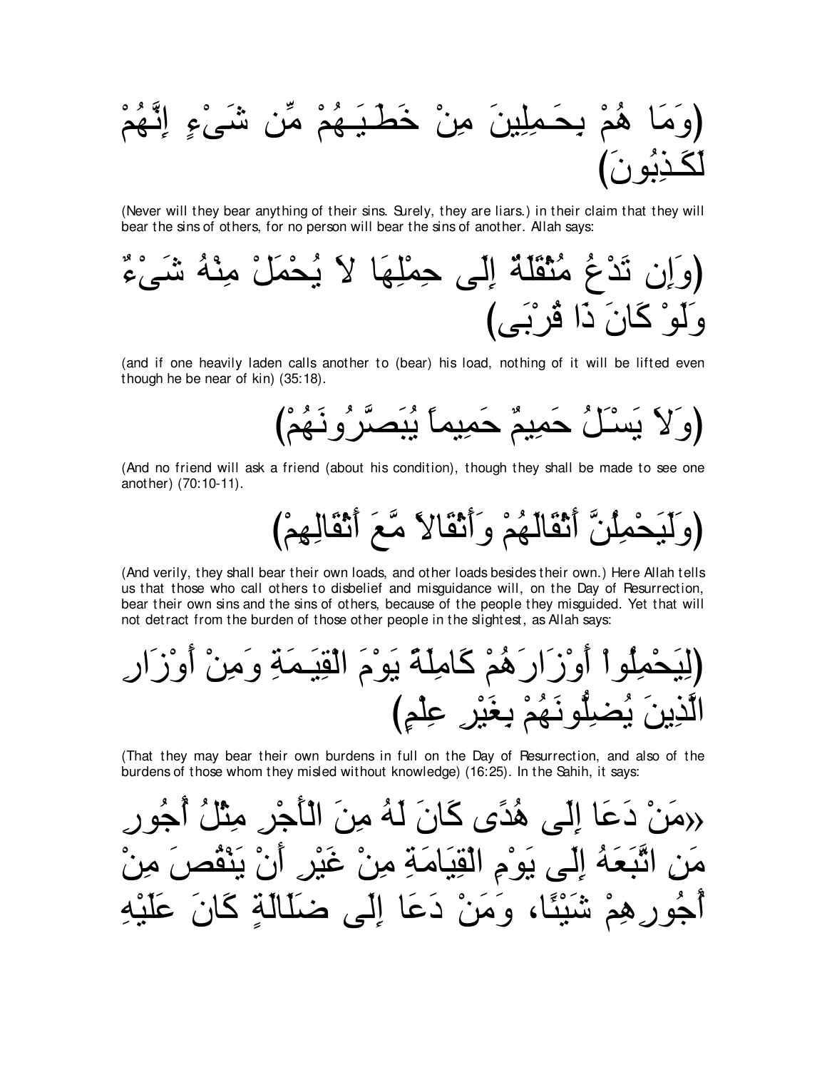(وَمَا هُمْ بِحَـمِلِينَ مِنْ خَطَـيَـهُمْ مِّن شَىْءٍ إِنَّهُمْ لَكَـذِبُونَ)

(Never will they bear anything of their sins. Surely, they are liars.) in their claim that they will bear the sins of others, for no person will bear the sins of another. Allah says:

(وَإِن تَدْعُ مُثْقَلَةٌ إِلَى حِمْلِهَا لاَ يُحْمَلْ مِنْهُ شَىْءٌ وَلَوْ كَانَ ذَا قُرْبَى)

(and if one heavily laden calls another to (bear) his load, nothing of it will be lifted even though he be near of kin) (35:18).

(وَلاَ يَسْـَلُ حَمِيمٌ حَمِيماً يُبَصَّرُونَهُمْ)

(And no friend will ask a friend (about his condition), though they shall be made to see one another) (70:10-11).

(وَلَيَحْمِلُنَّ أَثْقَالَهُمْ وَأَثْقَالاً مَّعَ أَثْقَالِهِمْ)

(And verily, they shall bear their own loads, and other loads besides their own.) Here Allah tells us that those who call others to disbelief and misguidance will, on the Day of Resurrection, bear their own sins and the sins of others, because of the people they misguided. Yet that will not detract from the burden of those other people in the slightest, as Allah says:

(لِيَحْمِلُواْ أَوْزَارَهُمْ كَامِلَةً يَوْمَ الْقِيَـمَةِ وَمِنْ أَوْزَارِ الَّذِينَ يُضِلُّونَهُمْ بِغَيْرِ عِلْمٍ)

(That they may bear their own burdens in full on the Day of Resurrection, and also of the burdens of those whom they misled without knowledge) (16:25). In the Sahih, it says:

«مَنْ دَعَا إِلَى هُدًى كَانَ لَهُ مِنَ الْأَجْرِ مِثْلُ أُجُورِ مَنِ اتَّبَعَهُ إِلَى يَوْمِ الْقِيَامَةِ مِنْ غَيْرِ أَنْ يَنْقُصَ مِنْ أُجُورِهِمْ شَيْئًا، وَمَنْ دَعَا إِلَى ضَلَالَةٍ كَانَ عَلَيْهِ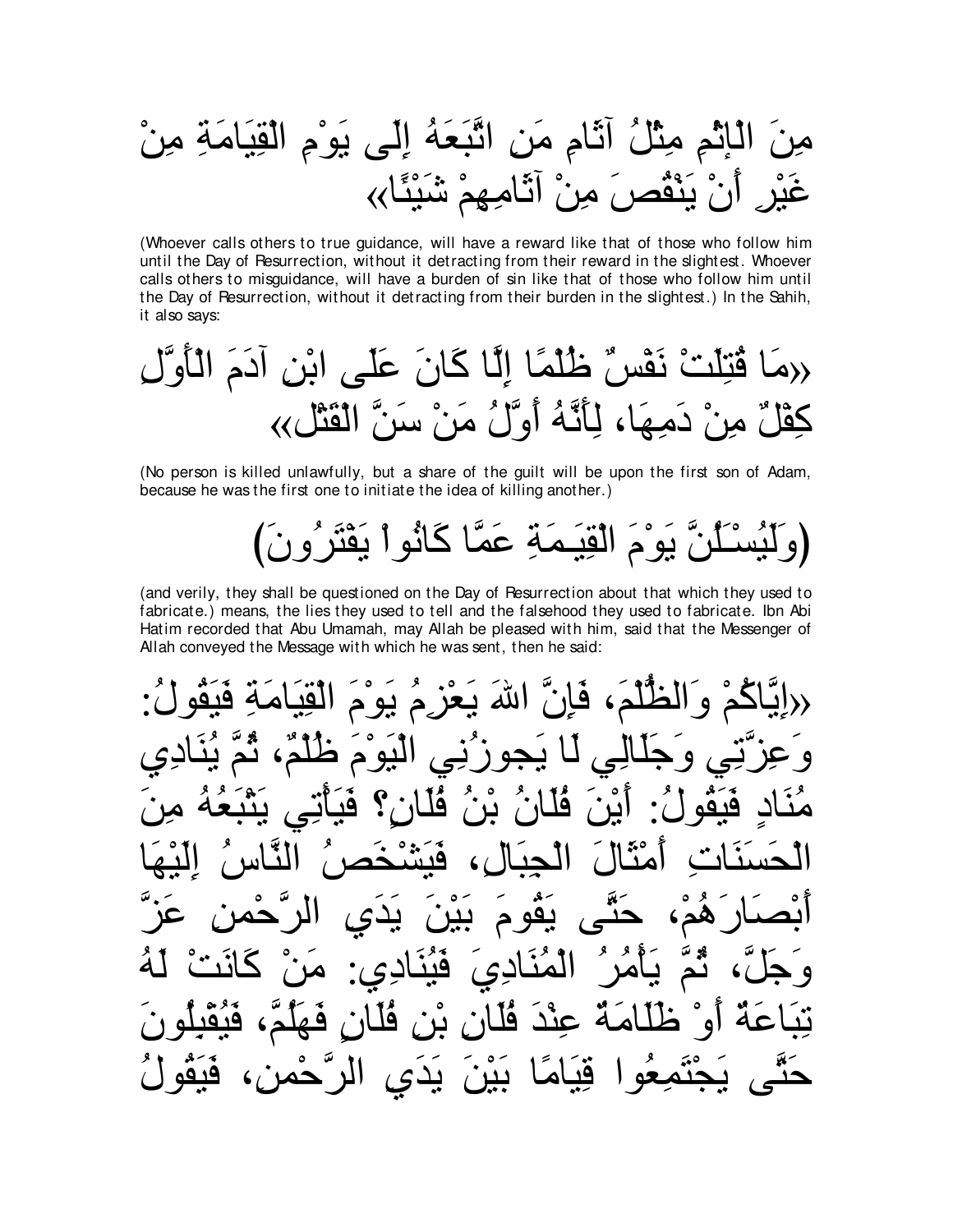مِنَ الْإِثْمِ مِثْلُ آثَامِ مَنِ اتَّبَعَهُ إِلَى يَوْمِ الْقِيَامَةِ مِنْ غَيْرِ أَنْ يَنْقُصَ مِنْ آثَامِهِمْ شَيْئًا»

(Whoever calls others to true guidance, will have a reward like that of those who follow him until the Day of Resurrection, without it detracting from their reward in the slightest. Whoever calls others to misguidance, will have a burden of sin like that of those who follow him until the Day of Resurrection, without it detracting from their burden in the slightest.) In the Sahih, it also says:

«مَا قُتِلَتْ نَفْسٌ ظُلْمًا إِلَّا كَانَ عَلَى ابْنِ آدَمَ الْأَوَّلِ كِفْلٌ مِنْ دَمِهَا، لِأَنَّهُ أَوَّلُ مَنْ سَنَّ الْقَتْلَ»

(No person is killed unlawfully, but a share of the guilt will be upon the first son of Adam, because he was the first one to initiate the idea of killing another.)

(وَلَيُسْـَٔلُنَّ يَوْمَ الْقِيَـمَةِ عَمَّا كَانُواْ يَفْتَرُونَ)

(and verily, they shall be questioned on the Day of Resurrection about that which they used to fabricate.) means, the lies they used to tell and the falsehood they used to fabricate. Ibn Abi Hatim recorded that Abu Umamah, may Allah be pleased with him, said that the Messenger of Allah conveyed the Message with which he was sent, then he said:

«إِيَّاكُمْ وَالظُّلْمَ، فَإِنَّ اللهَ يَعْزِمُ يَوْمَ الْقِيَامَةِ فَيَقُولُ: وَعِزَّتِي وَجَلَالِي لَا يَجُوزُنِي الْيَوْمَ ظُلْمٌ، ثُمَّ يُنَادِي مُنَادٍ فَيَقُولُ: أَيْنَ فُلَانُ بْنُ فُلَانٍ؟ فَيَأْتِي يَتْبَعُهُ مِنَ الْحَسَنَاتِ أَمْثَالَ الْجِبَالِ، فَيَشْخَصُ النَّاسُ إِلَيْهَا أَبْصَارَهُمْ، حَتَّى يَقُومَ بَيْنَ يَدَيِ الرَّحْمنِ عَزَّ وَجَلَّ، ثُمَّ يَأْمُرُ الْمُنَادِيَ فَيُنَادِي: مَنْ كَانَتْ لَهُ تِبَاعَةٌ أَوْ ظُلَامَةٌ عِنْدَ فُلَانِ بْنِ فُلَانٍ فَهَلُمَّ، فَيُقْبِلُونَ حَتَّى يَجْتَمِعُوا قِيَامًا بَيْنَ يَدَيِ الرَّحْمنِ، فَيَقُولُ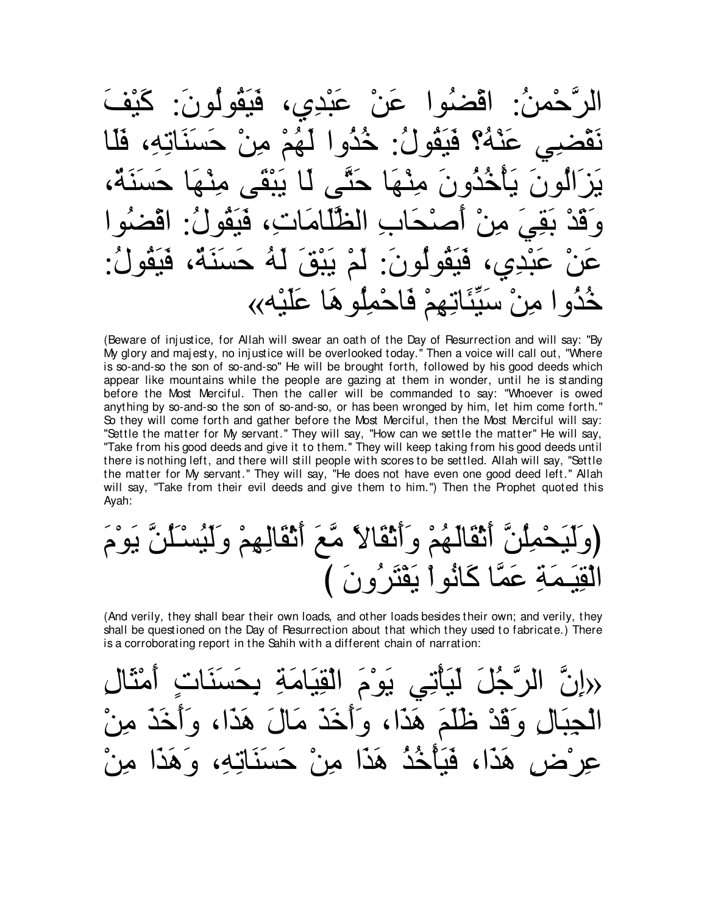الرَّحْمنُ: اقْضُوا عَنْ عَبْدِي، فَيَقُولُونَ: كَيْفَ نَقْضِي عَنْهُ؟ فَيَقُولُ: خُذُوا لَهُمْ مِنْ حَسَنَاتِهِ، فَلَا يَزَالُونَ يَأْخُذُونَ مِنْهَا حَتَّى لَا يَبْقَى مِنْهَا حَسَنَةٌ، وَقَدْ بَقِيَ مِنْ أَصْحَابِ الظُّلَامَاتِ، فَيَقُولُ: اقْضُوا عَنْ عَبْدِي، فَيَقُولُونَ: لَمْ يَبْقَ لَهُ حَسَنَةٌ، فَيَقُولُ: خُذُوا مِنْ سَيِّئَاتِهِمْ فَاحْمِلُوهَا عَلَيْه»

(Beware of injustice, for Allah will swear an oath of the Day of Resurrection and will say: "By My glory and majesty, no injustice will be overlooked today." Then a voice will call out, "Where is so-and-so the son of so-and-so" He will be brought forth, followed by his good deeds which appear like mountains while the people are gazing at them in wonder, until he is standing before the Most Merciful. Then the caller will be commanded to say: "Whoever is owed anything by so-and-so the son of so-and-so, or has been wronged by him, let him come forth." So they will come forth and gather before the Most Merciful, then the Most Merciful will say: "Settle the matter for My servant." They will say, "How can we settle the matter" He will say, "Take from his good deeds and give it to them." They will keep taking from his good deeds until there is nothing left, and there will still people with scores to be settled. Allah will say, "Settle the matter for My servant." They will say, "He does not have even one good deed left." Allah will say, "Take from their evil deeds and give them to him.") Then the Prophet quoted this Ayah:

(وَلَيَحْمِلُنَّ أَثْقَالَهُمْ وَأَثْقَالاً مَّعَ أَثْقَالِهِمْ وَلَيُسْـَلُنَّ يَوْمَ الْقِيَـمَةِ عَمَّا كَانُواْ يَفْتَرُونَ )

(And verily, they shall bear their own loads, and other loads besides their own; and verily, they shall be questioned on the Day of Resurrection about that which they used to fabricate.) There is a corroborating report in the Sahih with a different chain of narration:

«إِنَّ الرَّجُلَ لَيَأْتِي يَوْمَ الْقِيَامَةِ بِحَسَنَاتٍ أَمْثَالِ الْجِبَالِ وَقَدْ ظَلَمَ هَذَا، وَأَخَذَ مَالَ هَذَا، وَأَخَذَ مِنْ عِرْضِ هَذَا، فَيَأْخُذُ هَذَا مِنْ حَسَنَاتِهِ، وَهَذَا مِنْ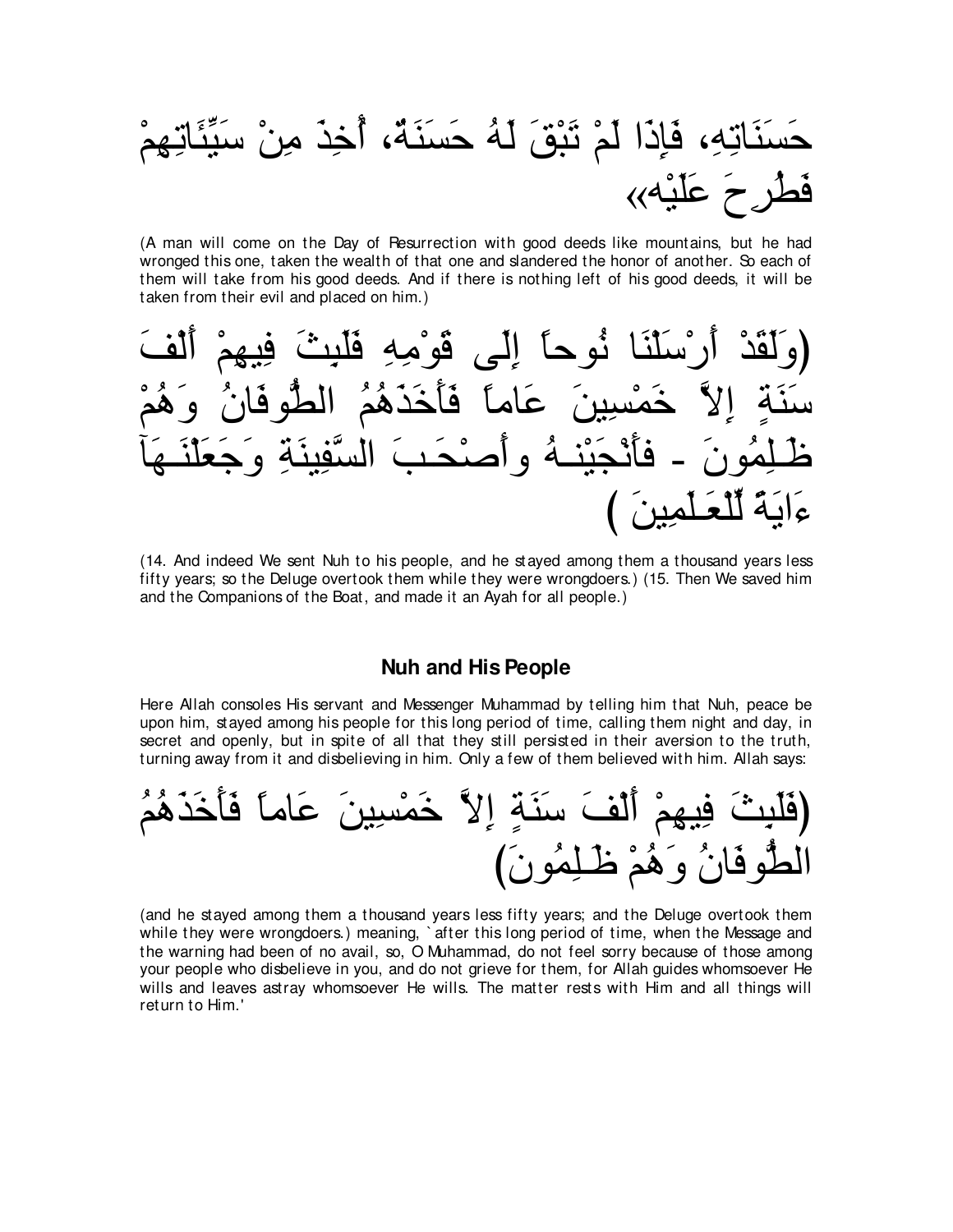حَسَنَاتِهِ، فَإِذَا لَمْ تَبْقَ لَهُ حَسَنَةٌ، أُخِذَ مِنْ سَيِّئَاتِهِمْ فَطُرِحَ عَلَيْه»

(A man will come on the Day of Resurrection with good deeds like mountains, but he had wronged this one, taken the wealth of that one and slandered the honor of another. So each of them will take from his good deeds. And if there is nothing left of his good deeds, it will be taken from their evil and placed on him.)

(وَلَقَدْ أَرْسَلْنَا نُوحاً إِلَى قَوْمِهِ فَلَبِثَ فِيهِمْ أَلْفَ سَنَةٍ إِلاَّ خَمْسِينَ عَاماً فَأَخَذَهُمُ الطُّوفَانُ وَهُمْ ظَـلِمُونَ - فَأَنْجَيْنَـهُ وأَصْحَـبَ السَّفِينَةِ وَجَعَلْنَـهَآ ءَايَةً لِّلْعَـلَمِينَ )

(14. And indeed We sent Nuh to his people, and he stayed among them a thousand years less fifty years; so the Deluge overtook them while they were wrongdoers.) (15. Then We saved him and the Companions of the Boat, and made it an Ayah for all people.)

### Nuh and His People

Here Allah consoles His servant and Messenger Muhammad by telling him that Nuh, peace be upon him, stayed among his people for this long period of time, calling them night and day, in secret and openly, but in spite of all that they still persisted in their aversion to the truth, turning away from it and disbelieving in him. Only a few of them believed with him. Allah says:

(فَلَبِثَ فِيهِمْ أَلْفَ سَنَةٍ إِلاَّ خَمْسِينَ عَاماً فَأَخَذَهُمُ الطُّوفَانُ وَهُمْ ظَـلِمُونَ)

(and he stayed among them a thousand years less fifty years; and the Deluge overtook them while they were wrongdoers.) meaning, `after this long period of time, when the Message and the warning had been of no avail, so, O Muhammad, do not feel sorry because of those among your people who disbelieve in you, and do not grieve for them, for Allah guides whomsoever He wills and leaves astray whomsoever He wills. The matter rests with Him and all things will return to Him.'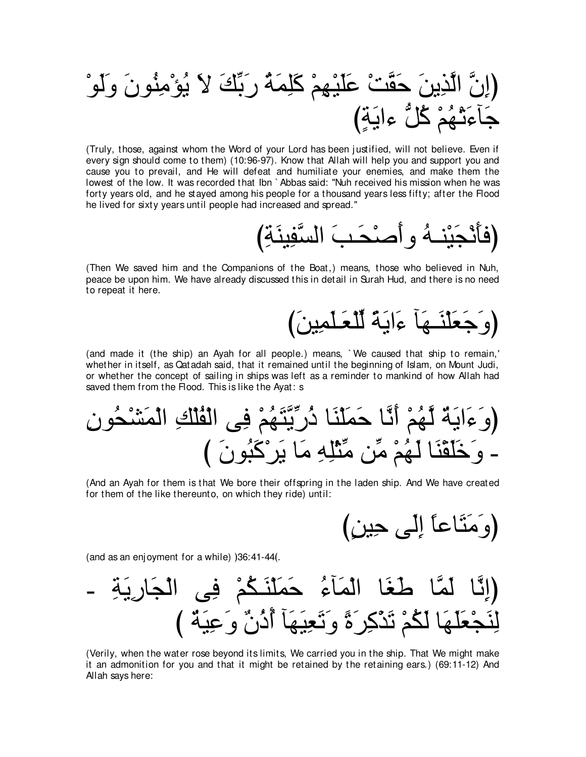(إِنَّ الَّذِينَ حَقَّتْ عَلَيْهِمْ كَلِمَةُ رَبِّكَ لاَ يُؤْمِنُونَ وَلَوْ جَآءَتْهُمْ كُلُّ ءايَةٍ)

(Truly, those, against whom the Word of your Lord has been justified, will not believe. Even if every sign should come to them) (10:96-97). Know that Allah will help you and support you and cause you to prevail, and He will defeat and humiliate your enemies, and make them the lowest of the low. It was recorded that Ibn `Abbas said: "Nuh received his mission when he was forty years old, and he stayed among his people for a thousand years less fifty; after the Flood he lived for sixty years until people had increased and spread."

(فَأَنْجَيْنَـهُ وأَصْحَـبَ السَّفِينَةِ)

(Then We saved him and the Companions of the Boat,) means, those who believed in Nuh, peace be upon him. We have already discussed this in detail in Surah Hud, and there is no need to repeat it here.

(وَجَعَلْنَـهَآ ءَايَةً لِّلْعَـلَمِينَ)

(and made it (the ship) an Ayah for all people.) means, `We caused that ship to remain,' whether in itself, as Qatadah said, that it remained until the beginning of Islam, on Mount Judi, or whether the concept of sailing in ships was left as a reminder to mankind of how Allah had saved them from the Flood. This is like the Ayat: s

(وَءَايَةٌ لَّهُمْ أَنَّا حَمَلْنَا ذُرِّيَّتَهُمْ فِى الْفُلْكِ الْمَشْحُونِ - وَخَلَقْنَا لَهُمْ مِّن مِّثْلِهِ مَا يَرْكَبُونَ )

(And an Ayah for them is that We bore their offspring in the laden ship. And We have created for them of the like thereunto, on which they ride) until:

(وَمَتَاعاً إِلَى حِينٍ)

(and as an enjoyment for a while) )36:41-44(.

(إِنَّا لَمَّا طَغَا الْمَآءُ حَمَلْنَـكُمْ فِى الْجَارِيَةِ - لِنَجْعَلَهَا لَكُمْ تَذْكِرَةً وَتَعِيَهَآ أُذُنٌ وَعِيَةٌ )

(Verily, when the water rose beyond its limits, We carried you in the ship. That We might make it an admonition for you and that it might be retained by the retaining ears.) (69:11-12) And Allah says here: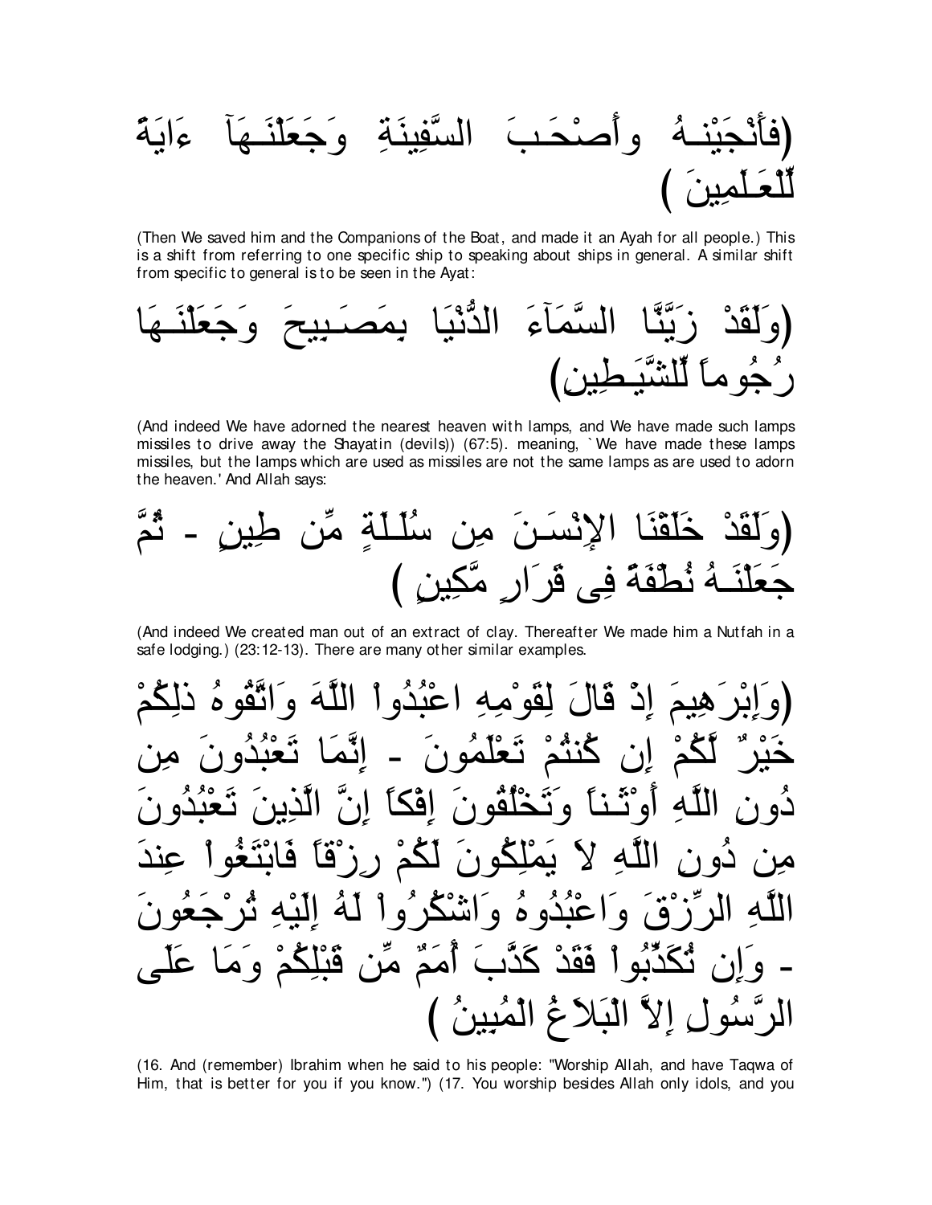(فَأَنْجَيْنَـهُ وأَصْحَـبَ السَّفِينَةِ وَجَعَلْنَـهَآ ءَايَةً لِّلْعَـلَمِينَ )

(Then We saved him and the Companions of the Boat, and made it an Ayah for all people.) This is a shift from referring to one specific ship to speaking about ships in general. A similar shift from specific to general is to be seen in the Ayat:

(وَلَقَدْ زَيَّنَّا السَّمَآءَ الدُّنْيَا بِمَصَـبِيحَ وَجَعَلْنَـهَا رُجُوماً لِّلشَّيَـطِينِ)

(And indeed We have adorned the nearest heaven with lamps, and We have made such lamps missiles to drive away the Shayatin (devils)) (67:5). meaning, `We have made these lamps missiles, but the lamps which are used as missiles are not the same lamps as are used to adorn the heaven.' And Allah says:

(وَلَقَدْ خَلَقْنَا الإِنْسَـنَ مِن سُلَـلَةٍ مِّن طِينٍ - ثُمَّ جَعَلْنَـهُ نُطْفَةً فِى قَرَارٍ مَّكِينٍ )

(And indeed We created man out of an extract of clay. Thereafter We made him a Nutfah in a safe lodging.) (23:12-13). There are many other similar examples.

(وَإِبْرَهِيمَ إِذْ قَالَ لِقَوْمِهِ اعْبُدُواْ اللَّهَ وَاتَّقُوهُ ذَلِكُمْ خَيْرٌ لَّكُمْ إِن كُنتُمْ تَعْلَمُونَ - إِنَّمَا تَعْبُدُونَ مِن دُونِ اللَّهِ أَوْثَـناً وَتَخْلُقُونَ إِفْكاً إِنَّ الَّذِينَ تَعْبُدُونَ مِن دُونِ اللَّهِ لاَ يَمْلِكُونَ لَكُمْ رِزْقاً فَابْتَغُواْ عِندَ اللَّهِ الرِّزْقَ وَاعْبُدُوهُ وَاشْكُرُواْ لَهُ إِلَيْهِ تُرْجَعُونَ - وَإِن تُكَذِّبُواْ فَقَدْ كَذَّبَ أُمَمٌ مِّن قَبْلِكُمْ وَمَا عَلَى الرَّسُولِ إِلاَّ الْبَلاَغُ الْمُبِينُ )

(16. And (remember) Ibrahim when he said to his people: "Worship Allah, and have Taqwa of Him, that is better for you if you know.") (17. You worship besides Allah only idols, and you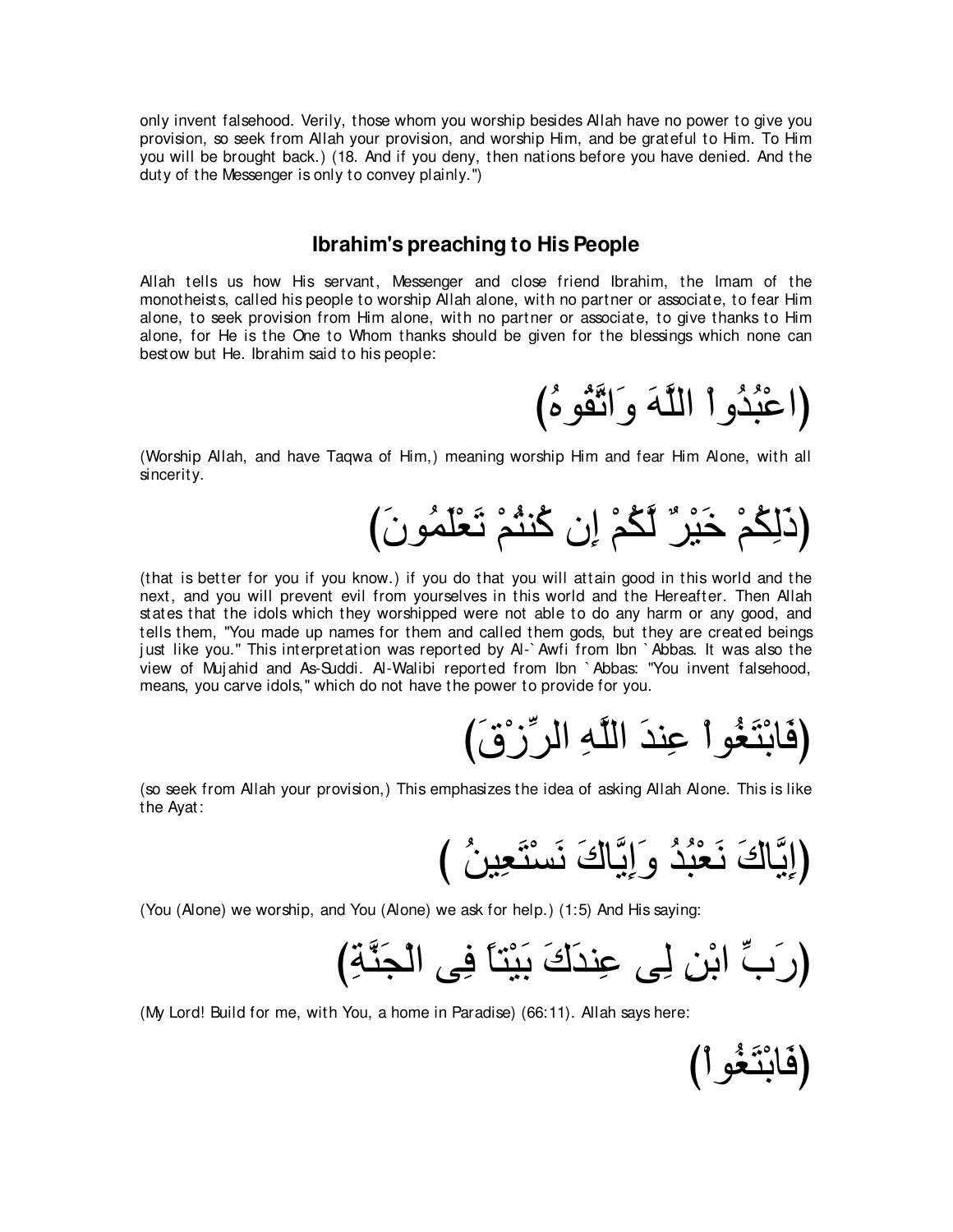only invent falsehood. Verily, those whom you worship besides Allah have no power to give you provision, so seek from Allah your provision, and worship Him, and be grateful to Him. To Him you will be brought back.) (18. And if you deny, then nations before you have denied. And the duty of the Messenger is only to convey plainly.")

## Ibrahim's preaching to His People

Allah tells us how His servant, Messenger and close friend Ibrahim, the Imam of the monotheists, called his people to worship Allah alone, with no partner or associate, to fear Him alone, to seek provision from Him alone, with no partner or associate, to give thanks to Him alone, for He is the One to Whom thanks should be given for the blessings which none can bestow but He. Ibrahim said to his people:

(اعْبُدُواْ اللَّهَ وَاتَّقُوهُ)

(Worship Allah, and have Taqwa of Him,) meaning worship Him and fear Him Alone, with all sincerity.

(ذَلِكُمْ خَيْرٌ لَّكُمْ إِن كُنتُمْ تَعْلَمُونَ)

(that is better for you if you know.) if you do that you will attain good in this world and the next, and you will prevent evil from yourselves in this world and the Hereafter. Then Allah states that the idols which they worshipped were not able to do any harm or any good, and tells them, "You made up names for them and called them gods, but they are created beings just like you." This interpretation was reported by Al-`Awfi from Ibn `Abbas. It was also the view of Mujahid and As-Suddi. Al-Walibi reported from Ibn `Abbas: "You invent falsehood, means, you carve idols," which do not have the power to provide for you.

(فَابْتَغُواْ عِندَ اللَّهِ الرِّزْقَ)

(so seek from Allah your provision,) This emphasizes the idea of asking Allah Alone. This is like the Ayat:

(إِيَّاكَ نَعْبُدُ وَإِيَّاكَ نَسْتَعِينُ )

(You (Alone) we worship, and You (Alone) we ask for help.) (1:5) And His saying:

(رَبِّ ابْنِ لِى عِندَكَ بَيْتاً فِى الْجَنَّةِ)

(My Lord! Build for me, with You, a home in Paradise) (66:11). Allah says here:

(فَابْتَغُواْ)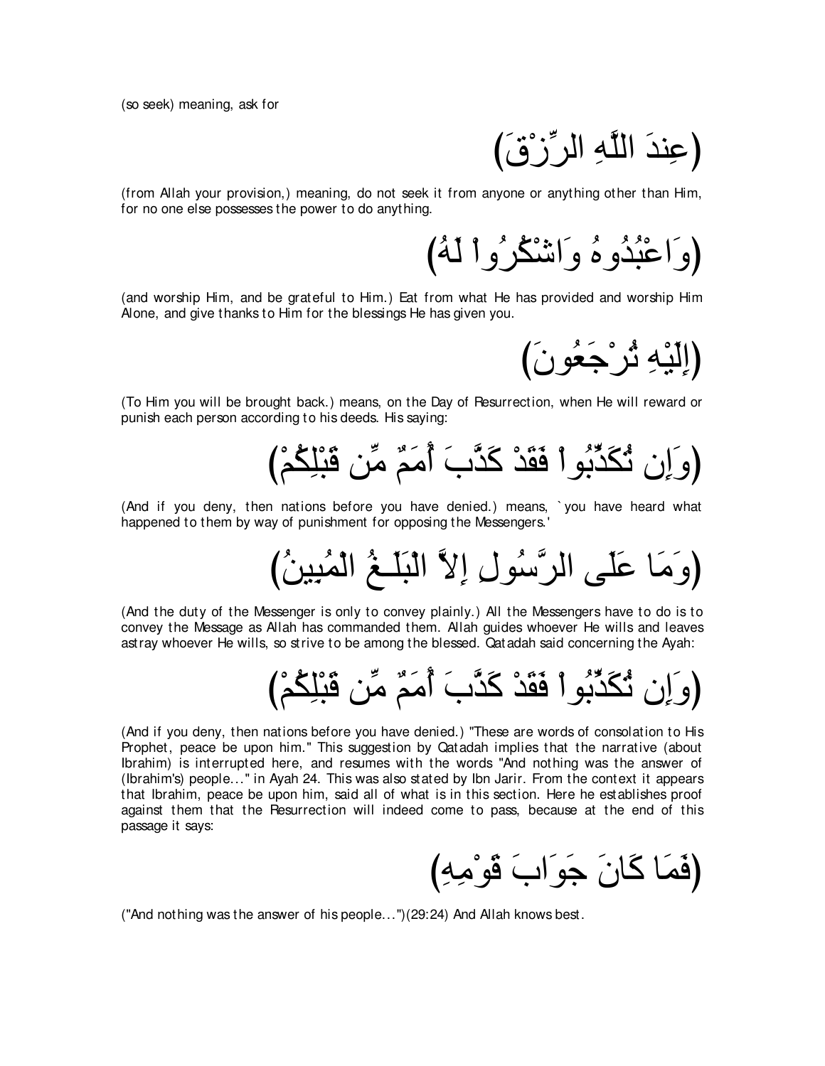(so seek) meaning, ask for

(عِندَ اللَّهِ الرِّزْقَ)

(from Allah your provision,) meaning, do not seek it from anyone or anything other than Him, for no one else possesses the power to do anything.

(وَاعْبُدُوهُ وَاشْكُرُواْ لَهُ)

(and worship Him, and be grateful to Him.) Eat from what He has provided and worship Him Alone, and give thanks to Him for the blessings He has given you.

(إِلَيْهِ تُرْجَعُونَ)

(To Him you will be brought back.) means, on the Day of Resurrection, when He will reward or punish each person according to his deeds. His saying:

(وَإِن تُكَذِّبُواْ فَقَدْ كَذَّبَ أُمَمٌ مِّن قَبْلِكُمْ)

(And if you deny, then nations before you have denied.) means, `you have heard what happened to them by way of punishment for opposing the Messengers.'

(وَمَا عَلَى الرَّسُولِ إِلاَّ الْبَلَـغُ الْمُبِينُ)

(And the duty of the Messenger is only to convey plainly.) All the Messengers have to do is to convey the Message as Allah has commanded them. Allah guides whoever He wills and leaves astray whoever He wills, so strive to be among the blessed. Qatadah said concerning the Ayah:

(وَإِن تُكَذِّبُواْ فَقَدْ كَذَّبَ أُمَمٌ مِّن قَبْلِكُمْ)

(And if you deny, then nations before you have denied.) "These are words of consolation to His Prophet, peace be upon him." This suggestion by Qatadah implies that the narrative (about Ibrahim) is interrupted here, and resumes with the words "And nothing was the answer of (Ibrahim's) people..." in Ayah 24. This was also stated by Ibn Jarir. From the context it appears that Ibrahim, peace be upon him, said all of what is in this section. Here he establishes proof against them that the Resurrection will indeed come to pass, because at the end of this passage it says:

(فَمَا كَانَ جَوَابَ قَوْمِهِ)

("And nothing was the answer of his people...")(29:24) And Allah knows best.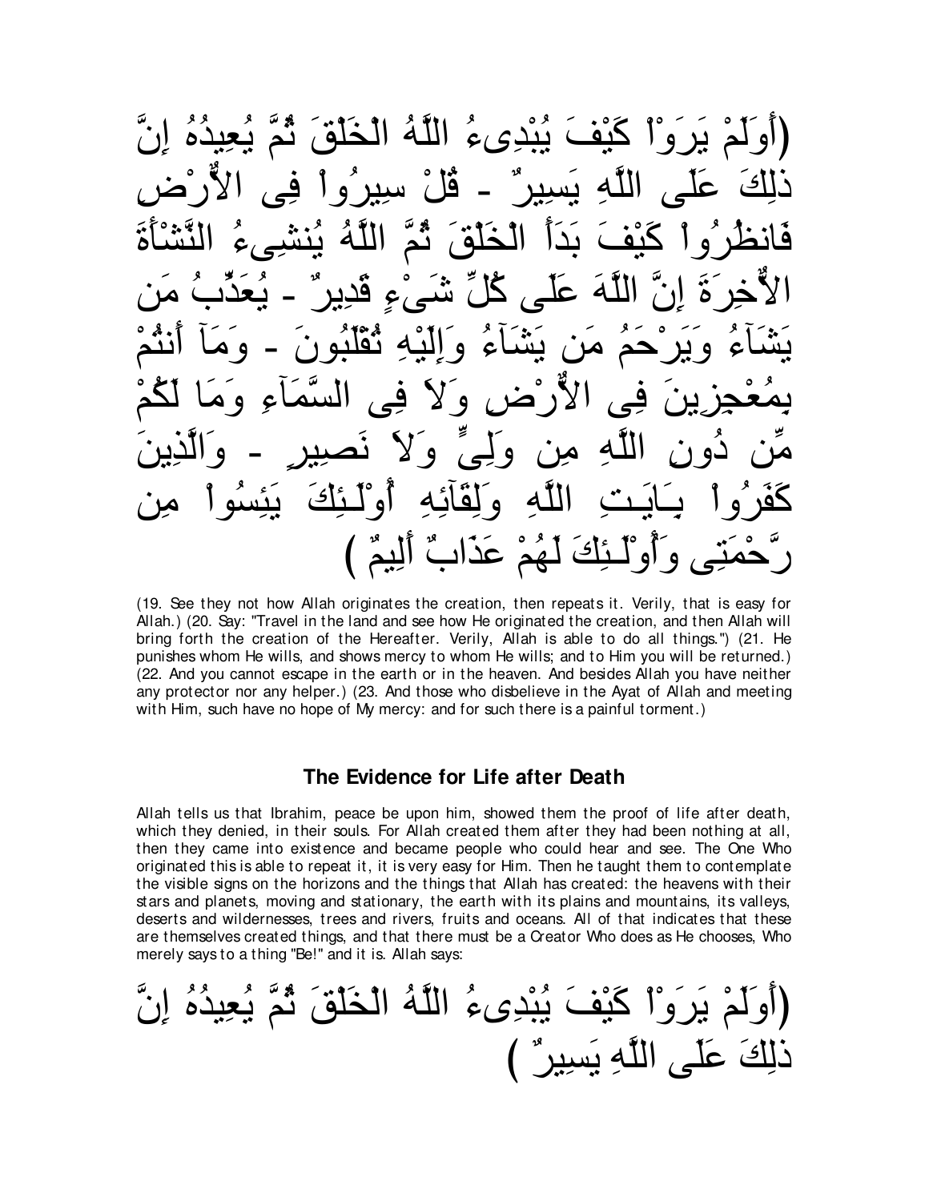(أَوَلَمْ يَرَوْاْ كَيْفَ يُبْدِىءُ اللَّهُ الْخَلْقَ ثُمَّ يُعِيدُهُ إِنَّ ذلِكَ عَلَى اللَّهِ يَسِيرٌ - قُلْ سِيرُواْ فِى الاٌّرْضِ فَانظُرُواْ كَيْفَ بَدَأَ الْخَلْقَ ثُمَّ اللَّهُ يُنشِىءُ النَّشْأَةَ الاٌّخِرَةَ إِنَّ اللَّهَ عَلَى كُلِّ شَىْءٍ قَدِيرٌ - يُعَذِّبُ مَن يَشَآءُ وَيَرْحَمُ مَن يَشَآءُ وَإِلَيْهِ تُقْلَبُونَ - وَمَآ أَنتُمْ بِمُعْجِزِينَ فِى الاٌّرْضِ وَلاَ فِى السَّمَآءِ وَمَا لَكُمْ مِّن دُونِ اللَّهِ مِن وَلِىٍّ وَلاَ نَصِيرٍ - وَالَّذِينَ كَفَرُواْ بِـَايَـتِ اللَّهِ وَلِقَآئِهِ أُوْلَـئِكَ يَئِسُواْ مِن رَّحْمَتِى وَأُوْلَـئِكَ لَهُمْ عَذَابٌ أَلِيمٌ )

(19. See they not how Allah originates the creation, then repeats it. Verily, that is easy for Allah.) (20. Say: "Travel in the land and see how He originated the creation, and then Allah will bring forth the creation of the Hereafter. Verily, Allah is able to do all things.") (21. He punishes whom He wills, and shows mercy to whom He wills; and to Him you will be returned.) (22. And you cannot escape in the earth or in the heaven. And besides Allah you have neither any protector nor any helper.) (23. And those who disbelieve in the Ayat of Allah and meeting with Him, such have no hope of My mercy: and for such there is a painful torment.)

## The Evidence for Life after Death

Allah tells us that Ibrahim, peace be upon him, showed them the proof of life after death, which they denied, in their souls. For Allah created them after they had been nothing at all, then they came into existence and became people who could hear and see. The One Who originated this is able to repeat it, it is very easy for Him. Then he taught them to contemplate the visible signs on the horizons and the things that Allah has created: the heavens with their stars and planets, moving and stationary, the earth with its plains and mountains, its valleys, deserts and wildernesses, trees and rivers, fruits and oceans. All of that indicates that these are themselves created things, and that there must be a Creator Who does as He chooses, Who merely says to a thing "Be!" and it is. Allah says:

(أَوَلَمْ يَرَوْاْ كَيْفَ يُبْدِىءُ اللَّهُ الْخَلْقَ ثُمَّ يُعِيدُهُ إِنَّ ذلِكَ عَلَى اللَّهِ يَسِيرٌ )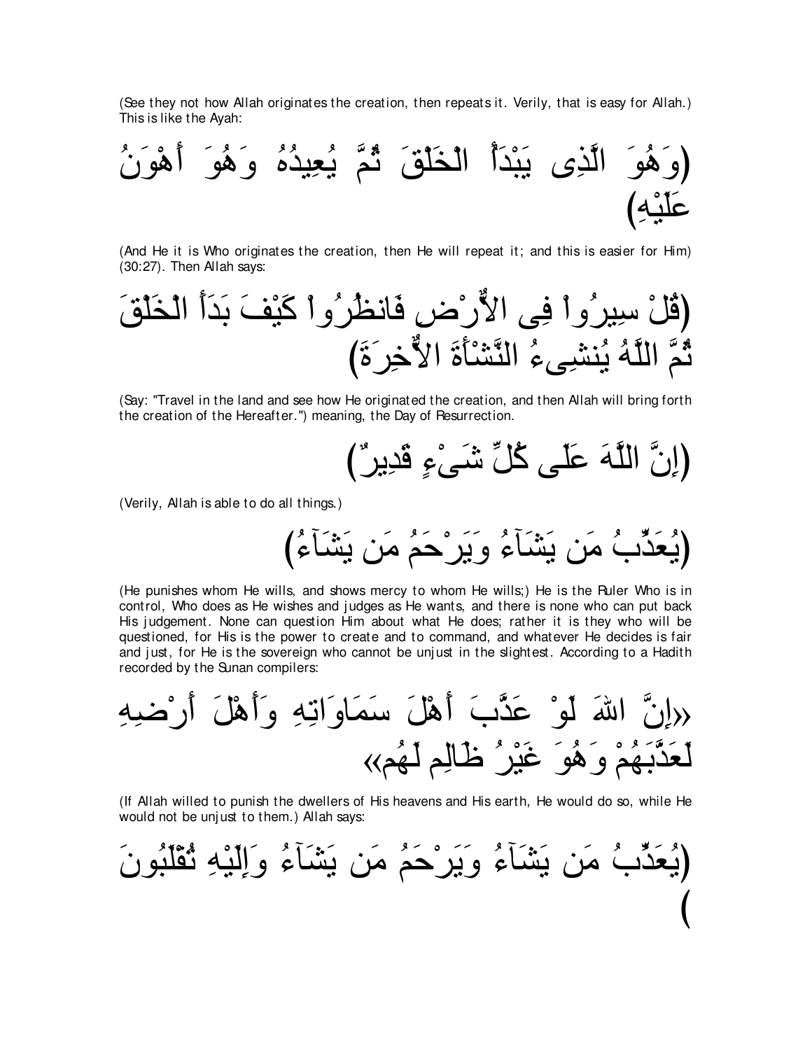(See they not how Allah originates the creation, then repeats it. Verily, that is easy for Allah.) This is like the Ayah:

(وَهُوَ الَّذِى يَبْدَأُ الْخَلْقَ ثُمَّ يُعِيدُهُ وَهُوَ أَهْوَنُ عَلَيْهِ)

(And He it is Who originates the creation, then He will repeat it; and this is easier for Him) (30:27). Then Allah says:

(قُلْ سِيرُواْ فِى الاٌّرْضِ فَانظُرُواْ كَيْفَ بَدَأَ الْخَلْقَ ثُمَّ اللَّهُ يُنشِىءُ النَّشْأَةَ الاٌّخِرَةَ)

(Say: "Travel in the land and see how He originated the creation, and then Allah will bring forth the creation of the Hereafter.") meaning, the Day of Resurrection.

(إِنَّ اللَّهَ عَلَى كُلِّ شَىْءٍ قَدِيرٌ)

(Verily, Allah is able to do all things.)

(يُعَذِّبُ مَن يَشَآءُ وَيَرْحَمُ مَن يَشَآءُ)

(He punishes whom He wills, and shows mercy to whom He wills;) He is the Ruler Who is in control, Who does as He wishes and judges as He wants, and there is none who can put back His judgement. None can question Him about what He does; rather it is they who will be questioned, for His is the power to create and to command, and whatever He decides is fair and just, for He is the sovereign who cannot be unjust in the slightest. According to a Hadith recorded by the Sunan compilers:

«إِنَّ اللهَ لَوْ عَذَّبَ أَهْلَ سَمَاوَاتِهِ وَأَهْلَ أَرْضِهِ لَعَذَّبَهُمْ وَهُوَ غَيْرُ ظَالِمٍ لَهُم»

(If Allah willed to punish the dwellers of His heavens and His earth, He would do so, while He would not be unjust to them.) Allah says:

(يُعَذِّبُ مَن يَشَآءُ وَيَرْحَمُ مَن يَشَآءُ وَإِلَيْهِ تُقْلَبُونَ)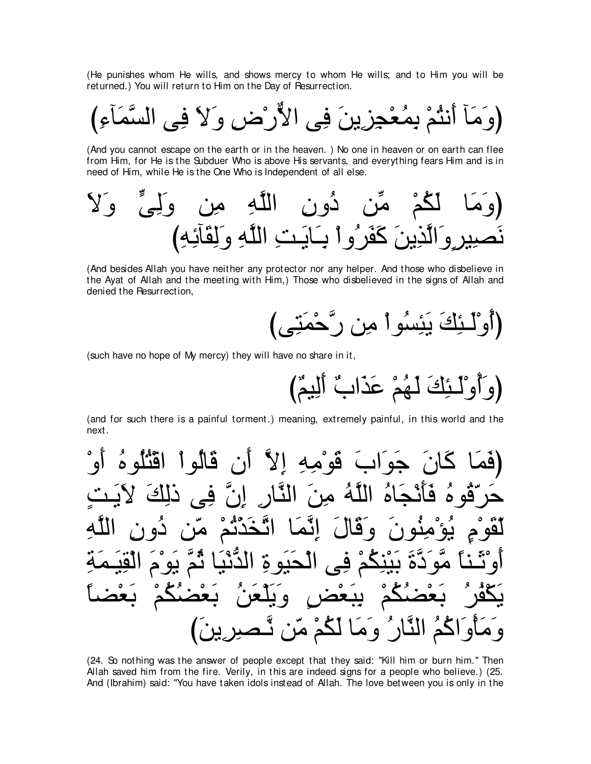(He punishes whom He wills, and shows mercy to whom He wills; and to Him you will be returned.) You will return to Him on the Day of Resurrection.

(وَمَآ أَنتُمْ بِمُعْجِزِينَ فِى الاٌّرْضِ وَلاَ فِى السَّمَآءِ)

(And you cannot escape on the earth or in the heaven. ) No one in heaven or on earth can flee from Him, for He is the Subduer Who is above His servants, and everything fears Him and is in need of Him, while He is the One Who is Independent of all else.

(وَمَا لَكُمْ مِّن دُونِ اللَّهِ مِن وَلِىٍّ وَلاَ نَصِيرٍوَالَّذِينَ كَفَرُواْ بِـَايَـتِ اللَّهِ وَلِقَآئِهِ)

(And besides Allah you have neither any protector nor any helper. And those who disbelieve in the Ayat of Allah and the meeting with Him,) Those who disbelieved in the signs of Allah and denied the Resurrection,

(أُوْلَـئِكَ يَئِسُواْ مِن رَّحْمَتِى)

(such have no hope of My mercy) they will have no share in it,

(وَأُوْلَـئِكَ لَهُمْ عَذَابٌ أَلِيمٌ)

(and for such there is a painful torment.) meaning, extremely painful, in this world and the next.

(فَمَا كَانَ جَوَابَ قَوْمِهِ إِلاَّ أَن قَالُواْ اقْتُلُوهُ أَوْ حَرِّقُوهُ فَأَنْجَاهُ اللَّهُ مِنَ النَّارِ إِنَّ فِى ذلِكَ لاّيَـتٍ لِّقَوْمٍ يُؤْمِنُونَ وَقَالَ إِنَّمَا اتَّخَذْتُمْ مِّن دُونِ اللَّهِ أَوْثَـناً مَّوَدَّةَ بَيْنِكُمْ فِى الْحَيَوةِ الدُّنْيَا ثُمَّ يَوْمَ الْقِيَـمَةِ يَكْفُرُ بَعْضُكُمْ بِبَعْضٍ وَيَلْعَنُ بَعْضُكُمْ بَعْضاً وَمَأْوَاكُمُ النَّارُ وَمَا لَكُمْ مِّن نَّـصِرِينَ)

(24. So nothing was the answer of people except that they said: "Kill him or burn him." Then Allah saved him from the fire. Verily, in this are indeed signs for a people who believe.) (25. And (Ibrahim) said: "You have taken idols instead of Allah. The love between you is only in the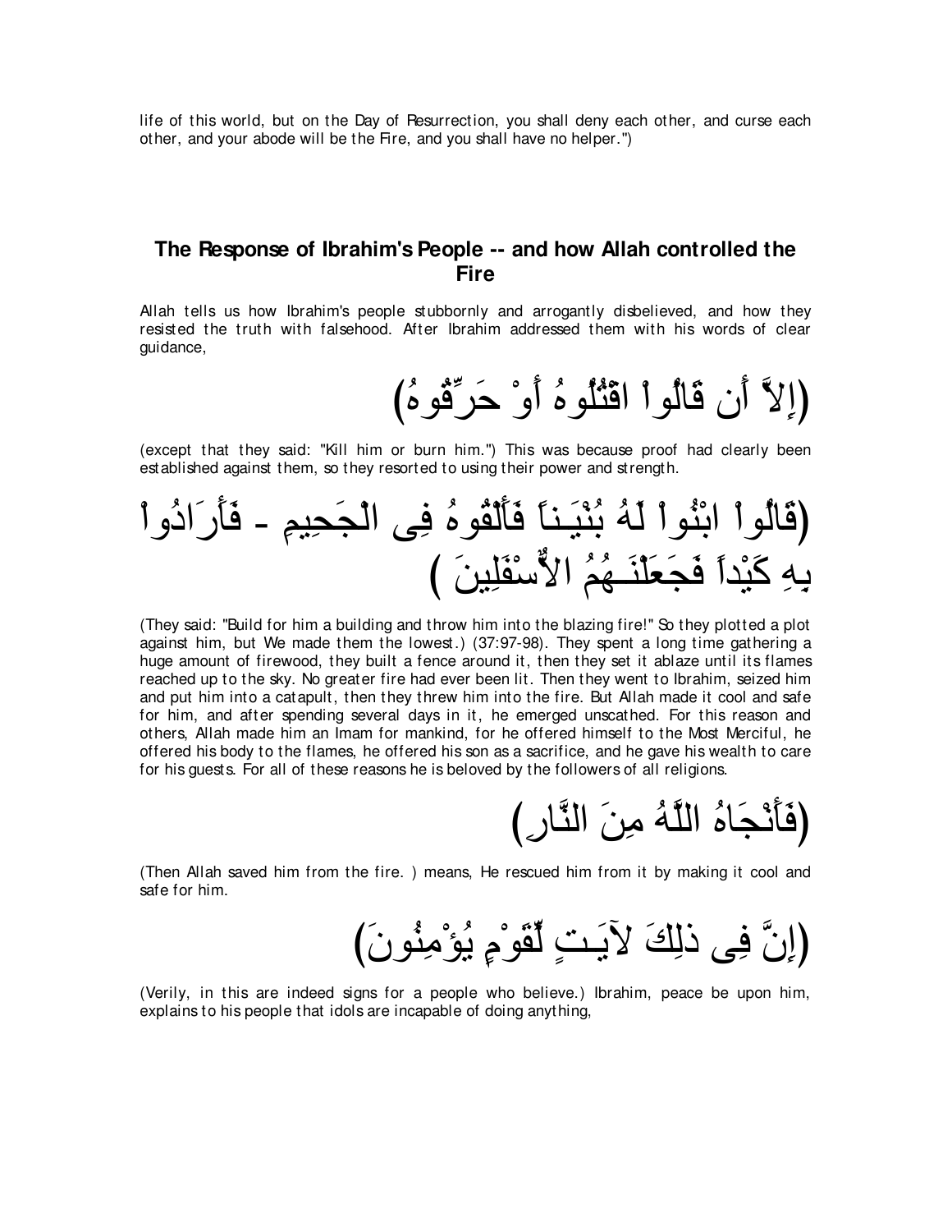life of this world, but on the Day of Resurrection, you shall deny each other, and curse each other, and your abode will be the Fire, and you shall have no helper.")

## The Response of Ibrahim's People -- and how Allah controlled the Fire

Allah tells us how Ibrahim's people stubbornly and arrogantly disbelieved, and how they resisted the truth with falsehood. After Ibrahim addressed them with his words of clear guidance,

(إِلاَّ أَن قَالُواْ اقْتُلُوهُ أَوْ حَرِّقُوهُ)

(except that they said: "Kill him or burn him.") This was because proof had clearly been established against them, so they resorted to using their power and strength.

(قَالُواْ ابْنُواْ لَهُ بُنْيَـناً فَأَلْقُوهُ فِى الْجَحِيمِ - فَأَرَادُواْ بِهِ كَيْداً فَجَعَلْنَـهُمُ الاٌّسْفَلِينَ )

(They said: "Build for him a building and throw him into the blazing fire!" So they plotted a plot against him, but We made them the lowest.) (37:97-98). They spent a long time gathering a huge amount of firewood, they built a fence around it, then they set it ablaze until its flames reached up to the sky. No greater fire had ever been lit. Then they went to Ibrahim, seized him and put him into a catapult, then they threw him into the fire. But Allah made it cool and safe for him, and after spending several days in it, he emerged unscathed. For this reason and others, Allah made him an Imam for mankind, for he offered himself to the Most Merciful, he offered his body to the flames, he offered his son as a sacrifice, and he gave his wealth to care for his guests. For all of these reasons he is beloved by the followers of all religions.

(فَأَنْجَاهُ اللَّهُ مِنَ النَّارِ)

(Then Allah saved him from the fire. ) means, He rescued him from it by making it cool and safe for him.

(إِنَّ فِى ذلِكَ لآيَـتٍ لِّقَوْمٍ يُؤْمِنُونَ)

(Verily, in this are indeed signs for a people who believe.) Ibrahim, peace be upon him, explains to his people that idols are incapable of doing anything,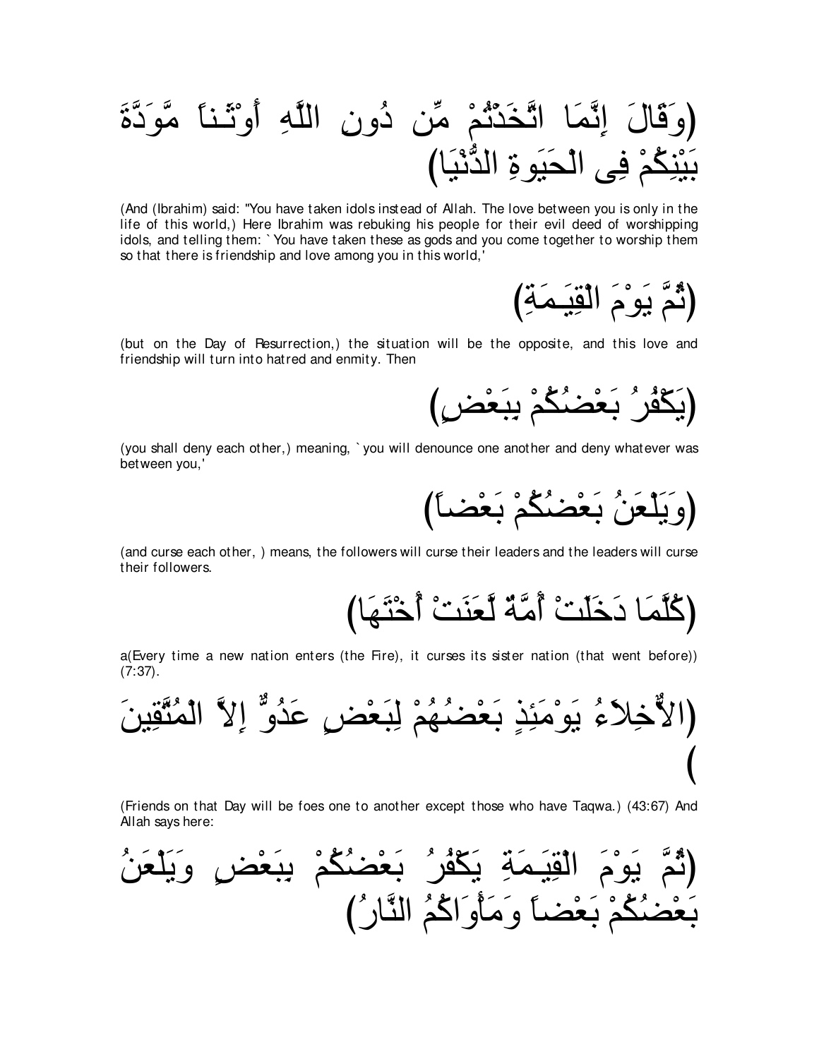(وَقَالَ إِنَّمَا اتَّخَذْتُمْ مِّن دُونِ اللَّهِ أَوْثَـناً مَّوَدَّةَ بَيْنِكُمْ فِى الْحَيَوةِ الدُّنْيَا)

(And (Ibrahim) said: "You have taken idols instead of Allah. The love between you is only in the life of this world,) Here Ibrahim was rebuking his people for their evil deed of worshipping idols, and telling them: `You have taken these as gods and you come together to worship them so that there is friendship and love among you in this world,'

(ثُمَّ يَوْمَ الْقِيَـمَةِ)

(but on the Day of Resurrection,) the situation will be the opposite, and this love and friendship will turn into hatred and enmity. Then

(يَكْفُرُ بَعْضُكُمْ بِبَعْضٍ)

(you shall deny each other,) meaning, `you will denounce one another and deny whatever was between you,'

(وَيَلْعَنُ بَعْضُكُمْ بَعْضاً)

(and curse each other, ) means, the followers will curse their leaders and the leaders will curse their followers.

(كُلَّمَا دَخَلَتْ أُمَّةٌ لَّعَنَتْ أُخْتَهَا)

a(Every time a new nation enters (the Fire), it curses its sister nation (that went before)) (7:37).

(الاٌّخِلاَءُ يَوْمَئِذٍ بَعْضُهُمْ لِبَعْضٍ عَدُوٌّ إِلاَّ الْمُتَّقِينَ )

(Friends on that Day will be foes one to another except those who have Taqwa.) (43:67) And Allah says here:

(ثُمَّ يَوْمَ الْقِيَـمَةِ يَكْفُرُ بَعْضُكُمْ بِبَعْضٍ وَيَلْعَنُ بَعْضُكُمْ بَعْضاً وَمَأْوَاكُمُ النَّارُ)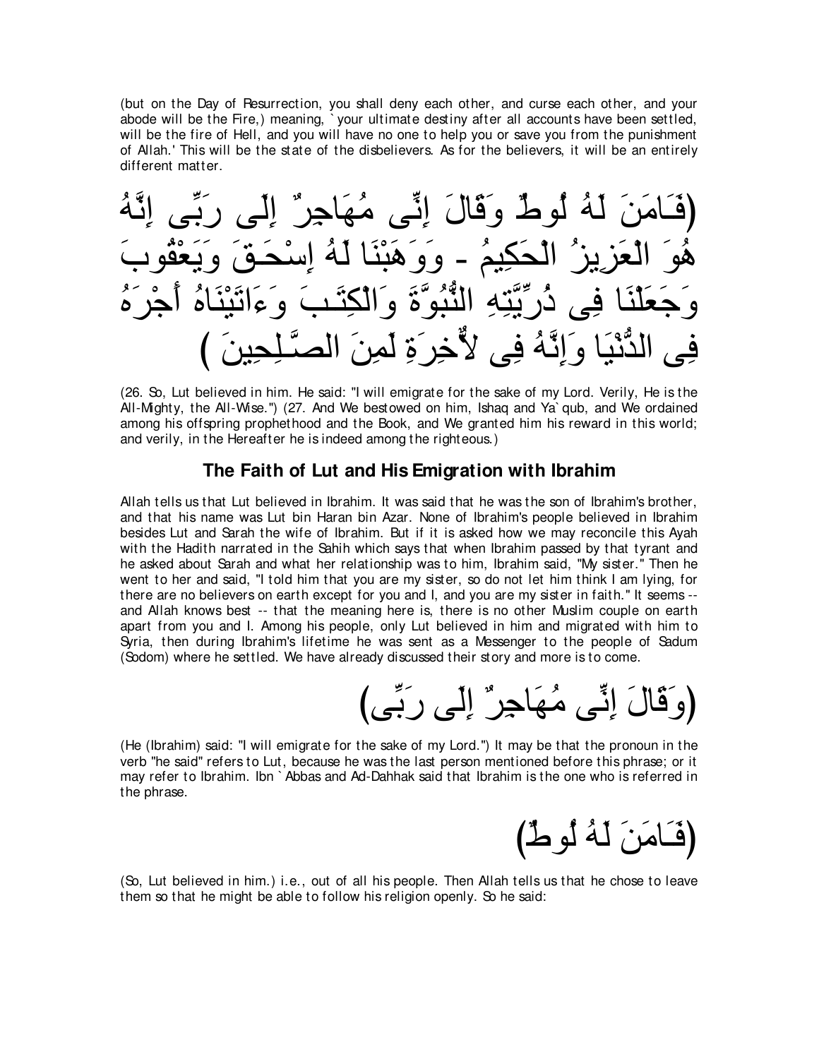(but on the Day of Resurrection, you shall deny each other, and curse each other, and your abode will be the Fire,) meaning, `your ultimate destiny after all accounts have been settled, will be the fire of Hell, and you will have no one to help you or save you from the punishment of Allah.' This will be the state of the disbelievers. As for the believers, it will be an entirely different matter.

(فَـَامَنَ لَهُ لُوطٌ وَقَالَ إِنِّى مُهَاجِرٌ إِلَى رَبِّى إِنَّهُ هُوَ الْعَزِيزُ الْحَكِيمُ - وَوَهَبْنَا لَهُ إِسْحَـقَ وَيَعْقُوبَ وَجَعَلْنَا فِى ذُرِّيَّتِهِ النُّبُوَّةَ وَالْكِتَـبَ وَءَاتَيْنَاهُ أَجْرَهُ فِى الدُّنْيَا وَإِنَّهُ فِى لاٌّخِرَةِ لَمِنَ الصَّـلِحِينَ )

(26. So, Lut believed in him. He said: "I will emigrate for the sake of my Lord. Verily, He is the All-Mighty, the All-Wise.") (27. And We bestowed on him, Ishaq and Ya`qub, and We ordained among his offspring prophethood and the Book, and We granted him his reward in this world; and verily, in the Hereafter he is indeed among the righteous.)

## The Faith of Lut and His Emigration with Ibrahim

Allah tells us that Lut believed in Ibrahim. It was said that he was the son of Ibrahim's brother, and that his name was Lut bin Haran bin Azar. None of Ibrahim's people believed in Ibrahim besides Lut and Sarah the wife of Ibrahim. But if it is asked how we may reconcile this Ayah with the Hadith narrated in the Sahih which says that when Ibrahim passed by that tyrant and he asked about Sarah and what her relationship was to him, Ibrahim said, "My sister." Then he went to her and said, "I told him that you are my sister, so do not let him think I am lying, for there are no believers on earth except for you and I, and you are my sister in faith." It seems -- and Allah knows best -- that the meaning here is, there is no other Muslim couple on earth apart from you and I. Among his people, only Lut believed in him and migrated with him to Syria, then during Ibrahim's lifetime he was sent as a Messenger to the people of Sadum (Sodom) where he settled. We have already discussed their story and more is to come.

(وَقَالَ إِنِّى مُهَاجِرٌ إِلَى رَبِّى)

(He (Ibrahim) said: "I will emigrate for the sake of my Lord.") It may be that the pronoun in the verb "he said" refers to Lut, because he was the last person mentioned before this phrase; or it may refer to Ibrahim. Ibn `Abbas and Ad-Dahhak said that Ibrahim is the one who is referred in the phrase.

(فَـَامَنَ لَهُ لُوطٌ)

(So, Lut believed in him.) i.e., out of all his people. Then Allah tells us that he chose to leave them so that he might be able to follow his religion openly. So he said: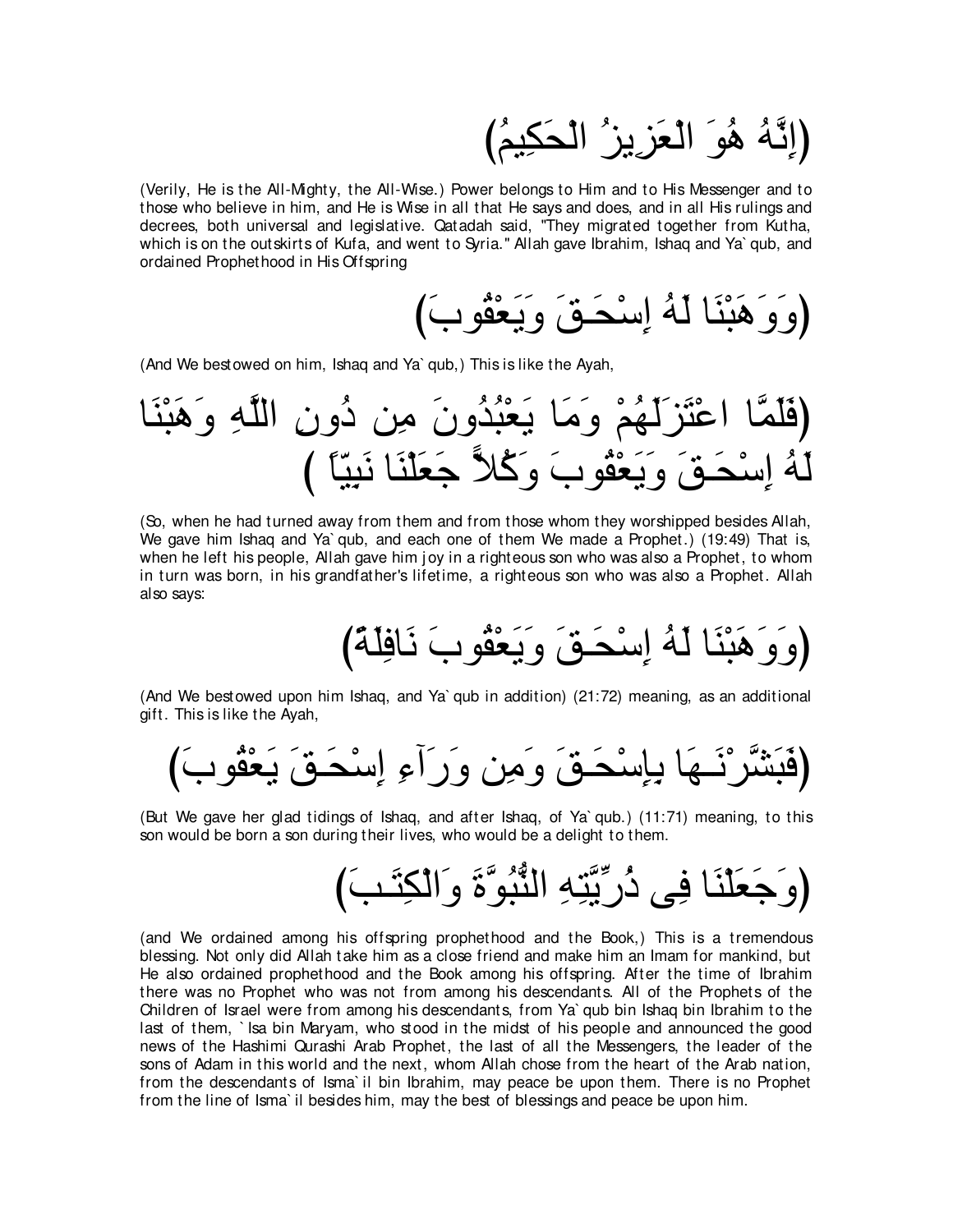(إِنَّهُ هُوَ الْعَزِيزُ الْحَكِيمُ)

(Verily, He is the All-Mighty, the All-Wise.) Power belongs to Him and to His Messenger and to those who believe in him, and He is Wise in all that He says and does, and in all His rulings and decrees, both universal and legislative. Qatadah said, "They migrated together from Kutha, which is on the outskirts of Kufa, and went to Syria." Allah gave Ibrahim, Ishaq and Ya`qub, and ordained Prophethood in His Offspring

(وَوَهَبْنَا لَهُ إِسْحَـقَ وَيَعْقُوبَ)

(And We bestowed on him, Ishaq and Ya`qub,) This is like the Ayah,

(فَلَمَّا اعْتَزَلَهُمْ وَمَا يَعْبُدُونَ مِن دُونِ اللَّهِ وَهَبْنَا لَهُ إِسْحَـقَ وَيَعْقُوبَ وَكُلاًّ جَعَلْنَا نَبِيّاً)

(So, when he had turned away from them and from those whom they worshipped besides Allah, We gave him Ishaq and Ya`qub, and each one of them We made a Prophet.) (19:49) That is, when he left his people, Allah gave him joy in a righteous son who was also a Prophet, to whom in turn was born, in his grandfather's lifetime, a righteous son who was also a Prophet. Allah also says:

(وَوَهَبْنَا لَهُ إِسْحَـقَ وَيَعْقُوبَ نَافِلَةً)

(And We bestowed upon him Ishaq, and Ya`qub in addition) (21:72) meaning, as an additional gift. This is like the Ayah,

(فَبَشَّرْنَـهَا بِإِسْحَـقَ وَمِن وَرَآءِ إِسْحَـقَ يَعْقُوبَ)

(But We gave her glad tidings of Ishaq, and after Ishaq, of Ya`qub.) (11:71) meaning, to this son would be born a son during their lives, who would be a delight to them.

(وَجَعَلْنَا فِى ذُرِّيَّتِهِ النُّبُوَّةَ وَالْكِتَـبَ)

(and We ordained among his offspring prophethood and the Book,) This is a tremendous blessing. Not only did Allah take him as a close friend and make him an Imam for mankind, but He also ordained prophethood and the Book among his offspring. After the time of Ibrahim there was no Prophet who was not from among his descendants. All of the Prophets of the Children of Israel were from among his descendants, from Ya`qub bin Ishaq bin Ibrahim to the last of them, `Isa bin Maryam, who stood in the midst of his people and announced the good news of the Hashimi Qurashi Arab Prophet, the last of all the Messengers, the leader of the sons of Adam in this world and the next, whom Allah chose from the heart of the Arab nation, from the descendants of Isma`il bin Ibrahim, may peace be upon them. There is no Prophet from the line of Isma`il besides him, may the best of blessings and peace be upon him.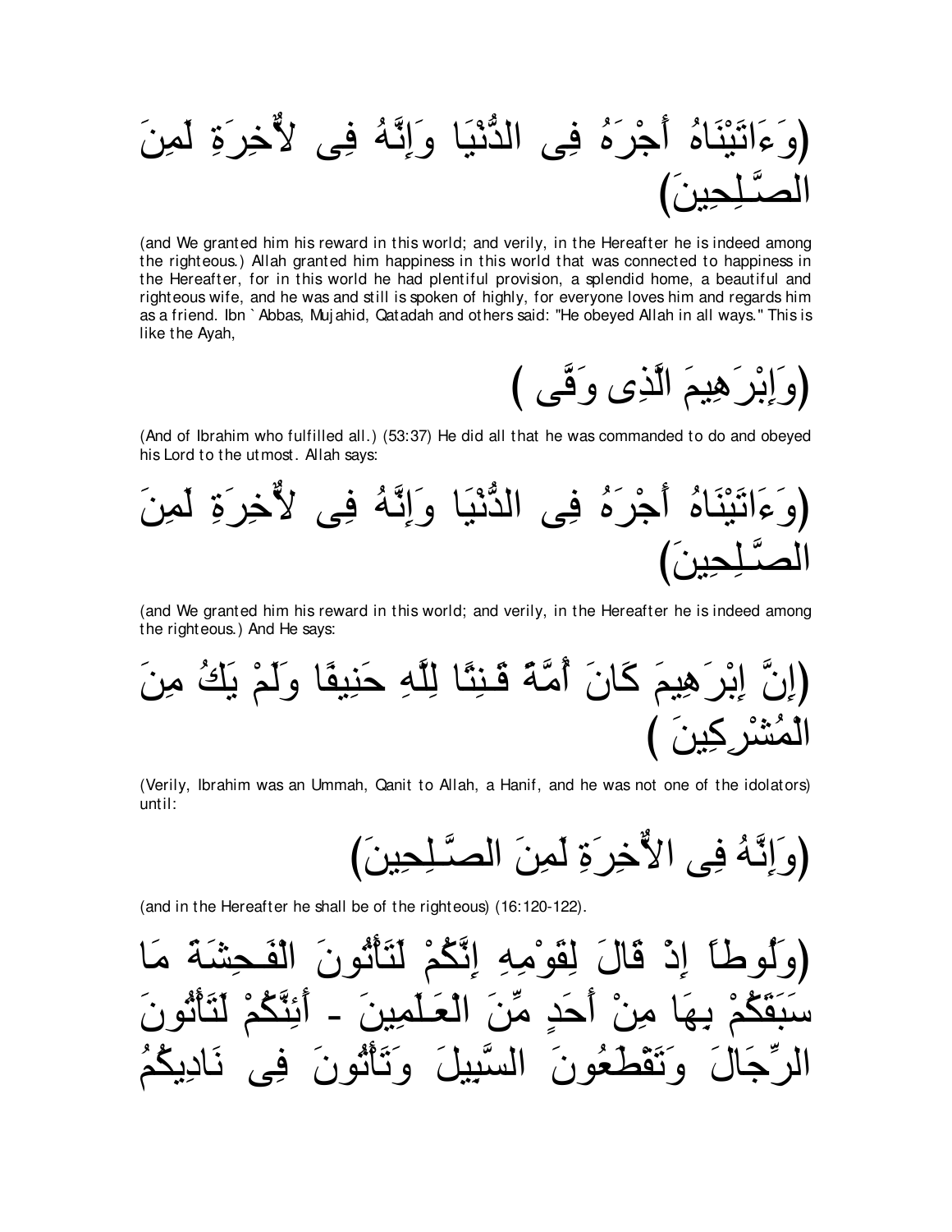(وَءَاتَيْنَاهُ أَجْرَهُ فِى الدُّنْيَا وَإِنَّهُ فِى لاٌّخِرَةِ لَمِنَ الصَّـلِحِينَ)

(and We granted him his reward in this world; and verily, in the Hereafter he is indeed among the righteous.) Allah granted him happiness in this world that was connected to happiness in the Hereafter, for in this world he had plentiful provision, a splendid home, a beautiful and righteous wife, and he was and still is spoken of highly, for everyone loves him and regards him as a friend. Ibn `Abbas, Mujahid, Qatadah and others said: "He obeyed Allah in all ways." This is like the Ayah,

(وَإِبْرَهِيمَ الَّذِى وَفَّى )

(And of Ibrahim who fulfilled all.) (53:37) He did all that he was commanded to do and obeyed his Lord to the utmost. Allah says:

(وَءَاتَيْنَاهُ أَجْرَهُ فِى الدُّنْيَا وَإِنَّهُ فِى لاٌّخِرَةِ لَمِنَ الصَّـلِحِينَ)

(and We granted him his reward in this world; and verily, in the Hereafter he is indeed among the righteous.) And He says:

(إِنَّ إِبْرَهِيمَ كَانَ أُمَّةً قَـنِتًا لِلَّهِ حَنِيفًا وَلَمْ يَكُ مِنَ الْمُشْرِكِينَ )

(Verily, Ibrahim was an Ummah, Qanit to Allah, a Hanif, and he was not one of the idolators) until:

(وَإِنَّهُ فِى الاٌّخِرَةِ لَمِنَ الصَّـلِحِينَ)

(and in the Hereafter he shall be of the righteous) (16:120-122).

(وَلُوطاً إِذْ قَالَ لِقَوْمِهِ إِنَّكُمْ لَتَأْتُونَ الْفَـحِشَةَ مَا سَبَقَكُمْ بِهَا مِنْ أَحَدٍ مِّنَ الْعَـلَمِينَ - أَئِنَّكُمْ لَتَأْتُونَ الرِّجَالَ وَتَقْطَعُونَ السَّبِيلَ وَتَأْتُونَ فِى نَادِيكُمُ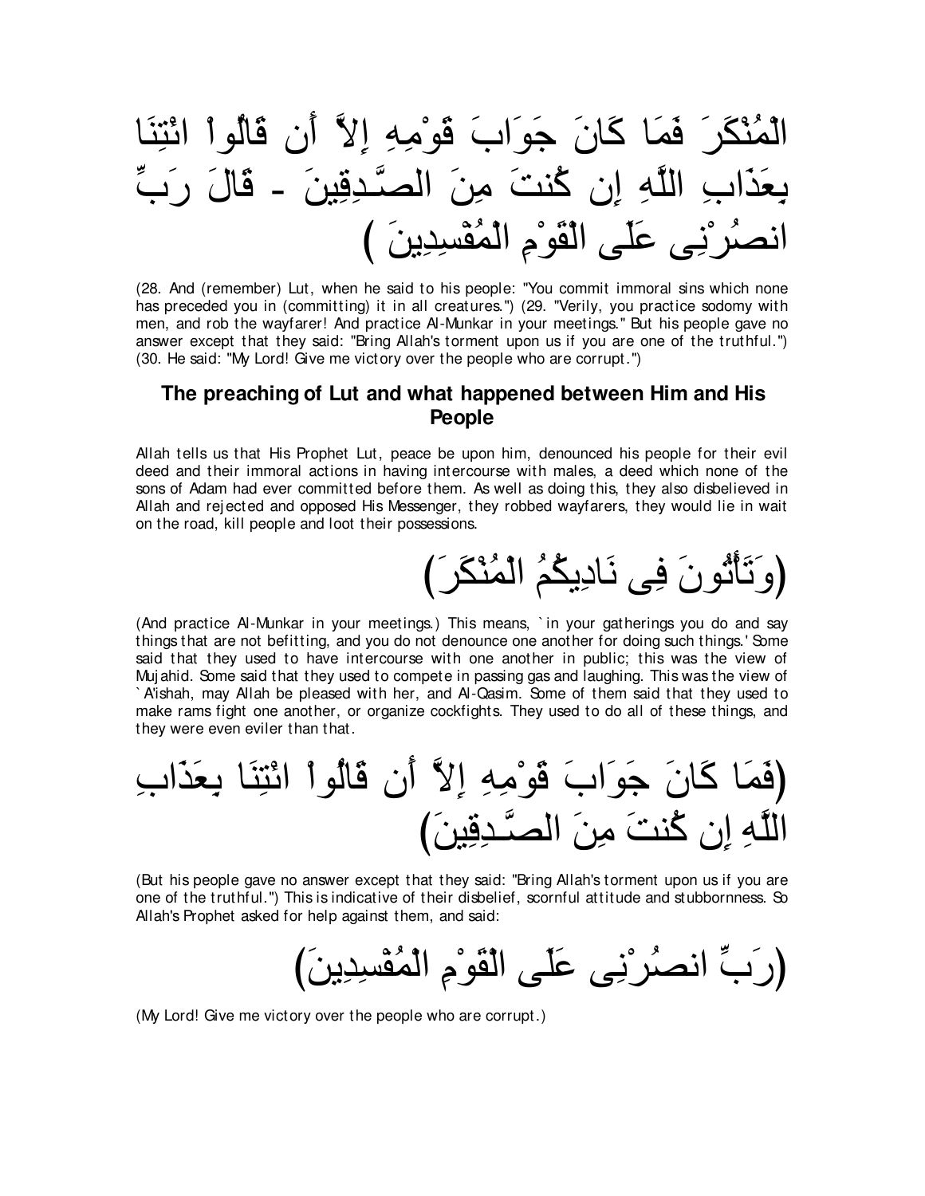الْمُنْكَرَ فَمَا كَانَ جَوَابَ قَوْمِهِ إِلاَّ أَن قَالُواْ ائْتِنَا بِعَذَابِ اللَّهِ إِن كُنتَ مِنَ الصَّـدِقِينَ - قَالَ رَبِّ انصُرْنِى عَلَى الْقَوْمِ الْمُفْسِدِينَ )

(28. And (remember) Lut, when he said to his people: "You commit immoral sins which none has preceded you in (committing) it in all creatures.") (29. "Verily, you practice sodomy with men, and rob the wayfarer! And practice Al-Munkar in your meetings." But his people gave no answer except that they said: "Bring Allah's torment upon us if you are one of the truthful.") (30. He said: "My Lord! Give me victory over the people who are corrupt.")

## The preaching of Lut and what happened between Him and His People

Allah tells us that His Prophet Lut, peace be upon him, denounced his people for their evil deed and their immoral actions in having intercourse with males, a deed which none of the sons of Adam had ever committed before them. As well as doing this, they also disbelieved in Allah and rejected and opposed His Messenger, they robbed wayfarers, they would lie in wait on the road, kill people and loot their possessions.

(وَتَأْتُونَ فِى نَادِيكُمُ الْمُنْكَرَ)

(And practice Al-Munkar in your meetings.) This means, `in your gatherings you do and say things that are not befitting, and you do not denounce one another for doing such things.' Some said that they used to have intercourse with one another in public; this was the view of Mujahid. Some said that they used to compete in passing gas and laughing. This was the view of `A'ishah, may Allah be pleased with her, and Al-Qasim. Some of them said that they used to make rams fight one another, or organize cockfights. They used to do all of these things, and they were even eviler than that.

(فَمَا كَانَ جَوَابَ قَوْمِهِ إِلاَّ أَن قَالُواْ ائْتِنَا بِعَذَابِ اللَّهِ إِن كُنتَ مِنَ الصَّـدِقِينَ)

(But his people gave no answer except that they said: "Bring Allah's torment upon us if you are one of the truthful.") This is indicative of their disbelief, scornful attitude and stubbornness. So Allah's Prophet asked for help against them, and said:

(رَبِّ انصُرْنِى عَلَى الْقَوْمِ الْمُفْسِدِينَ)

(My Lord! Give me victory over the people who are corrupt.)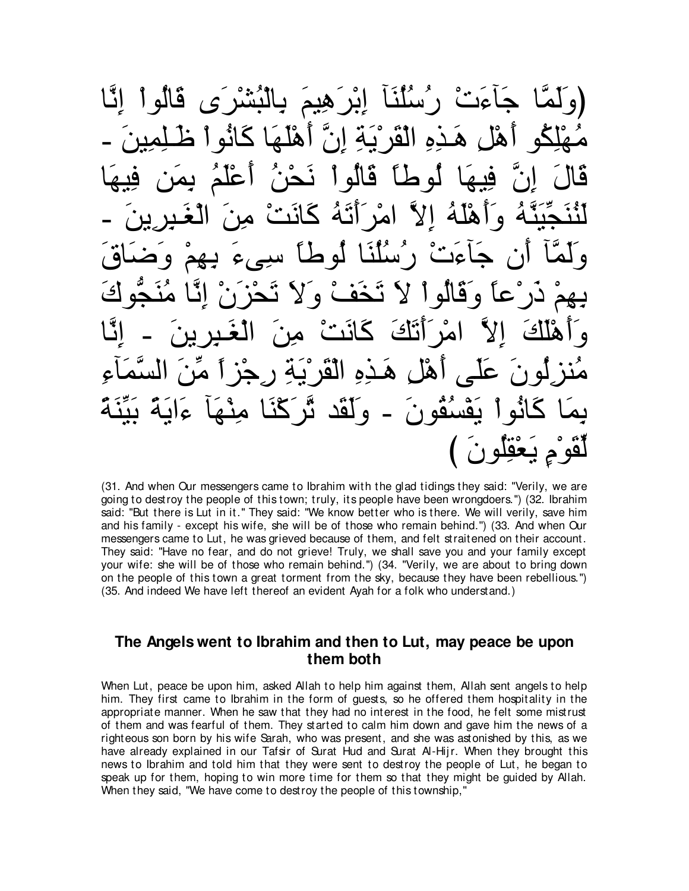(وَلَمَّا جَآءَتْ رُسُلُنَآ إِبْرَهِيمَ بِالْبُشْرَى قَالُواْ إِنَّا مُهْلِكُو أَهْلِ هَـذِهِ الْقَرْيَةِ إِنَّ أَهْلَهَا كَانُواْ ظَـلِمِينَ - قَالَ إِنَّ فِيهَا لُوطاً قَالُواْ نَحْنُ أَعْلَمُ بِمَن فِيهَا لَنُنَجِّيَنَّهُ وَأَهْلَهُ إِلاَّ امْرَأَتَهُ كَانَتْ مِنَ الْغَـبِرِينَ - وَلَمَّآ أَن جَآءَتْ رُسُلُنَا لُوطاً سِىءَ بِهِمْ وَضَاقَ بِهِمْ ذَرْعاً وَقَالُواْ لاَ تَخَفْ وَلاَ تَحْزَنْ إِنَّا مُنَجُّوكَ وَأَهْلَكَ إِلاَّ امْرَأَتَكَ كَانَتْ مِنَ الْغَـبِرِينَ - إِنَّا مُنزِلُونَ عَلَى أَهْلِ هَـذِهِ الْقَرْيَةِ رِجْزاً مِّنَ السَّمَآءِ بِمَا كَانُوا يَفْسُقُونَ - وَلَقَد تَّرَكْنَا مِنْهَآ ءَايَةً بَيِّنَةً لِّقَوْمٍ يَعْقِلُونَ )

(31. And when Our messengers came to Ibrahim with the glad tidings they said: "Verily, we are going to destroy the people of this town; truly, its people have been wrongdoers.") (32. Ibrahim said: "But there is Lut in it." They said: "We know better who is there. We will verily, save him and his family - except his wife, she will be of those who remain behind.") (33. And when Our messengers came to Lut, he was grieved because of them, and felt straitened on their account. They said: "Have no fear, and do not grieve! Truly, we shall save you and your family except your wife: she will be of those who remain behind.") (34. "Verily, we are about to bring down on the people of this town a great torment from the sky, because they have been rebellious.") (35. And indeed We have left thereof an evident Ayah for a folk who understand.)

### The Angels went to Ibrahim and then to Lut, may peace be upon them both

When Lut, peace be upon him, asked Allah to help him against them, Allah sent angels to help him. They first came to Ibrahim in the form of guests, so he offered them hospitality in the appropriate manner. When he saw that they had no interest in the food, he felt some mistrust of them and was fearful of them. They started to calm him down and gave him the news of a righteous son born by his wife Sarah, who was present, and she was astonished by this, as we have already explained in our Tafsir of Surat Hud and Surat Al-Hijr. When they brought this news to Ibrahim and told him that they were sent to destroy the people of Lut, he began to speak up for them, hoping to win more time for them so that they might be guided by Allah. When they said, "We have come to destroy the people of this township,"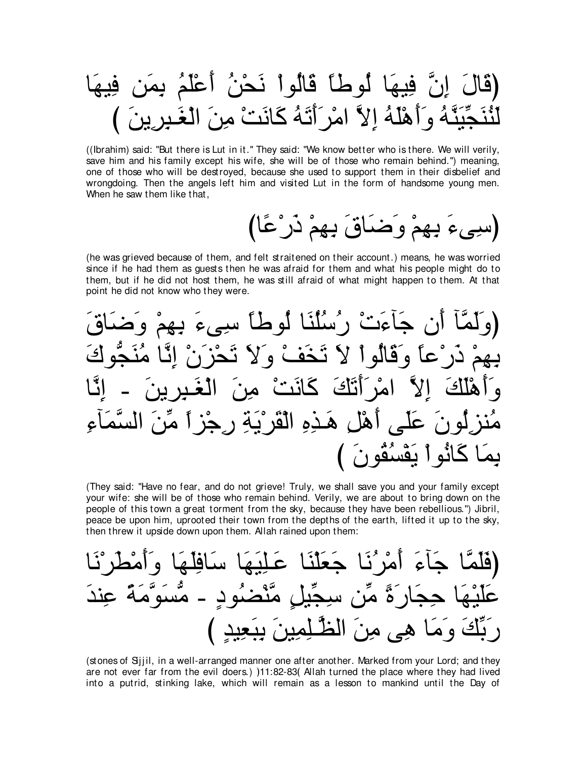(قَالَ إِنَّ فِيهَا لُوطاً قَالُواْ نَحْنُ أَعْلَمُ بِمَن فِيهَا لَنُنَجِّيَنَّهُ وَأَهْلَهُ إِلاَّ امْرَأَتَهُ كَانَتْ مِنَ الْغَـبِرِينَ )

((Ibrahim) said: "But there is Lut in it." They said: "We know better who is there. We will verily, save him and his family except his wife, she will be of those who remain behind.") meaning, one of those who will be destroyed, because she used to support them in their disbelief and wrongdoing. Then the angels left him and visited Lut in the form of handsome young men. When he saw them like that,

(سِىءَ بِهِمْ وَضَاقَ بِهِمْ ذَرْعًا)

(he was grieved because of them, and felt straitened on their account.) means, he was worried since if he had them as guests then he was afraid for them and what his people might do to them, but if he did not host them, he was still afraid of what might happen to them. At that point he did not know who they were.

(وَلَمَّآ أَن جَآءَتْ رُسُلُنَا لُوطاً سِىءَ بِهِمْ وَضَاقَ بِهِمْ ذَرْعاً وَقَالُواْ لاَ تَخَفْ وَلاَ تَحْزَنْ إِنَّا مُنَجُّوكَ وَأَهْلَكَ إِلاَّ امْرَأَتَكَ كَانَتْ مِنَ الْغَـبِرِينَ - إِنَّا مُنزِلُونَ عَلَى أَهْلِ هَـذِهِ الْقَرْيَةِ رِجْزاً مِّنَ السَّمَآءِ بِمَا كَانُواْ يَفْسُقُونَ )

(They said: "Have no fear, and do not grieve! Truly, we shall save you and your family except your wife: she will be of those who remain behind. Verily, we are about to bring down on the people of this town a great torment from the sky, because they have been rebellious.") Jibril, peace be upon him, uprooted their town from the depths of the earth, lifted it up to the sky, then threw it upside down upon them. Allah rained upon them:

(فَلَمَّا جَآءَ أَمْرُنَا جَعَلْنَا عَـلِيَهَا سَافِلَهَا وَأَمْطَرْنَا عَلَيْهَا حِجَارَةً مِّن سِجِّيلٍ مَّنْضُودٍ - مُّسَوَّمَةً عِندَ رَبِّكَ وَمَا هِى مِنَ الظَّـلِمِينَ بِبَعِيدٍ )

(stones of Sijjil, in a well-arranged manner one after another. Marked from your Lord; and they are not ever far from the evil doers.) )11:82-83( Allah turned the place where they had lived into a putrid, stinking lake, which will remain as a lesson to mankind until the Day of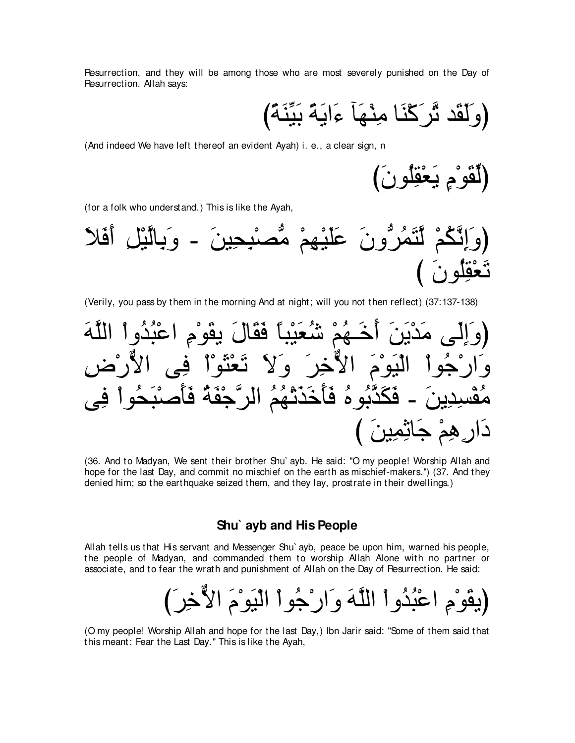Resurrection, and they will be among those who are most severely punished on the Day of Resurrection. Allah says:

(وَلَقَد تَّرَكْنَا مِنْهَآ ءَايَةً بَيِّنَةً)

(And indeed We have left thereof an evident Ayah) i. e., a clear sign, n

(لِّقَوْمٍ يَعْقِلُونَ)

(for a folk who understand.) This is like the Ayah,

(وَإِنَّكُمْ لَّتَمُرُّونَ عَلَيْهِمْ مُّصْبِحِينَ - وَبِالَّيْلِ أَفَلاَ تَعْقِلُونَ )

(Verily, you pass by them in the morning And at night; will you not then reflect) (37:137-138)

(وَإِلَى مَدْيَنَ أَخَـهُمْ شُعَيْباً فَقَالَ يقَوْمِ اعْبُدُواْ اللَّهَ وَارْجُواْ الْيَوْمَ الاٌّخِرَ وَلاَ تَعْثَوْاْ فِى الاٌّرْضِ مُفْسِدِينَ - فَكَذَّبُوهُ فَأَخَذَتْهُمُ الرَّجْفَةُ فَأَصْبَحُواْ فِى دَارِهِمْ جَاثِمِينَ )

(36. And to Madyan, We sent their brother Shu`ayb. He said: "O my people! Worship Allah and hope for the last Day, and commit no mischief on the earth as mischief-makers.") (37. And they denied him; so the earthquake seized them, and they lay, prostrate in their dwellings.)

## Shu`ayb and His People

Allah tells us that His servant and Messenger Shu`ayb, peace be upon him, warned his people, the people of Madyan, and commanded them to worship Allah Alone with no partner or associate, and to fear the wrath and punishment of Allah on the Day of Resurrection. He said:

(يقَوْمِ اعْبُدُواْ اللَّهَ وَارْجُواْ الْيَوْمَ الاٌّخِرَ)

(O my people! Worship Allah and hope for the last Day,) Ibn Jarir said: "Some of them said that this meant: Fear the Last Day." This is like the Ayah,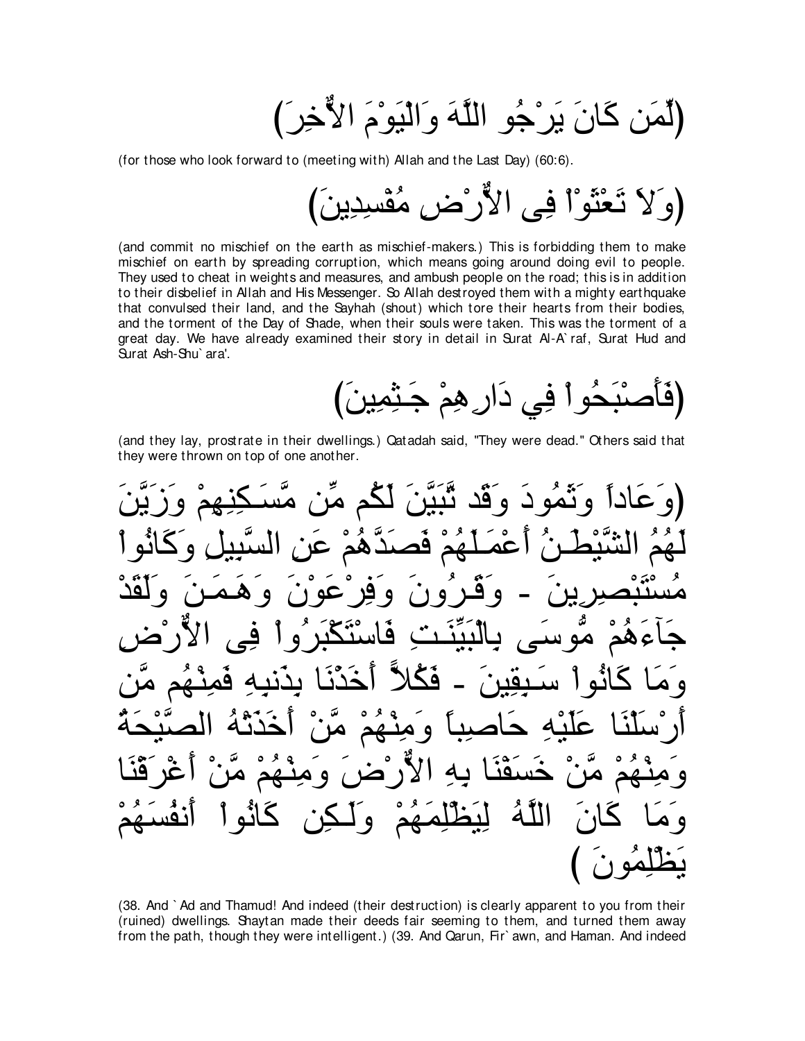(لِّمَن كَانَ يَرْجُو اللَّهَ وَالْيَوْمَ الاٌّخِرَ)

(for those who look forward to (meeting with) Allah and the Last Day) (60:6).

(وَلاَ تَعْثَوْاْ فِى الأَرْضِ مُفْسِدِينَ)

(and commit no mischief on the earth as mischief-makers.) This is forbidding them to make mischief on earth by spreading corruption, which means going around doing evil to people. They used to cheat in weights and measures, and ambush people on the road; this is in addition to their disbelief in Allah and His Messenger. So Allah destroyed them with a mighty earthquake that convulsed their land, and the Sayhah (shout) which tore their hearts from their bodies, and the torment of the Day of Shade, when their souls were taken. This was the torment of a great day. We have already examined their story in detail in Surat Al-A`raf, Surat Hud and Surat Ash-Shu`ara'.

(فَأَصْبَحُواْ فِي دَارِهِمْ جَـثِمِينَ)

(and they lay, prostrate in their dwellings.) Qatadah said, "They were dead." Others said that they were thrown on top of one another.

(وَعَاداً وَثَمُودَ وَقَد تَّبَيَّنَ لَكُم مِّن مَّسَـكِنِهِمْ وَزَيَّنَ لَهُمُ الشَّيْطَـنُ أَعْمَـلَهُمْ فَصَدَّهُمْ عَنِ السَّبِيلِ وَكَانُواْ مُسْتَبْصِرِينَ - وَقَـرُونَ وَفِرْعَوْنَ وَهَـمَـنَ وَلَقَدْ جَآءَهُمْ مُّوسَى بِالْبَيِّنَـتِ فَاسْتَكْبَرُواْ فِى الأَرْضِ وَمَا كَانُواْ سَـبِقِينَ - فَكُلاًّ أَخَذْنَا بِذَنبِهِ فَمِنْهُم مَّنْ أَرْسَلْنَا عَلَيْهِ حَاصِباً وَمِنْهُمْ مَّنْ أَخَذَتْهُ الصَّيْحَةُ وَمِنْهُمْ مَّنْ خَسَفْنَا بِهِ الأَرْضَ وَمِنْهُمْ مَّنْ أَغْرَقْنَا وَمَا كَانَ اللَّهُ لِيَظْلِمَهُمْ وَلَـكِن كَانُواْ أَنفُسَهُمْ يَظْلِمُونَ )

(38. And `Ad and Thamud! And indeed (their destruction) is clearly apparent to you from their (ruined) dwellings. Shaytan made their deeds fair seeming to them, and turned them away from the path, though they were intelligent.) (39. And Qarun, Fir`awn, and Haman. And indeed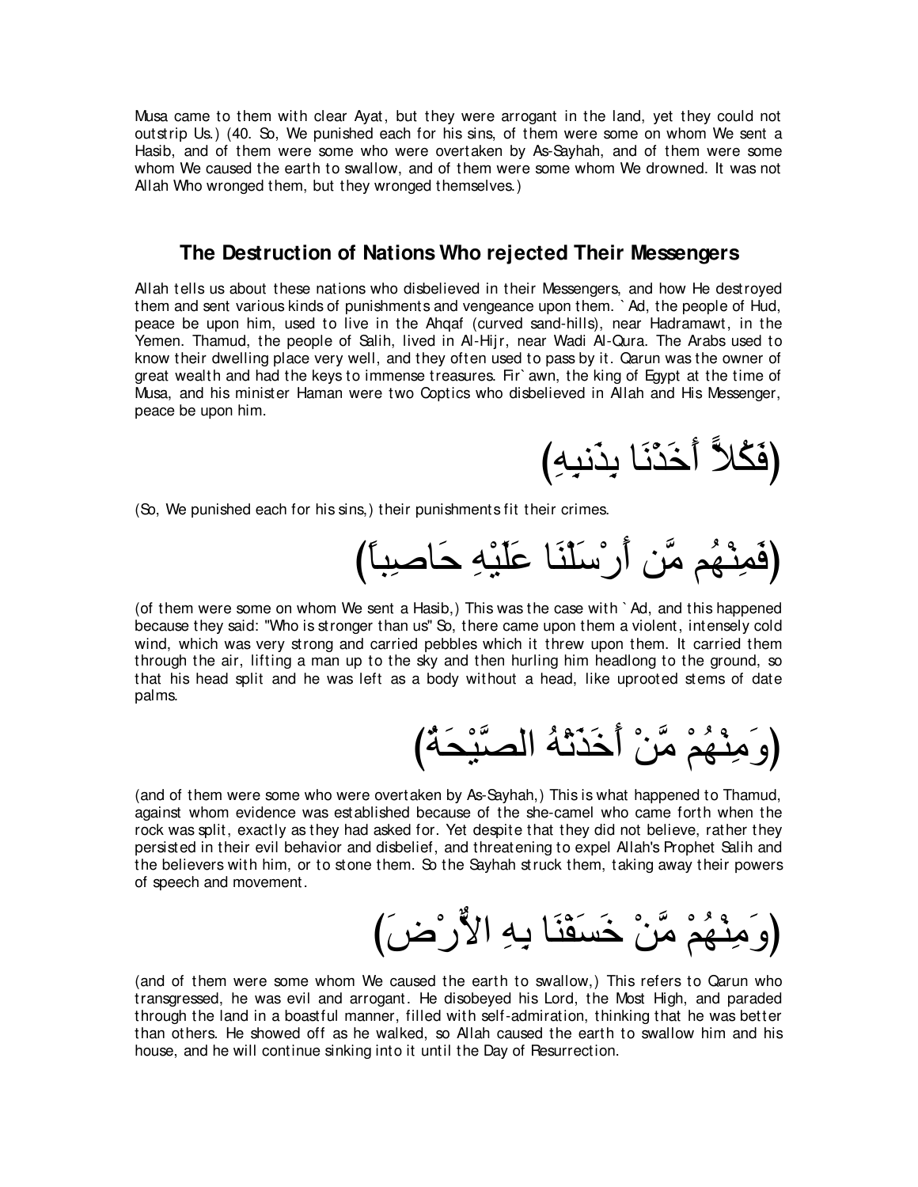Musa came to them with clear Ayat, but they were arrogant in the land, yet they could not outstrip Us.) (40. So, We punished each for his sins, of them were some on whom We sent a Hasib, and of them were some who were overtaken by As-Sayhah, and of them were some whom We caused the earth to swallow, and of them were some whom We drowned. It was not Allah Who wronged them, but they wronged themselves.)

## The Destruction of Nations Who rejected Their Messengers

Allah tells us about these nations who disbelieved in their Messengers, and how He destroyed them and sent various kinds of punishments and vengeance upon them. `Ad, the people of Hud, peace be upon him, used to live in the Ahqaf (curved sand-hills), near Hadramawt, in the Yemen. Thamud, the people of Salih, lived in Al-Hijr, near Wadi Al-Qura. The Arabs used to know their dwelling place very well, and they often used to pass by it. Qarun was the owner of great wealth and had the keys to immense treasures. Fir`awn, the king of Egypt at the time of Musa, and his minister Haman were two Coptics who disbelieved in Allah and His Messenger, peace be upon him.

(فَكُلاًّ أَخَذْنَا بِذَنبِهِ)

(So, We punished each for his sins,) their punishments fit their crimes.

(فَمِنْهُم مَّن أَرْسَلْنَا عَلَيْهِ حَاصِباً)

(of them were some on whom We sent a Hasib,) This was the case with `Ad, and this happened because they said: "Who is stronger than us" So, there came upon them a violent, intensely cold wind, which was very strong and carried pebbles which it threw upon them. It carried them through the air, lifting a man up to the sky and then hurling him headlong to the ground, so that his head split and he was left as a body without a head, like uprooted stems of date palms.

(وَمِنْهُمْ مَّنْ أَخَذَتْهُ الصَّيْحَةُ)

(and of them were some who were overtaken by As-Sayhah,) This is what happened to Thamud, against whom evidence was established because of the she-camel who came forth when the rock was split, exactly as they had asked for. Yet despite that they did not believe, rather they persisted in their evil behavior and disbelief, and threatening to expel Allah's Prophet Salih and the believers with him, or to stone them. So the Sayhah struck them, taking away their powers of speech and movement.

(وَمِنْهُمْ مَّنْ خَسَفْنَا بِهِ الاٌّرْضَ)

(and of them were some whom We caused the earth to swallow,) This refers to Qarun who transgressed, he was evil and arrogant. He disobeyed his Lord, the Most High, and paraded through the land in a boastful manner, filled with self-admiration, thinking that he was better than others. He showed off as he walked, so Allah caused the earth to swallow him and his house, and he will continue sinking into it until the Day of Resurrection.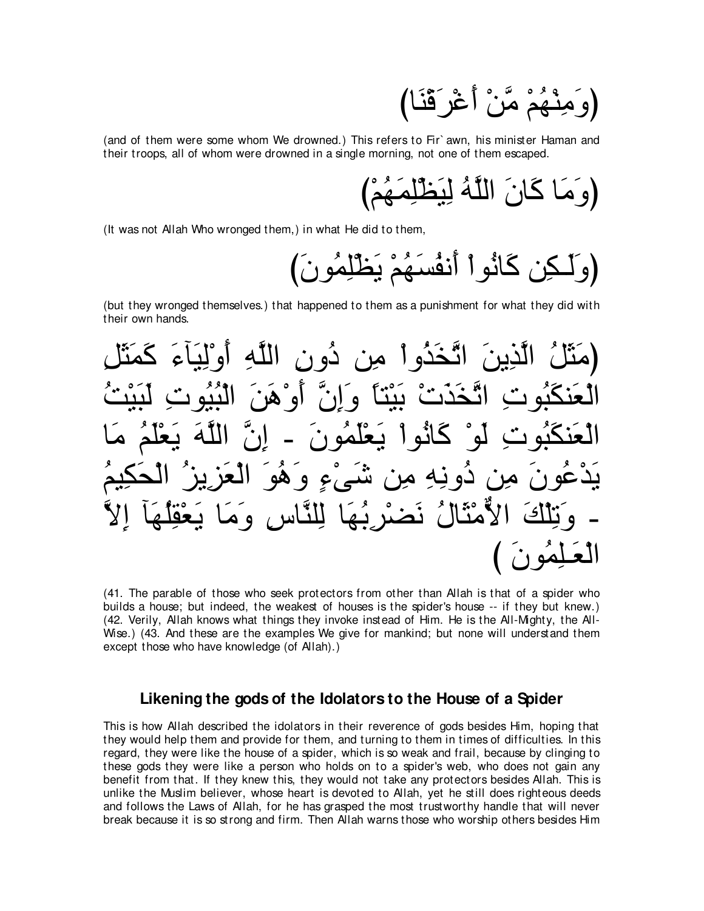(وَمِنْهُمْ مَّنْ أَغْرَقْنَا)

(and of them were some whom We drowned.) This refers to Fir`awn, his minister Haman and their troops, all of whom were drowned in a single morning, not one of them escaped.

(وَمَا كَانَ اللَّهُ لِيَظْلِمَهُمْ)

(It was not Allah Who wronged them,) in what He did to them,

(وَلَـكِن كَانُواْ أَنفُسَهُمْ يَظْلِمُونَ)

(but they wronged themselves.) that happened to them as a punishment for what they did with their own hands.

(مَثَلُ الَّذِينَ اتَّخَذُواْ مِن دُونِ اللَّهِ أَوْلِيَآءَ كَمَثَلِ الْعَنكَبُوتِ اتَّخَذَتْ بَيْتاً وَإِنَّ أَوْهَنَ الْبُيُوتِ لَبَيْتُ الْعَنكَبُوتِ لَوْ كَانُواْ يَعْلَمُونَ - إِنَّ اللَّهَ يَعْلَمُ مَا يَدْعُونَ مِن دُونِهِ مِن شَىْءٍ وَهُوَ الْعَزِيزُ الْحَكِيمُ - وَتِلْكَ الاٌّمْثَالُ نَضْرِبُهَا لِلنَّاسِ وَمَا يَعْقِلُهَآ إِلاَّ الْعَـلِمُونَ )

(41. The parable of those who seek protectors from other than Allah is that of a spider who builds a house; but indeed, the weakest of houses is the spider's house -- if they but knew.) (42. Verily, Allah knows what things they invoke instead of Him. He is the All-Mighty, the All-Wise.) (43. And these are the examples We give for mankind; but none will understand them except those who have knowledge (of Allah).)

## Likening the gods of the Idolators to the House of a Spider

This is how Allah described the idolators in their reverence of gods besides Him, hoping that they would help them and provide for them, and turning to them in times of difficulties. In this regard, they were like the house of a spider, which is so weak and frail, because by clinging to these gods they were like a person who holds on to a spider's web, who does not gain any benefit from that. If they knew this, they would not take any protectors besides Allah. This is unlike the Muslim believer, whose heart is devoted to Allah, yet he still does righteous deeds and follows the Laws of Allah, for he has grasped the most trustworthy handle that will never break because it is so strong and firm. Then Allah warns those who worship others besides Him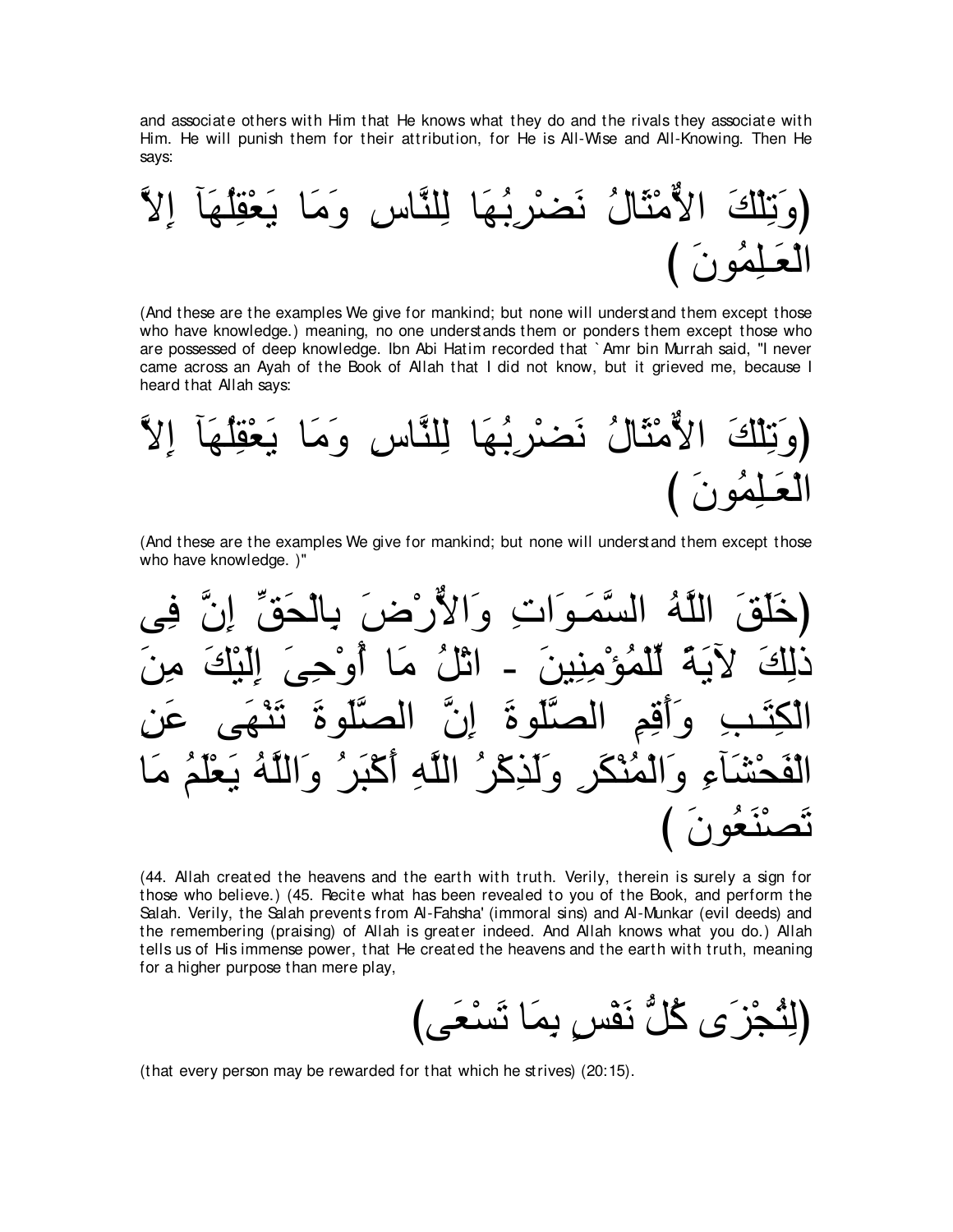and associate others with Him that He knows what they do and the rivals they associate with Him. He will punish them for their attribution, for He is All-Wise and All-Knowing. Then He says:

(وَتِلْكَ الأَمْثَالُ نَضْرِبُهَا لِلنَّاسِ وَمَا يَعْقِلُهَآ إِلاَّ الْعَـلِمُونَ )

(And these are the examples We give for mankind; but none will understand them except those who have knowledge.) meaning, no one understands them or ponders them except those who are possessed of deep knowledge. Ibn Abi Hatim recorded that `Amr bin Murrah said, "I never came across an Ayah of the Book of Allah that I did not know, but it grieved me, because I heard that Allah says:

(وَتِلْكَ الأَمْثَالُ نَضْرِبُهَا لِلنَّاسِ وَمَا يَعْقِلُهَآ إِلاَّ الْعَـلِمُونَ )

(And these are the examples We give for mankind; but none will understand them except those who have knowledge. )"

(خَلَقَ اللَّهُ السَّمَـوَاتِ وَالأَرْضَ بِالْحَقِّ إِنَّ فِى ذلِكَ لآيَةً لِّلْمُؤْمِنِينَ - اتْلُ مَا أُوْحِىَ إِلَيْكَ مِنَ الْكِتَـبِ وَأَقِمِ الصَّلَوةَ إِنَّ الصَّلَوةَ تَنْهَى عَنِ الْفَحْشَآءِ وَالْمُنْكَرِ وَلَذِكْرُ اللَّهِ أَكْبَرُ وَاللَّهُ يَعْلَمُ مَا تَصْنَعُونَ )

(44. Allah created the heavens and the earth with truth. Verily, therein is surely a sign for those who believe.) (45. Recite what has been revealed to you of the Book, and perform the Salah. Verily, the Salah prevents from Al-Fahsha' (immoral sins) and Al-Munkar (evil deeds) and the remembering (praising) of Allah is greater indeed. And Allah knows what you do.) Allah tells us of His immense power, that He created the heavens and the earth with truth, meaning for a higher purpose than mere play,

(لِتُجْزَى كُلُّ نَفْسٍ بِمَا تَسْعَى)

(that every person may be rewarded for that which he strives) (20:15).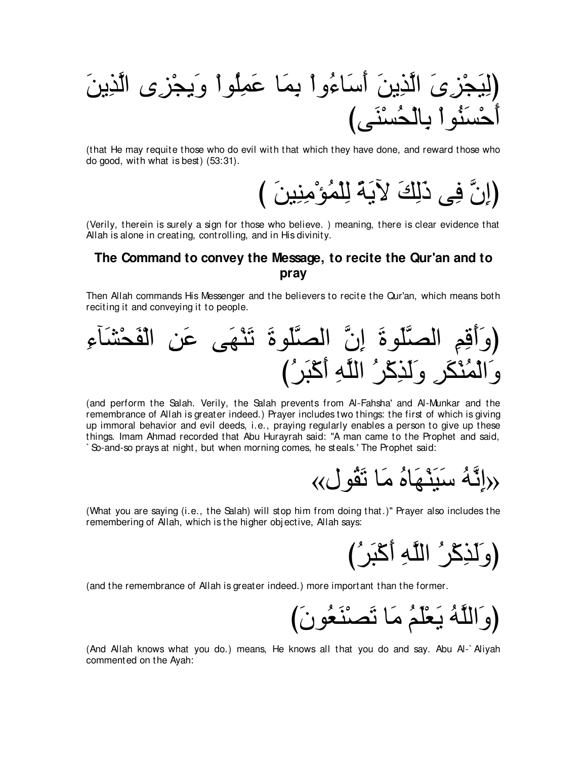(لِيَجْزِىَ الَّذِينَ أَسَاءُواْ بِمَا عَمِلُواْ وَيجْزِى الَّذِينَ أَحْسَنُواْ بِالْحُسْنَى)

(that He may requite those who do evil with that which they have done, and reward those who do good, with what is best) (53:31).

(إِنَّ فِى ذَلِكَ لآيَةً لِلْمُؤْمِنِينَ )

(Verily, therein is surely a sign for those who believe. ) meaning, there is clear evidence that Allah is alone in creating, controlling, and in His divinity.

## The Command to convey the Message, to recite the Qur'an and to pray

Then Allah commands His Messenger and the believers to recite the Qur'an, which means both reciting it and conveying it to people.

(وَأَقِمِ الصَّلَوةَ إِنَّ الصَّلَوةَ تَنْهَى عَنِ الْفَحْشَآءِ وَالْمُنْكَرِ وَلَذِكْرُ اللَّهِ أَكْبَرُ)

(and perform the Salah. Verily, the Salah prevents from Al-Fahsha' and Al-Munkar and the remembrance of Allah is greater indeed.) Prayer includes two things: the first of which is giving up immoral behavior and evil deeds, i.e., praying regularly enables a person to give up these things. Imam Ahmad recorded that Abu Hurayrah said: "A man came to the Prophet and said, `So-and-so prays at night, but when morning comes, he steals.' The Prophet said:

«إِنَّهُ سَيَنْهَاهُ مَا تَقُول»

(What you are saying (i.e., the Salah) will stop him from doing that.)" Prayer also includes the remembering of Allah, which is the higher objective, Allah says:

(وَلَذِكْرُ اللَّهِ أَكْبَرُ)

(and the remembrance of Allah is greater indeed.) more important than the former.

(وَاللَّهُ يَعْلَمُ مَا تَصْنَعُونَ)

(And Allah knows what you do.) means, He knows all that you do and say. Abu Al-`Aliyah commented on the Ayah: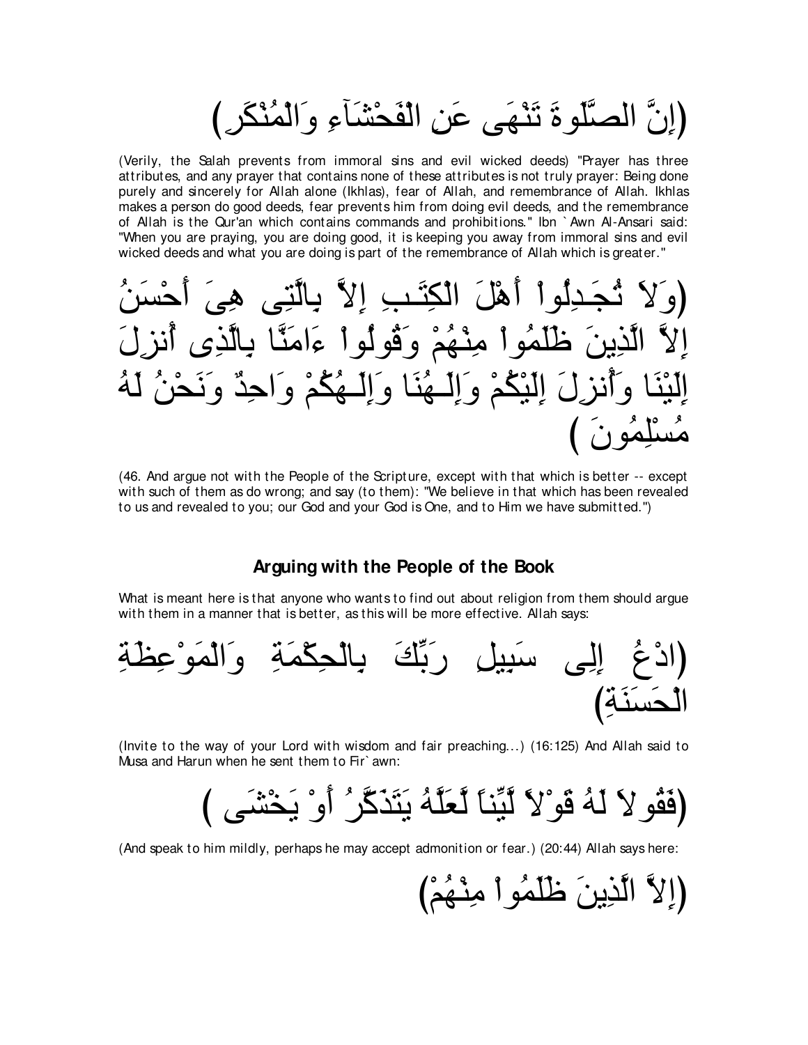(إِنَّ الصَّلَوةَ تَنْهَى عَنِ الْفَحْشَآءِ وَالْمُنْكَرِ)

(Verily, the Salah prevents from immoral sins and evil wicked deeds) "Prayer has three attributes, and any prayer that contains none of these attributes is not truly prayer: Being done purely and sincerely for Allah alone (Ikhlas), fear of Allah, and remembrance of Allah. Ikhlas makes a person do good deeds, fear prevents him from doing evil deeds, and the remembrance of Allah is the Qur'an which contains commands and prohibitions." Ibn `Awn Al-Ansari said: "When you are praying, you are doing good, it is keeping you away from immoral sins and evil wicked deeds and what you are doing is part of the remembrance of Allah which is greater."

(وَلاَ تُجَـدِلُواْ أَهْلَ الْكِتَـبِ إِلاَّ بِالَّتِى هِىَ أَحْسَنُ إِلاَّ الَّذِينَ ظَلَمُواْ مِنْهُمْ وَقُولُواْ ءَامَنَّا بِالَّذِى أُنزِلَ إِلَيْنَا وَأُنزِلَ إِلَيْكُمْ وَإِلَـهُنَا وَإِلَـهُكُمْ وَاحِدٌ وَنَحْنُ لَهُ مُسْلِمُونَ )

(46. And argue not with the People of the Scripture, except with that which is better -- except with such of them as do wrong; and say (to them): "We believe in that which has been revealed to us and revealed to you; our God and your God is One, and to Him we have submitted.")

### Arguing with the People of the Book

What is meant here is that anyone who wants to find out about religion from them should argue with them in a manner that is better, as this will be more effective. Allah says:

(ادْعُ إِلِى سَبِيلِ رَبِّكَ بِالْحِكْمَةِ وَالْمَوْعِظَةِ الْحَسَنَةِ)

(Invite to the way of your Lord with wisdom and fair preaching...) (16:125) And Allah said to Musa and Harun when he sent them to Fir`awn:

(فَقُولاَ لَهُ قَوْلاً لَّيِّناً لَّعَلَّهُ يَتَذَكَّرُ أَوْ يَخْشَى )

(And speak to him mildly, perhaps he may accept admonition or fear.) (20:44) Allah says here:

(إِلاَّ الَّذِينَ ظَلَمُواْ مِنْهُمْ)